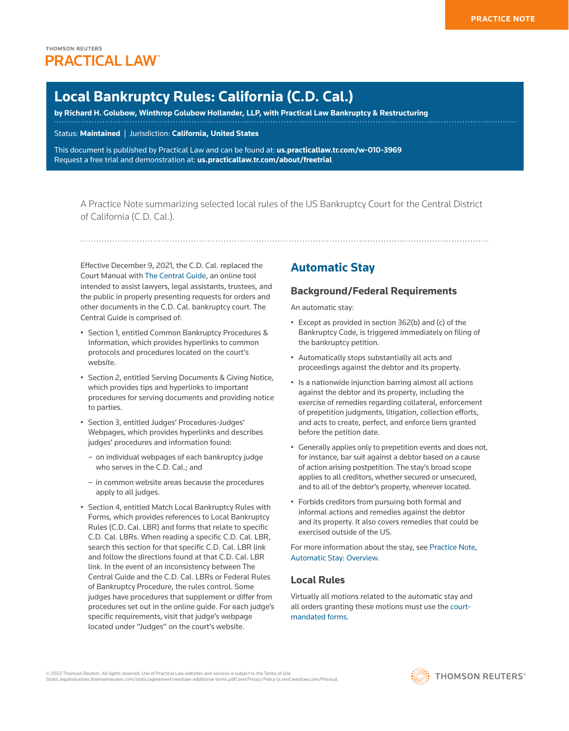PRACTICE NOTE

THOMSON REUTERS
PRACTICAL LAW

# Local Bankruptcy Rules: California (C.D. Cal.)

**by Richard H. Golubow, Winthrop Golubow Hollander, LLP, with Practical Law Bankruptcy & Restructuring**

Status: **Maintained** | Jurisdiction: **California, United States**

This document is published by Practical Law and can be found at: **us.practicallaw.tr.com/w-010-3969**
Request a free trial and demonstration at: **us.practicallaw.tr.com/about/freetrial**

A Practice Note summarizing selected local rules of the US Bankruptcy Court for the Central District of California (C.D. Cal.).

Effective December 9, 2021, the C.D. Cal. replaced the Court Manual with The Central Guide, an online tool intended to assist lawyers, legal assistants, trustees, and the public in properly presenting requests for orders and other documents in the C.D. Cal. bankruptcy court. The Central Guide is comprised of:

- Section 1, entitled Common Bankruptcy Procedures & Information, which provides hyperlinks to common protocols and procedures located on the court's website.
- Section 2, entitled Serving Documents & Giving Notice, which provides tips and hyperlinks to important procedures for serving documents and providing notice to parties.
- Section 3, entitled Judges' Procedures-Judges' Webpages, which provides hyperlinks and describes judges' procedures and information found:
  - on individual webpages of each bankruptcy judge who serves in the C.D. Cal.; and
  - in common website areas because the procedures apply to all judges.
- Section 4, entitled Match Local Bankruptcy Rules with Forms, which provides references to Local Bankruptcy Rules (C.D. Cal. LBR) and forms that relate to specific C.D. Cal. LBRs. When reading a specific C.D. Cal. LBR, search this section for that specific C.D. Cal. LBR link and follow the directions found at that C.D. Cal. LBR link. In the event of an inconsistency between The Central Guide and the C.D. Cal. LBRs or Federal Rules of Bankruptcy Procedure, the rules control. Some judges have procedures that supplement or differ from procedures set out in the online guide. For each judge's specific requirements, visit that judge's webpage located under "Judges" on the court's website.

## Automatic Stay

### Background/Federal Requirements

An automatic stay:

- Except as provided in section 362(b) and (c) of the Bankruptcy Code, is triggered immediately on filing of the bankruptcy petition.
- Automatically stops substantially all acts and proceedings against the debtor and its property.
- Is a nationwide injunction barring almost all actions against the debtor and its property, including the exercise of remedies regarding collateral, enforcement of prepetition judgments, litigation, collection efforts, and acts to create, perfect, and enforce liens granted before the petition date.
- Generally applies only to prepetition events and does not, for instance, bar suit against a debtor based on a cause of action arising postpetition. The stay's broad scope applies to all creditors, whether secured or unsecured, and to all of the debtor's property, wherever located.
- Forbids creditors from pursuing both formal and informal actions and remedies against the debtor and its property. It also covers remedies that could be exercised outside of the US.

For more information about the stay, see Practice Note, Automatic Stay: Overview.

### Local Rules

Virtually all motions related to the automatic stay and all orders granting these motions must use the court-mandated forms.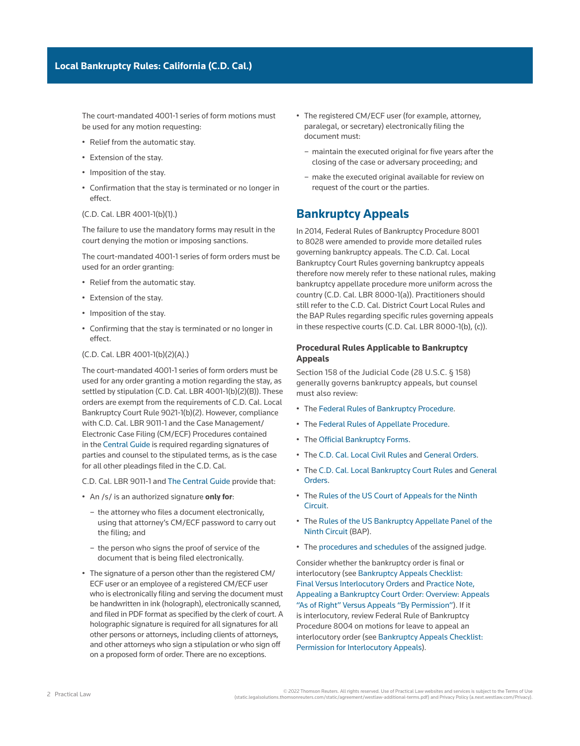The court-mandated 4001-1 series of form motions must be used for any motion requesting:

- Relief from the automatic stay.
- Extension of the stay.
- Imposition of the stay.
- Confirmation that the stay is terminated or no longer in effect.

(C.D. Cal. LBR 4001-1(b)(1).)

The failure to use the mandatory forms may result in the court denying the motion or imposing sanctions.

The court-mandated 4001-1 series of form orders must be used for an order granting:

- Relief from the automatic stay.
- Extension of the stay.
- Imposition of the stay.
- Confirming that the stay is terminated or no longer in effect.

(C.D. Cal. LBR 4001-1(b)(2)(A).)

The court-mandated 4001-1 series of form orders must be used for any order granting a motion regarding the stay, as settled by stipulation (C.D. Cal. LBR 4001-1(b)(2)(B)). These orders are exempt from the requirements of C.D. Cal. Local Bankruptcy Court Rule 9021-1(b)(2). However, compliance with C.D. Cal. LBR 9011-1 and the Case Management/Electronic Case Filing (CM/ECF) Procedures contained in the Central Guide is required regarding signatures of parties and counsel to the stipulated terms, as is the case for all other pleadings filed in the C.D. Cal.

C.D. Cal. LBR 9011-1 and The Central Guide provide that:

- An /s/ is an authorized signature **only for**:
  - the attorney who files a document electronically, using that attorney's CM/ECF password to carry out the filing; and
  - the person who signs the proof of service of the document that is being filed electronically.
- The signature of a person other than the registered CM/ECF user or an employee of a registered CM/ECF user who is electronically filing and serving the document must be handwritten in ink (holograph), electronically scanned, and filed in PDF format as specified by the clerk of court. A holographic signature is required for all signatures for all other persons or attorneys, including clients of attorneys, and other attorneys who sign a stipulation or who sign off on a proposed form of order. There are no exceptions.
- The registered CM/ECF user (for example, attorney, paralegal, or secretary) electronically filing the document must:
  - maintain the executed original for five years after the closing of the case or adversary proceeding; and
  - make the executed original available for review on request of the court or the parties.

## Bankruptcy Appeals

In 2014, Federal Rules of Bankruptcy Procedure 8001 to 8028 were amended to provide more detailed rules governing bankruptcy appeals. The C.D. Cal. Local Bankruptcy Court Rules governing bankruptcy appeals therefore now merely refer to these national rules, making bankruptcy appellate procedure more uniform across the country (C.D. Cal. LBR 8000-1(a)). Practitioners should still refer to the C.D. Cal. District Court Local Rules and the BAP Rules regarding specific rules governing appeals in these respective courts (C.D. Cal. LBR 8000-1(b), (c)).

### Procedural Rules Applicable to Bankruptcy Appeals

Section 158 of the Judicial Code (28 U.S.C. § 158) generally governs bankruptcy appeals, but counsel must also review:

- The Federal Rules of Bankruptcy Procedure.
- The Federal Rules of Appellate Procedure.
- The Official Bankruptcy Forms.
- The C.D. Cal. Local Civil Rules and General Orders.
- The C.D. Cal. Local Bankruptcy Court Rules and General Orders.
- The Rules of the US Court of Appeals for the Ninth Circuit.
- The Rules of the US Bankruptcy Appellate Panel of the Ninth Circuit (BAP).
- The procedures and schedules of the assigned judge.

Consider whether the bankruptcy order is final or interlocutory (see Bankruptcy Appeals Checklist: Final Versus Interlocutory Orders and Practice Note, Appealing a Bankruptcy Court Order: Overview: Appeals "As of Right" Versus Appeals "By Permission"). If it is interlocutory, review Federal Rule of Bankruptcy Procedure 8004 on motions for leave to appeal an interlocutory order (see Bankruptcy Appeals Checklist: Permission for Interlocutory Appeals).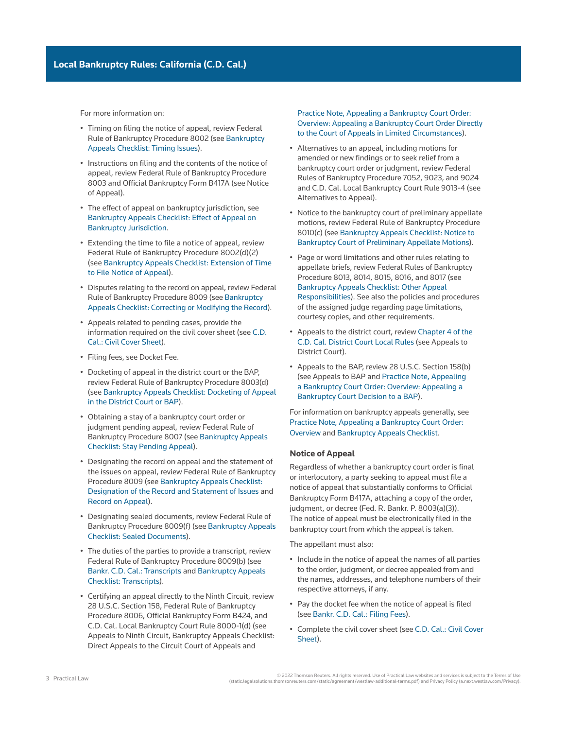For more information on:

- Timing on filing the notice of appeal, review Federal Rule of Bankruptcy Procedure 8002 (see Bankruptcy Appeals Checklist: Timing Issues).
- Instructions on filing and the contents of the notice of appeal, review Federal Rule of Bankruptcy Procedure 8003 and Official Bankruptcy Form B417A (see Notice of Appeal).
- The effect of appeal on bankruptcy jurisdiction, see Bankruptcy Appeals Checklist: Effect of Appeal on Bankruptcy Jurisdiction.
- Extending the time to file a notice of appeal, review Federal Rule of Bankruptcy Procedure 8002(d)(2) (see Bankruptcy Appeals Checklist: Extension of Time to File Notice of Appeal).
- Disputes relating to the record on appeal, review Federal Rule of Bankruptcy Procedure 8009 (see Bankruptcy Appeals Checklist: Correcting or Modifying the Record).
- Appeals related to pending cases, provide the information required on the civil cover sheet (see C.D. Cal.: Civil Cover Sheet).
- Filing fees, see Docket Fee.
- Docketing of appeal in the district court or the BAP, review Federal Rule of Bankruptcy Procedure 8003(d) (see Bankruptcy Appeals Checklist: Docketing of Appeal in the District Court or BAP).
- Obtaining a stay of a bankruptcy court order or judgment pending appeal, review Federal Rule of Bankruptcy Procedure 8007 (see Bankruptcy Appeals Checklist: Stay Pending Appeal).
- Designating the record on appeal and the statement of the issues on appeal, review Federal Rule of Bankruptcy Procedure 8009 (see Bankruptcy Appeals Checklist: Designation of the Record and Statement of Issues and Record on Appeal).
- Designating sealed documents, review Federal Rule of Bankruptcy Procedure 8009(f) (see Bankruptcy Appeals Checklist: Sealed Documents).
- The duties of the parties to provide a transcript, review Federal Rule of Bankruptcy Procedure 8009(b) (see Bankr. C.D. Cal.: Transcripts and Bankruptcy Appeals Checklist: Transcripts).
- Certifying an appeal directly to the Ninth Circuit, review 28 U.S.C. Section 158, Federal Rule of Bankruptcy Procedure 8006, Official Bankruptcy Form B424, and C.D. Cal. Local Bankruptcy Court Rule 8000-1(d) (see Appeals to Ninth Circuit, Bankruptcy Appeals Checklist: Direct Appeals to the Circuit Court of Appeals and Practice Note, Appealing a Bankruptcy Court Order: Overview: Appealing a Bankruptcy Court Order Directly to the Court of Appeals in Limited Circumstances).
- Alternatives to an appeal, including motions for amended or new findings or to seek relief from a bankruptcy court order or judgment, review Federal Rules of Bankruptcy Procedure 7052, 9023, and 9024 and C.D. Cal. Local Bankruptcy Court Rule 9013-4 (see Alternatives to Appeal).
- Notice to the bankruptcy court of preliminary appellate motions, review Federal Rule of Bankruptcy Procedure 8010(c) (see Bankruptcy Appeals Checklist: Notice to Bankruptcy Court of Preliminary Appellate Motions).
- Page or word limitations and other rules relating to appellate briefs, review Federal Rules of Bankruptcy Procedure 8013, 8014, 8015, 8016, and 8017 (see Bankruptcy Appeals Checklist: Other Appeal Responsibilities). See also the policies and procedures of the assigned judge regarding page limitations, courtesy copies, and other requirements.
- Appeals to the district court, review Chapter 4 of the C.D. Cal. District Court Local Rules (see Appeals to District Court).
- Appeals to the BAP, review 28 U.S.C. Section 158(b) (see Appeals to BAP and Practice Note, Appealing a Bankruptcy Court Order: Overview: Appealing a Bankruptcy Court Decision to a BAP).

For information on bankruptcy appeals generally, see Practice Note, Appealing a Bankruptcy Court Order: Overview and Bankruptcy Appeals Checklist.

### Notice of Appeal

Regardless of whether a bankruptcy court order is final or interlocutory, a party seeking to appeal must file a notice of appeal that substantially conforms to Official Bankruptcy Form B417A, attaching a copy of the order, judgment, or decree (Fed. R. Bankr. P. 8003(a)(3)). The notice of appeal must be electronically filed in the bankruptcy court from which the appeal is taken.

The appellant must also:

- Include in the notice of appeal the names of all parties to the order, judgment, or decree appealed from and the names, addresses, and telephone numbers of their respective attorneys, if any.
- Pay the docket fee when the notice of appeal is filed (see Bankr. C.D. Cal.: Filing Fees).
- Complete the civil cover sheet (see C.D. Cal.: Civil Cover Sheet).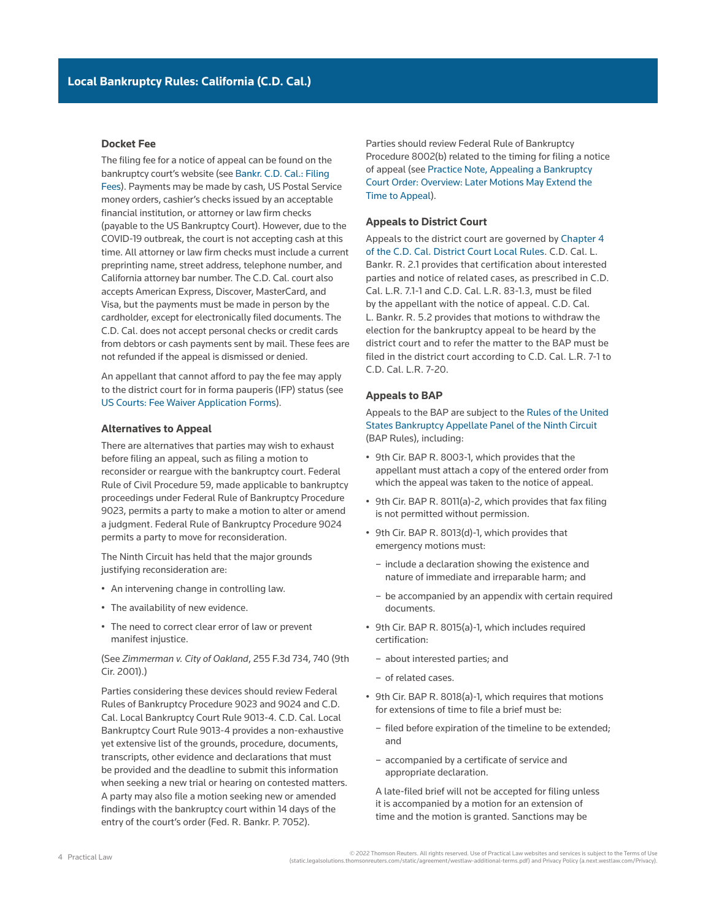### Docket Fee

The filing fee for a notice of appeal can be found on the bankruptcy court's website (see Bankr. C.D. Cal.: Filing Fees). Payments may be made by cash, US Postal Service money orders, cashier's checks issued by an acceptable financial institution, or attorney or law firm checks (payable to the US Bankruptcy Court). However, due to the COVID-19 outbreak, the court is not accepting cash at this time. All attorney or law firm checks must include a current preprinting name, street address, telephone number, and California attorney bar number. The C.D. Cal. court also accepts American Express, Discover, MasterCard, and Visa, but the payments must be made in person by the cardholder, except for electronically filed documents. The C.D. Cal. does not accept personal checks or credit cards from debtors or cash payments sent by mail. These fees are not refunded if the appeal is dismissed or denied.

An appellant that cannot afford to pay the fee may apply to the district court for in forma pauperis (IFP) status (see US Courts: Fee Waiver Application Forms).

### Alternatives to Appeal

There are alternatives that parties may wish to exhaust before filing an appeal, such as filing a motion to reconsider or reargue with the bankruptcy court. Federal Rule of Civil Procedure 59, made applicable to bankruptcy proceedings under Federal Rule of Bankruptcy Procedure 9023, permits a party to make a motion to alter or amend a judgment. Federal Rule of Bankruptcy Procedure 9024 permits a party to move for reconsideration.

The Ninth Circuit has held that the major grounds justifying reconsideration are:

- An intervening change in controlling law.
- The availability of new evidence.
- The need to correct clear error of law or prevent manifest injustice.

(See *Zimmerman v. City of Oakland*, 255 F.3d 734, 740 (9th Cir. 2001).)

Parties considering these devices should review Federal Rules of Bankruptcy Procedure 9023 and 9024 and C.D. Cal. Local Bankruptcy Court Rule 9013-4. C.D. Cal. Local Bankruptcy Court Rule 9013-4 provides a non-exhaustive yet extensive list of the grounds, procedure, documents, transcripts, other evidence and declarations that must be provided and the deadline to submit this information when seeking a new trial or hearing on contested matters. A party may also file a motion seeking new or amended findings with the bankruptcy court within 14 days of the entry of the court's order (Fed. R. Bankr. P. 7052).

Parties should review Federal Rule of Bankruptcy Procedure 8002(b) related to the timing for filing a notice of appeal (see Practice Note, Appealing a Bankruptcy Court Order: Overview: Later Motions May Extend the Time to Appeal).

### Appeals to District Court

Appeals to the district court are governed by Chapter 4 of the C.D. Cal. District Court Local Rules. C.D. Cal. L. Bankr. R. 2.1 provides that certification about interested parties and notice of related cases, as prescribed in C.D. Cal. L.R. 7.1-1 and C.D. Cal. L.R. 83-1.3, must be filed by the appellant with the notice of appeal. C.D. Cal. L. Bankr. R. 5.2 provides that motions to withdraw the election for the bankruptcy appeal to be heard by the district court and to refer the matter to the BAP must be filed in the district court according to C.D. Cal. L.R. 7-1 to C.D. Cal. L.R. 7-20.

### Appeals to BAP

Appeals to the BAP are subject to the Rules of the United States Bankruptcy Appellate Panel of the Ninth Circuit (BAP Rules), including:

- 9th Cir. BAP R. 8003-1, which provides that the appellant must attach a copy of the entered order from which the appeal was taken to the notice of appeal.
- 9th Cir. BAP R. 8011(a)-2, which provides that fax filing is not permitted without permission.
- 9th Cir. BAP R. 8013(d)-1, which provides that emergency motions must:
  - include a declaration showing the existence and nature of immediate and irreparable harm; and
  - be accompanied by an appendix with certain required documents.
- 9th Cir. BAP R. 8015(a)-1, which includes required certification:
  - about interested parties; and
  - of related cases.
- 9th Cir. BAP R. 8018(a)-1, which requires that motions for extensions of time to file a brief must be:
  - filed before expiration of the timeline to be extended; and
  - accompanied by a certificate of service and appropriate declaration.

  A late-filed brief will not be accepted for filing unless it is accompanied by a motion for an extension of time and the motion is granted. Sanctions may be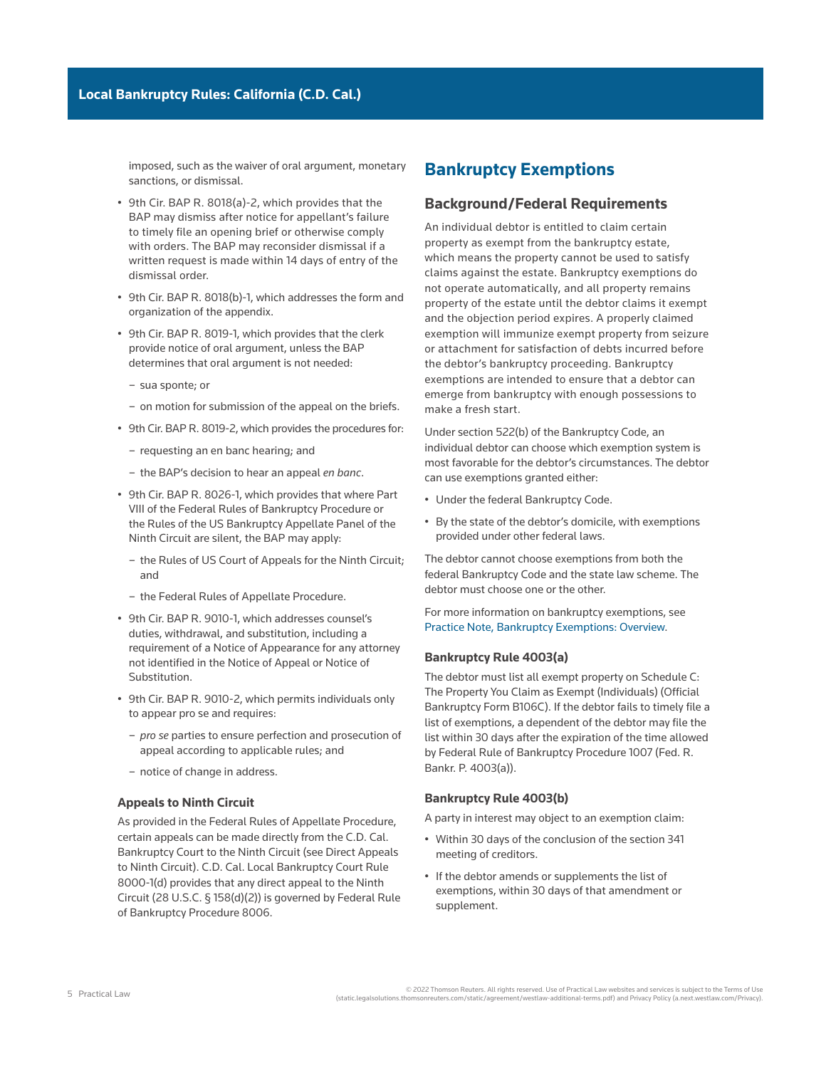imposed, such as the waiver of oral argument, monetary sanctions, or dismissal.

- 9th Cir. BAP R. 8018(a)-2, which provides that the BAP may dismiss after notice for appellant's failure to timely file an opening brief or otherwise comply with orders. The BAP may reconsider dismissal if a written request is made within 14 days of entry of the dismissal order.
- 9th Cir. BAP R. 8018(b)-1, which addresses the form and organization of the appendix.
- 9th Cir. BAP R. 8019-1, which provides that the clerk provide notice of oral argument, unless the BAP determines that oral argument is not needed:
  - sua sponte; or
  - on motion for submission of the appeal on the briefs.
- 9th Cir. BAP R. 8019-2, which provides the procedures for:
  - requesting an en banc hearing; and
  - the BAP's decision to hear an appeal *en banc*.
- 9th Cir. BAP R. 8026-1, which provides that where Part VIII of the Federal Rules of Bankruptcy Procedure or the Rules of the US Bankruptcy Appellate Panel of the Ninth Circuit are silent, the BAP may apply:
  - the Rules of US Court of Appeals for the Ninth Circuit; and
  - the Federal Rules of Appellate Procedure.
- 9th Cir. BAP R. 9010-1, which addresses counsel's duties, withdrawal, and substitution, including a requirement of a Notice of Appearance for any attorney not identified in the Notice of Appeal or Notice of Substitution.
- 9th Cir. BAP R. 9010-2, which permits individuals only to appear pro se and requires:
  - *pro se* parties to ensure perfection and prosecution of appeal according to applicable rules; and
  - notice of change in address.

#### Appeals to Ninth Circuit

As provided in the Federal Rules of Appellate Procedure, certain appeals can be made directly from the C.D. Cal. Bankruptcy Court to the Ninth Circuit (see Direct Appeals to Ninth Circuit). C.D. Cal. Local Bankruptcy Court Rule 8000-1(d) provides that any direct appeal to the Ninth Circuit (28 U.S.C. § 158(d)(2)) is governed by Federal Rule of Bankruptcy Procedure 8006.

## Bankruptcy Exemptions

### Background/Federal Requirements

An individual debtor is entitled to claim certain property as exempt from the bankruptcy estate, which means the property cannot be used to satisfy claims against the estate. Bankruptcy exemptions do not operate automatically, and all property remains property of the estate until the debtor claims it exempt and the objection period expires. A properly claimed exemption will immunize exempt property from seizure or attachment for satisfaction of debts incurred before the debtor's bankruptcy proceeding. Bankruptcy exemptions are intended to ensure that a debtor can emerge from bankruptcy with enough possessions to make a fresh start.

Under section 522(b) of the Bankruptcy Code, an individual debtor can choose which exemption system is most favorable for the debtor's circumstances. The debtor can use exemptions granted either:

- Under the federal Bankruptcy Code.
- By the state of the debtor's domicile, with exemptions provided under other federal laws.

The debtor cannot choose exemptions from both the federal Bankruptcy Code and the state law scheme. The debtor must choose one or the other.

For more information on bankruptcy exemptions, see Practice Note, Bankruptcy Exemptions: Overview.

#### Bankruptcy Rule 4003(a)

The debtor must list all exempt property on Schedule C: The Property You Claim as Exempt (Individuals) (Official Bankruptcy Form B106C). If the debtor fails to timely file a list of exemptions, a dependent of the debtor may file the list within 30 days after the expiration of the time allowed by Federal Rule of Bankruptcy Procedure 1007 (Fed. R. Bankr. P. 4003(a)).

#### Bankruptcy Rule 4003(b)

A party in interest may object to an exemption claim:

- Within 30 days of the conclusion of the section 341 meeting of creditors.
- If the debtor amends or supplements the list of exemptions, within 30 days of that amendment or supplement.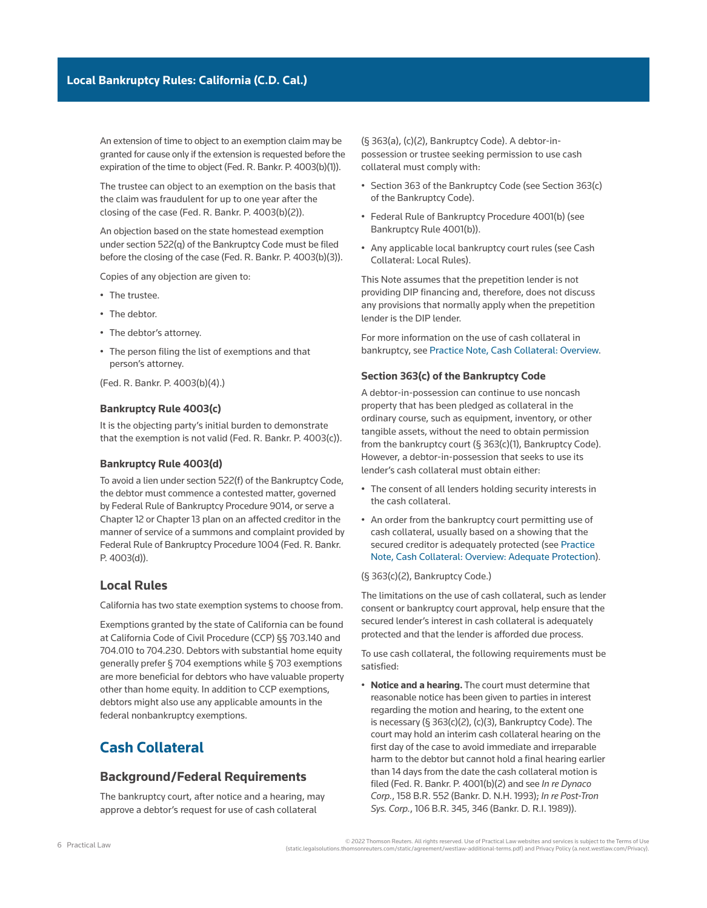An extension of time to object to an exemption claim may be granted for cause only if the extension is requested before the expiration of the time to object (Fed. R. Bankr. P. 4003(b)(1)).

The trustee can object to an exemption on the basis that the claim was fraudulent for up to one year after the closing of the case (Fed. R. Bankr. P. 4003(b)(2)).

An objection based on the state homestead exemption under section 522(q) of the Bankruptcy Code must be filed before the closing of the case (Fed. R. Bankr. P. 4003(b)(3)).

Copies of any objection are given to:

- The trustee.
- The debtor.
- The debtor's attorney.
- The person filing the list of exemptions and that person's attorney.

(Fed. R. Bankr. P. 4003(b)(4).)

### Bankruptcy Rule 4003(c)

It is the objecting party's initial burden to demonstrate that the exemption is not valid (Fed. R. Bankr. P. 4003(c)).

### Bankruptcy Rule 4003(d)

To avoid a lien under section 522(f) of the Bankruptcy Code, the debtor must commence a contested matter, governed by Federal Rule of Bankruptcy Procedure 9014, or serve a Chapter 12 or Chapter 13 plan on an affected creditor in the manner of service of a summons and complaint provided by Federal Rule of Bankruptcy Procedure 1004 (Fed. R. Bankr. P. 4003(d)).

## Local Rules

California has two state exemption systems to choose from.

Exemptions granted by the state of California can be found at California Code of Civil Procedure (CCP) §§ 703.140 and 704.010 to 704.230. Debtors with substantial home equity generally prefer § 704 exemptions while § 703 exemptions are more beneficial for debtors who have valuable property other than home equity. In addition to CCP exemptions, debtors might also use any applicable amounts in the federal nonbankruptcy exemptions.

# Cash Collateral

## Background/Federal Requirements

The bankruptcy court, after notice and a hearing, may approve a debtor's request for use of cash collateral (§ 363(a), (c)(2), Bankruptcy Code). A debtor-in-possession or trustee seeking permission to use cash collateral must comply with:

- Section 363 of the Bankruptcy Code (see Section 363(c) of the Bankruptcy Code).
- Federal Rule of Bankruptcy Procedure 4001(b) (see Bankruptcy Rule 4001(b)).
- Any applicable local bankruptcy court rules (see Cash Collateral: Local Rules).

This Note assumes that the prepetition lender is not providing DIP financing and, therefore, does not discuss any provisions that normally apply when the prepetition lender is the DIP lender.

For more information on the use of cash collateral in bankruptcy, see Practice Note, Cash Collateral: Overview.

### Section 363(c) of the Bankruptcy Code

A debtor-in-possession can continue to use noncash property that has been pledged as collateral in the ordinary course, such as equipment, inventory, or other tangible assets, without the need to obtain permission from the bankruptcy court (§ 363(c)(1), Bankruptcy Code). However, a debtor-in-possession that seeks to use its lender's cash collateral must obtain either:

- The consent of all lenders holding security interests in the cash collateral.
- An order from the bankruptcy court permitting use of cash collateral, usually based on a showing that the secured creditor is adequately protected (see Practice Note, Cash Collateral: Overview: Adequate Protection).

(§ 363(c)(2), Bankruptcy Code.)

The limitations on the use of cash collateral, such as lender consent or bankruptcy court approval, help ensure that the secured lender's interest in cash collateral is adequately protected and that the lender is afforded due process.

To use cash collateral, the following requirements must be satisfied:

- **Notice and a hearing.** The court must determine that reasonable notice has been given to parties in interest regarding the motion and hearing, to the extent one is necessary (§ 363(c)(2), (c)(3), Bankruptcy Code). The court may hold an interim cash collateral hearing on the first day of the case to avoid immediate and irreparable harm to the debtor but cannot hold a final hearing earlier than 14 days from the date the cash collateral motion is filed (Fed. R. Bankr. P. 4001(b)(2) and see *In re Dynaco Corp.*, 158 B.R. 552 (Bankr. D. N.H. 1993); *In re Post-Tron Sys. Corp.*, 106 B.R. 345, 346 (Bankr. D. R.I. 1989)).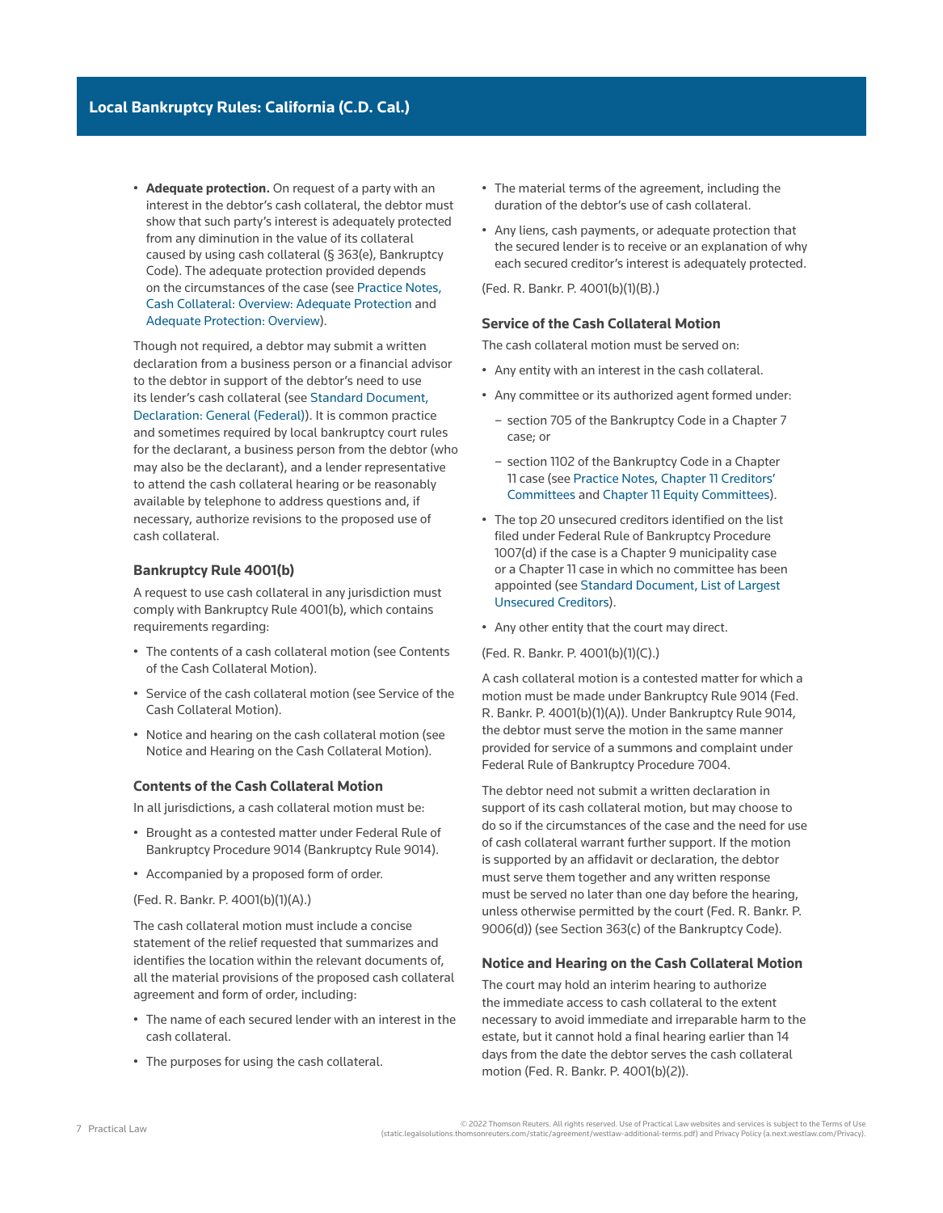- **Adequate protection.** On request of a party with an interest in the debtor's cash collateral, the debtor must show that such party's interest is adequately protected from any diminution in the value of its collateral caused by using cash collateral (§ 363(e), Bankruptcy Code). The adequate protection provided depends on the circumstances of the case (see Practice Notes, Cash Collateral: Overview: Adequate Protection and Adequate Protection: Overview).

Though not required, a debtor may submit a written declaration from a business person or a financial advisor to the debtor in support of the debtor's need to use its lender's cash collateral (see Standard Document, Declaration: General (Federal)). It is common practice and sometimes required by local bankruptcy court rules for the declarant, a business person from the debtor (who may also be the declarant), and a lender representative to attend the cash collateral hearing or be reasonably available by telephone to address questions and, if necessary, authorize revisions to the proposed use of cash collateral.

### Bankruptcy Rule 4001(b)

A request to use cash collateral in any jurisdiction must comply with Bankruptcy Rule 4001(b), which contains requirements regarding:

- The contents of a cash collateral motion (see Contents of the Cash Collateral Motion).
- Service of the cash collateral motion (see Service of the Cash Collateral Motion).
- Notice and hearing on the cash collateral motion (see Notice and Hearing on the Cash Collateral Motion).

### Contents of the Cash Collateral Motion

In all jurisdictions, a cash collateral motion must be:

- Brought as a contested matter under Federal Rule of Bankruptcy Procedure 9014 (Bankruptcy Rule 9014).
- Accompanied by a proposed form of order.

(Fed. R. Bankr. P. 4001(b)(1)(A).)

The cash collateral motion must include a concise statement of the relief requested that summarizes and identifies the location within the relevant documents of, all the material provisions of the proposed cash collateral agreement and form of order, including:

- The name of each secured lender with an interest in the cash collateral.
- The purposes for using the cash collateral.
- The material terms of the agreement, including the duration of the debtor's use of cash collateral.
- Any liens, cash payments, or adequate protection that the secured lender is to receive or an explanation of why each secured creditor's interest is adequately protected.

(Fed. R. Bankr. P. 4001(b)(1)(B).)

### Service of the Cash Collateral Motion

The cash collateral motion must be served on:

- Any entity with an interest in the cash collateral.
- Any committee or its authorized agent formed under:
  - section 705 of the Bankruptcy Code in a Chapter 7 case; or
  - section 1102 of the Bankruptcy Code in a Chapter 11 case (see Practice Notes, Chapter 11 Creditors' Committees and Chapter 11 Equity Committees).
- The top 20 unsecured creditors identified on the list filed under Federal Rule of Bankruptcy Procedure 1007(d) if the case is a Chapter 9 municipality case or a Chapter 11 case in which no committee has been appointed (see Standard Document, List of Largest Unsecured Creditors).
- Any other entity that the court may direct.

(Fed. R. Bankr. P. 4001(b)(1)(C).)

A cash collateral motion is a contested matter for which a motion must be made under Bankruptcy Rule 9014 (Fed. R. Bankr. P. 4001(b)(1)(A)). Under Bankruptcy Rule 9014, the debtor must serve the motion in the same manner provided for service of a summons and complaint under Federal Rule of Bankruptcy Procedure 7004.

The debtor need not submit a written declaration in support of its cash collateral motion, but may choose to do so if the circumstances of the case and the need for use of cash collateral warrant further support. If the motion is supported by an affidavit or declaration, the debtor must serve them together and any written response must be served no later than one day before the hearing, unless otherwise permitted by the court (Fed. R. Bankr. P. 9006(d)) (see Section 363(c) of the Bankruptcy Code).

### Notice and Hearing on the Cash Collateral Motion

The court may hold an interim hearing to authorize the immediate access to cash collateral to the extent necessary to avoid immediate and irreparable harm to the estate, but it cannot hold a final hearing earlier than 14 days from the date the debtor serves the cash collateral motion (Fed. R. Bankr. P. 4001(b)(2)).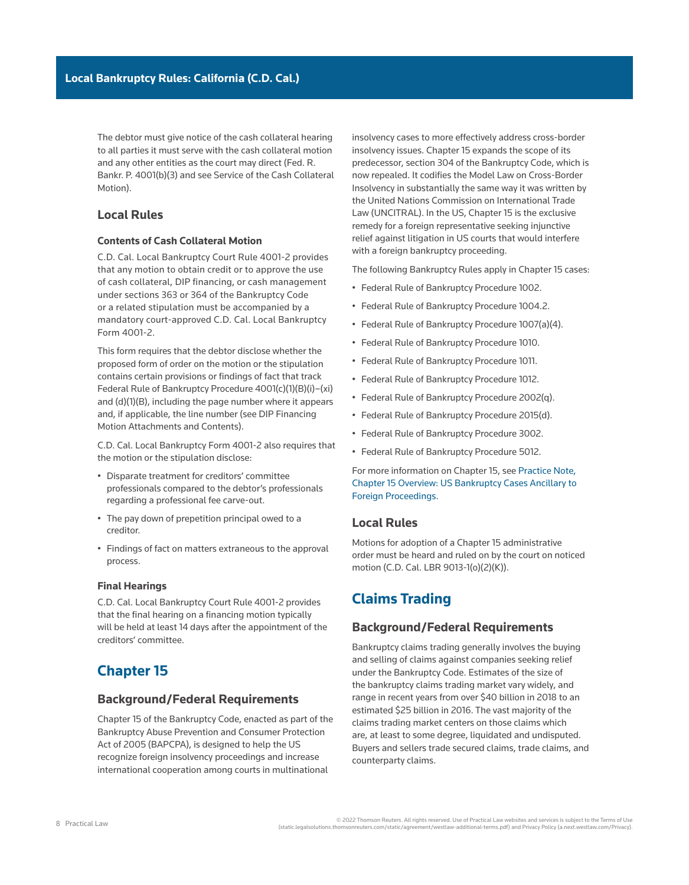The debtor must give notice of the cash collateral hearing to all parties it must serve with the cash collateral motion and any other entities as the court may direct (Fed. R. Bankr. P. 4001(b)(3) and see Service of the Cash Collateral Motion).

### Local Rules

#### Contents of Cash Collateral Motion

C.D. Cal. Local Bankruptcy Court Rule 4001-2 provides that any motion to obtain credit or to approve the use of cash collateral, DIP financing, or cash management under sections 363 or 364 of the Bankruptcy Code or a related stipulation must be accompanied by a mandatory court-approved C.D. Cal. Local Bankruptcy Form 4001-2.

This form requires that the debtor disclose whether the proposed form of order on the motion or the stipulation contains certain provisions or findings of fact that track Federal Rule of Bankruptcy Procedure 4001(c)(1)(B)(i)–(xi) and (d)(1)(B), including the page number where it appears and, if applicable, the line number (see DIP Financing Motion Attachments and Contents).

C.D. Cal. Local Bankruptcy Form 4001-2 also requires that the motion or the stipulation disclose:

- Disparate treatment for creditors' committee professionals compared to the debtor's professionals regarding a professional fee carve-out.
- The pay down of prepetition principal owed to a creditor.
- Findings of fact on matters extraneous to the approval process.

#### Final Hearings

C.D. Cal. Local Bankruptcy Court Rule 4001-2 provides that the final hearing on a financing motion typically will be held at least 14 days after the appointment of the creditors' committee.

## Chapter 15

### Background/Federal Requirements

Chapter 15 of the Bankruptcy Code, enacted as part of the Bankruptcy Abuse Prevention and Consumer Protection Act of 2005 (BAPCPA), is designed to help the US recognize foreign insolvency proceedings and increase international cooperation among courts in multinational insolvency cases to more effectively address cross-border insolvency issues. Chapter 15 expands the scope of its predecessor, section 304 of the Bankruptcy Code, which is now repealed. It codifies the Model Law on Cross-Border Insolvency in substantially the same way it was written by the United Nations Commission on International Trade Law (UNCITRAL). In the US, Chapter 15 is the exclusive remedy for a foreign representative seeking injunctive relief against litigation in US courts that would interfere with a foreign bankruptcy proceeding.

The following Bankruptcy Rules apply in Chapter 15 cases:

- Federal Rule of Bankruptcy Procedure 1002.
- Federal Rule of Bankruptcy Procedure 1004.2.
- Federal Rule of Bankruptcy Procedure 1007(a)(4).
- Federal Rule of Bankruptcy Procedure 1010.
- Federal Rule of Bankruptcy Procedure 1011.
- Federal Rule of Bankruptcy Procedure 1012.
- Federal Rule of Bankruptcy Procedure 2002(q).
- Federal Rule of Bankruptcy Procedure 2015(d).
- Federal Rule of Bankruptcy Procedure 3002.
- Federal Rule of Bankruptcy Procedure 5012.

For more information on Chapter 15, see Practice Note, Chapter 15 Overview: US Bankruptcy Cases Ancillary to Foreign Proceedings.

### Local Rules

Motions for adoption of a Chapter 15 administrative order must be heard and ruled on by the court on noticed motion (C.D. Cal. LBR 9013-1(o)(2)(K)).

## Claims Trading

### Background/Federal Requirements

Bankruptcy claims trading generally involves the buying and selling of claims against companies seeking relief under the Bankruptcy Code. Estimates of the size of the bankruptcy claims trading market vary widely, and range in recent years from over $40 billion in 2018 to an estimated $25 billion in 2016. The vast majority of the claims trading market centers on those claims which are, at least to some degree, liquidated and undisputed. Buyers and sellers trade secured claims, trade claims, and counterparty claims.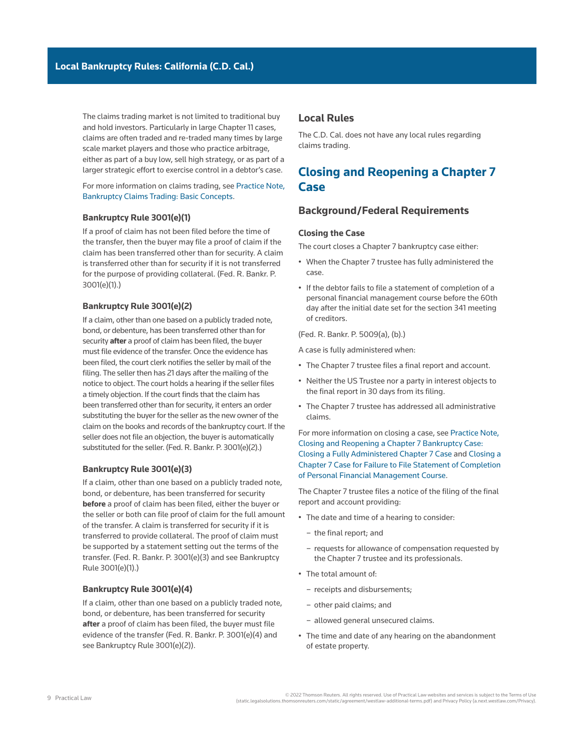The claims trading market is not limited to traditional buy and hold investors. Particularly in large Chapter 11 cases, claims are often traded and re-traded many times by large scale market players and those who practice arbitrage, either as part of a buy low, sell high strategy, or as part of a larger strategic effort to exercise control in a debtor's case.

For more information on claims trading, see Practice Note, Bankruptcy Claims Trading: Basic Concepts.

#### Bankruptcy Rule 3001(e)(1)

If a proof of claim has not been filed before the time of the transfer, then the buyer may file a proof of claim if the claim has been transferred other than for security. A claim is transferred other than for security if it is not transferred for the purpose of providing collateral. (Fed. R. Bankr. P. 3001(e)(1).)

#### Bankruptcy Rule 3001(e)(2)

If a claim, other than one based on a publicly traded note, bond, or debenture, has been transferred other than for security **after** a proof of claim has been filed, the buyer must file evidence of the transfer. Once the evidence has been filed, the court clerk notifies the seller by mail of the filing. The seller then has 21 days after the mailing of the notice to object. The court holds a hearing if the seller files a timely objection. If the court finds that the claim has been transferred other than for security, it enters an order substituting the buyer for the seller as the new owner of the claim on the books and records of the bankruptcy court. If the seller does not file an objection, the buyer is automatically substituted for the seller. (Fed. R. Bankr. P. 3001(e)(2).)

#### Bankruptcy Rule 3001(e)(3)

If a claim, other than one based on a publicly traded note, bond, or debenture, has been transferred for security **before** a proof of claim has been filed, either the buyer or the seller or both can file proof of claim for the full amount of the transfer. A claim is transferred for security if it is transferred to provide collateral. The proof of claim must be supported by a statement setting out the terms of the transfer. (Fed. R. Bankr. P. 3001(e)(3) and see Bankruptcy Rule 3001(e)(1).)

#### Bankruptcy Rule 3001(e)(4)

If a claim, other than one based on a publicly traded note, bond, or debenture, has been transferred for security **after** a proof of claim has been filed, the buyer must file evidence of the transfer (Fed. R. Bankr. P. 3001(e)(4) and see Bankruptcy Rule 3001(e)(2)).

### Local Rules

The C.D. Cal. does not have any local rules regarding claims trading.

## Closing and Reopening a Chapter 7 Case

### Background/Federal Requirements

#### Closing the Case

The court closes a Chapter 7 bankruptcy case either:

- When the Chapter 7 trustee has fully administered the case.
- If the debtor fails to file a statement of completion of a personal financial management course before the 60th day after the initial date set for the section 341 meeting of creditors.

(Fed. R. Bankr. P. 5009(a), (b).)

A case is fully administered when:

- The Chapter 7 trustee files a final report and account.
- Neither the US Trustee nor a party in interest objects to the final report in 30 days from its filing.
- The Chapter 7 trustee has addressed all administrative claims.

For more information on closing a case, see Practice Note, Closing and Reopening a Chapter 7 Bankruptcy Case: Closing a Fully Administered Chapter 7 Case and Closing a Chapter 7 Case for Failure to File Statement of Completion of Personal Financial Management Course.

The Chapter 7 trustee files a notice of the filing of the final report and account providing:

- The date and time of a hearing to consider:
  - the final report; and
  - requests for allowance of compensation requested by the Chapter 7 trustee and its professionals.
- The total amount of:
  - receipts and disbursements;
  - other paid claims; and
  - allowed general unsecured claims.
- The time and date of any hearing on the abandonment of estate property.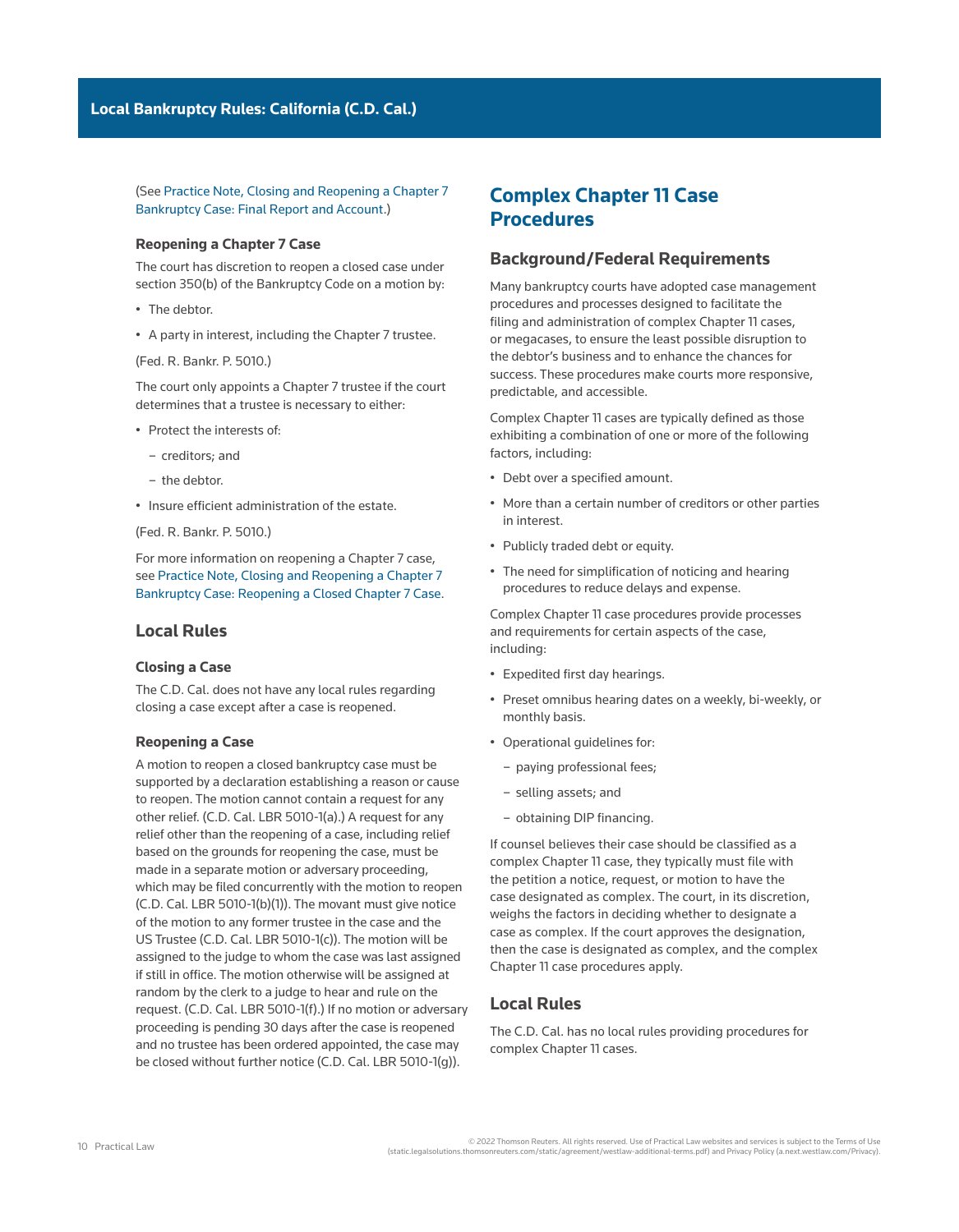(See Practice Note, Closing and Reopening a Chapter 7 Bankruptcy Case: Final Report and Account.)

### Reopening a Chapter 7 Case

The court has discretion to reopen a closed case under section 350(b) of the Bankruptcy Code on a motion by:

- The debtor.
- A party in interest, including the Chapter 7 trustee.

(Fed. R. Bankr. P. 5010.)

The court only appoints a Chapter 7 trustee if the court determines that a trustee is necessary to either:

- Protect the interests of:
  - creditors; and
  - the debtor.
- Insure efficient administration of the estate.

(Fed. R. Bankr. P. 5010.)

For more information on reopening a Chapter 7 case, see Practice Note, Closing and Reopening a Chapter 7 Bankruptcy Case: Reopening a Closed Chapter 7 Case.

## Local Rules

### Closing a Case

The C.D. Cal. does not have any local rules regarding closing a case except after a case is reopened.

### Reopening a Case

A motion to reopen a closed bankruptcy case must be supported by a declaration establishing a reason or cause to reopen. The motion cannot contain a request for any other relief. (C.D. Cal. LBR 5010-1(a).) A request for any relief other than the reopening of a case, including relief based on the grounds for reopening the case, must be made in a separate motion or adversary proceeding, which may be filed concurrently with the motion to reopen (C.D. Cal. LBR 5010-1(b)(1)). The movant must give notice of the motion to any former trustee in the case and the US Trustee (C.D. Cal. LBR 5010-1(c)). The motion will be assigned to the judge to whom the case was last assigned if still in office. The motion otherwise will be assigned at random by the clerk to a judge to hear and rule on the request. (C.D. Cal. LBR 5010-1(f).) If no motion or adversary proceeding is pending 30 days after the case is reopened and no trustee has been ordered appointed, the case may be closed without further notice (C.D. Cal. LBR 5010-1(g)).

# Complex Chapter 11 Case Procedures

## Background/Federal Requirements

Many bankruptcy courts have adopted case management procedures and processes designed to facilitate the filing and administration of complex Chapter 11 cases, or megacases, to ensure the least possible disruption to the debtor's business and to enhance the chances for success. These procedures make courts more responsive, predictable, and accessible.

Complex Chapter 11 cases are typically defined as those exhibiting a combination of one or more of the following factors, including:

- Debt over a specified amount.
- More than a certain number of creditors or other parties in interest.
- Publicly traded debt or equity.
- The need for simplification of noticing and hearing procedures to reduce delays and expense.

Complex Chapter 11 case procedures provide processes and requirements for certain aspects of the case, including:

- Expedited first day hearings.
- Preset omnibus hearing dates on a weekly, bi-weekly, or monthly basis.
- Operational guidelines for:
  - paying professional fees;
  - selling assets; and
  - obtaining DIP financing.

If counsel believes their case should be classified as a complex Chapter 11 case, they typically must file with the petition a notice, request, or motion to have the case designated as complex. The court, in its discretion, weighs the factors in deciding whether to designate a case as complex. If the court approves the designation, then the case is designated as complex, and the complex Chapter 11 case procedures apply.

## Local Rules

The C.D. Cal. has no local rules providing procedures for complex Chapter 11 cases.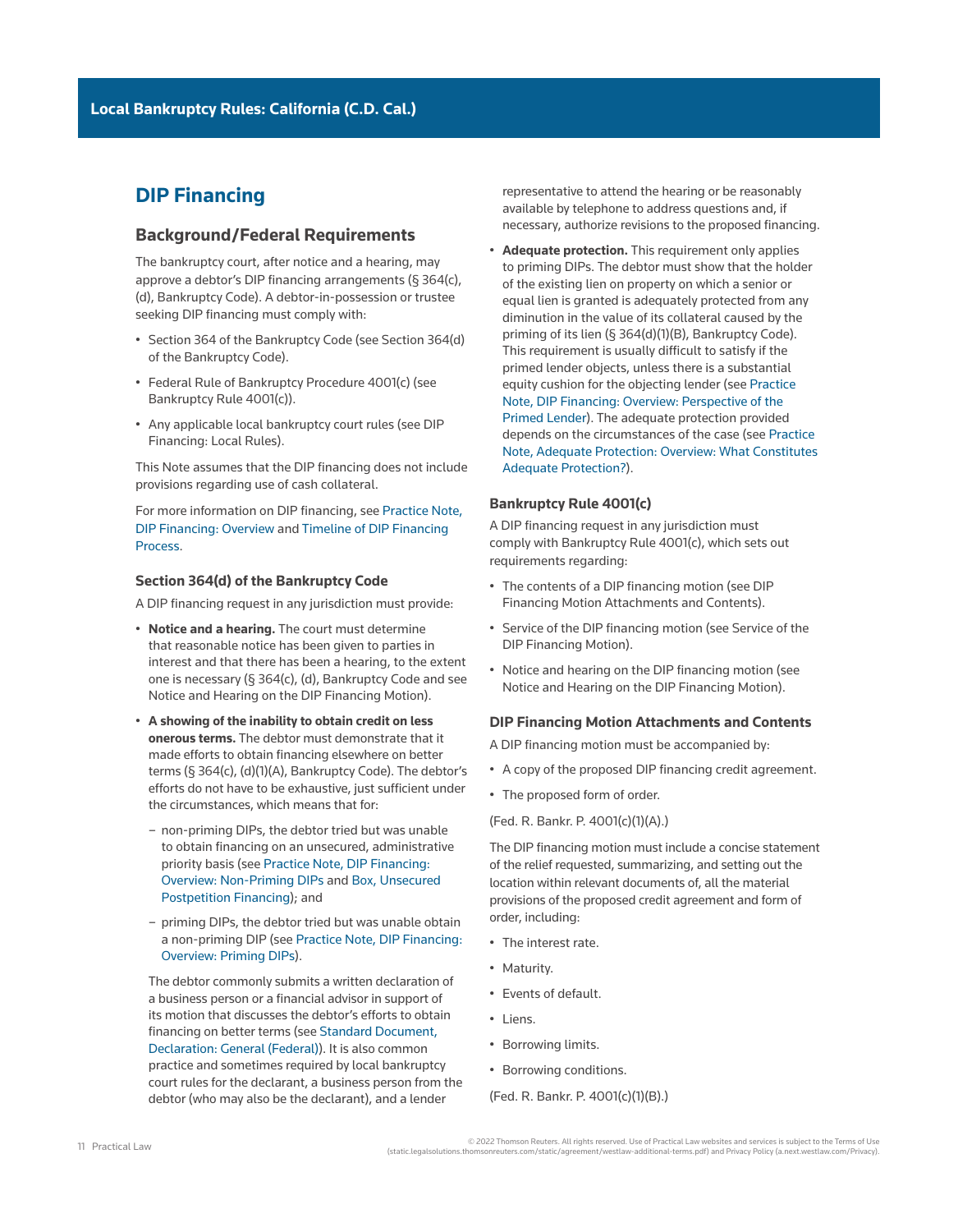## DIP Financing

### Background/Federal Requirements

The bankruptcy court, after notice and a hearing, may approve a debtor's DIP financing arrangements (§ 364(c), (d), Bankruptcy Code). A debtor-in-possession or trustee seeking DIP financing must comply with:

- Section 364 of the Bankruptcy Code (see Section 364(d) of the Bankruptcy Code).
- Federal Rule of Bankruptcy Procedure 4001(c) (see Bankruptcy Rule 4001(c)).
- Any applicable local bankruptcy court rules (see DIP Financing: Local Rules).

This Note assumes that the DIP financing does not include provisions regarding use of cash collateral.

For more information on DIP financing, see Practice Note, DIP Financing: Overview and Timeline of DIP Financing Process.

#### Section 364(d) of the Bankruptcy Code

A DIP financing request in any jurisdiction must provide:

- **Notice and a hearing.** The court must determine that reasonable notice has been given to parties in interest and that there has been a hearing, to the extent one is necessary (§ 364(c), (d), Bankruptcy Code and see Notice and Hearing on the DIP Financing Motion).
- **A showing of the inability to obtain credit on less onerous terms.** The debtor must demonstrate that it made efforts to obtain financing elsewhere on better terms (§ 364(c), (d)(1)(A), Bankruptcy Code). The debtor's efforts do not have to be exhaustive, just sufficient under the circumstances, which means that for:
  - non-priming DIPs, the debtor tried but was unable to obtain financing on an unsecured, administrative priority basis (see Practice Note, DIP Financing: Overview: Non-Priming DIPs and Box, Unsecured Postpetition Financing); and
  - priming DIPs, the debtor tried but was unable obtain a non-priming DIP (see Practice Note, DIP Financing: Overview: Priming DIPs).

  The debtor commonly submits a written declaration of a business person or a financial advisor in support of its motion that discusses the debtor's efforts to obtain financing on better terms (see Standard Document, Declaration: General (Federal)). It is also common practice and sometimes required by local bankruptcy court rules for the declarant, a business person from the debtor (who may also be the declarant), and a lender representative to attend the hearing or be reasonably available by telephone to address questions and, if necessary, authorize revisions to the proposed financing.
- **Adequate protection.** This requirement only applies to priming DIPs. The debtor must show that the holder of the existing lien on property on which a senior or equal lien is granted is adequately protected from any diminution in the value of its collateral caused by the priming of its lien (§ 364(d)(1)(B), Bankruptcy Code). This requirement is usually difficult to satisfy if the primed lender objects, unless there is a substantial equity cushion for the objecting lender (see Practice Note, DIP Financing: Overview: Perspective of the Primed Lender). The adequate protection provided depends on the circumstances of the case (see Practice Note, Adequate Protection: Overview: What Constitutes Adequate Protection?).

#### Bankruptcy Rule 4001(c)

A DIP financing request in any jurisdiction must comply with Bankruptcy Rule 4001(c), which sets out requirements regarding:

- The contents of a DIP financing motion (see DIP Financing Motion Attachments and Contents).
- Service of the DIP financing motion (see Service of the DIP Financing Motion).
- Notice and hearing on the DIP financing motion (see Notice and Hearing on the DIP Financing Motion).

#### DIP Financing Motion Attachments and Contents

A DIP financing motion must be accompanied by:

- A copy of the proposed DIP financing credit agreement.
- The proposed form of order.

(Fed. R. Bankr. P. 4001(c)(1)(A).)

The DIP financing motion must include a concise statement of the relief requested, summarizing, and setting out the location within relevant documents of, all the material provisions of the proposed credit agreement and form of order, including:

- The interest rate.
- Maturity.
- Events of default.
- Liens.
- Borrowing limits.
- Borrowing conditions.

(Fed. R. Bankr. P. 4001(c)(1)(B).)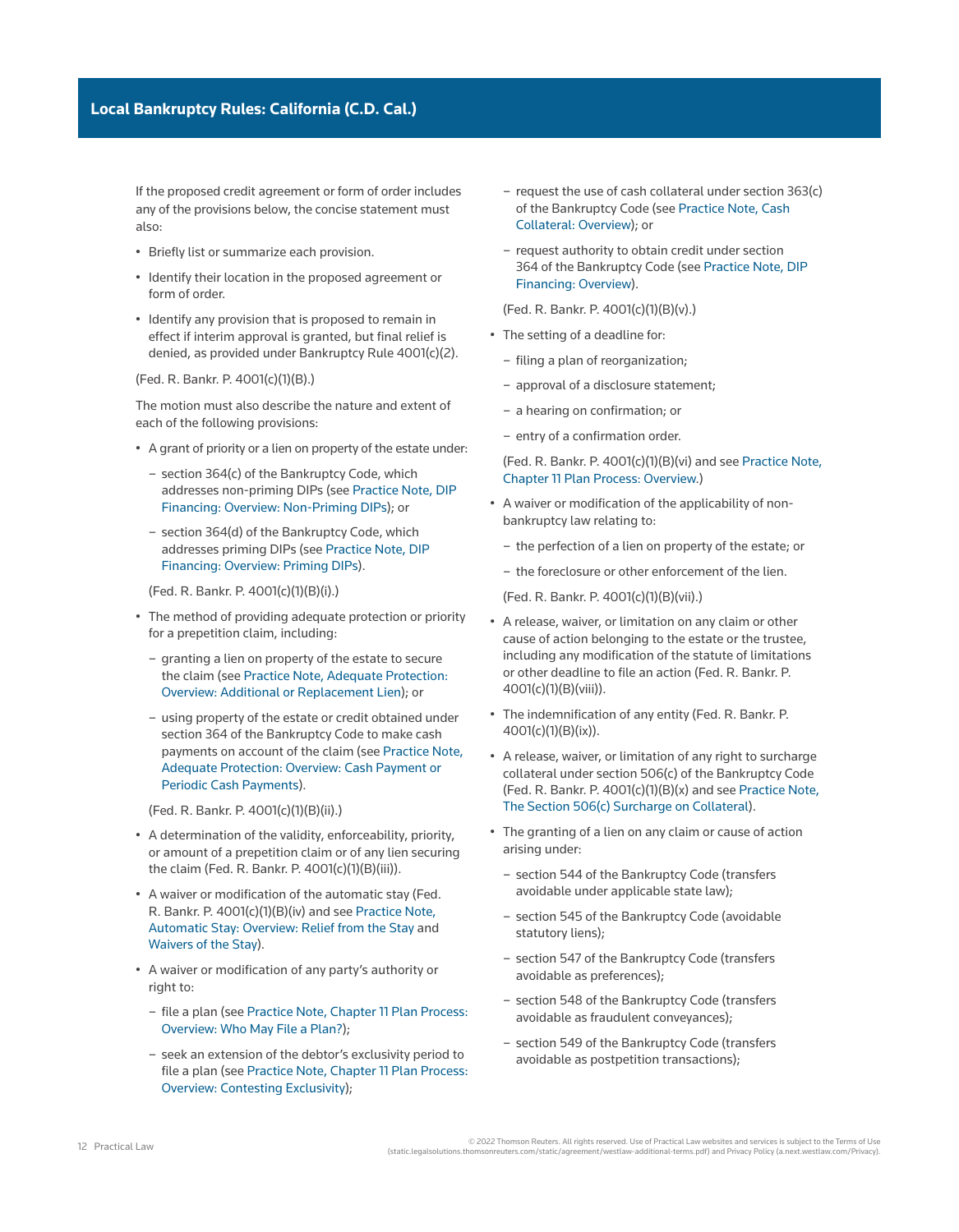If the proposed credit agreement or form of order includes any of the provisions below, the concise statement must also:

- Briefly list or summarize each provision.
- Identify their location in the proposed agreement or form of order.
- Identify any provision that is proposed to remain in effect if interim approval is granted, but final relief is denied, as provided under Bankruptcy Rule 4001(c)(2).

(Fed. R. Bankr. P. 4001(c)(1)(B).)

The motion must also describe the nature and extent of each of the following provisions:

- A grant of priority or a lien on property of the estate under:
  - section 364(c) of the Bankruptcy Code, which addresses non-priming DIPs (see Practice Note, DIP Financing: Overview: Non-Priming DIPs); or
  - section 364(d) of the Bankruptcy Code, which addresses priming DIPs (see Practice Note, DIP Financing: Overview: Priming DIPs).

  (Fed. R. Bankr. P. 4001(c)(1)(B)(i).)
- The method of providing adequate protection or priority for a prepetition claim, including:
  - granting a lien on property of the estate to secure the claim (see Practice Note, Adequate Protection: Overview: Additional or Replacement Lien); or
  - using property of the estate or credit obtained under section 364 of the Bankruptcy Code to make cash payments on account of the claim (see Practice Note, Adequate Protection: Overview: Cash Payment or Periodic Cash Payments).

  (Fed. R. Bankr. P. 4001(c)(1)(B)(ii).)
- A determination of the validity, enforceability, priority, or amount of a prepetition claim or of any lien securing the claim (Fed. R. Bankr. P. 4001(c)(1)(B)(iii)).
- A waiver or modification of the automatic stay (Fed. R. Bankr. P. 4001(c)(1)(B)(iv) and see Practice Note, Automatic Stay: Overview: Relief from the Stay and Waivers of the Stay).
- A waiver or modification of any party's authority or right to:
  - file a plan (see Practice Note, Chapter 11 Plan Process: Overview: Who May File a Plan?);
  - seek an extension of the debtor's exclusivity period to file a plan (see Practice Note, Chapter 11 Plan Process: Overview: Contesting Exclusivity);
  - request the use of cash collateral under section 363(c) of the Bankruptcy Code (see Practice Note, Cash Collateral: Overview); or
  - request authority to obtain credit under section 364 of the Bankruptcy Code (see Practice Note, DIP Financing: Overview).

  (Fed. R. Bankr. P. 4001(c)(1)(B)(v).)
- The setting of a deadline for:
  - filing a plan of reorganization;
  - approval of a disclosure statement;
  - a hearing on confirmation; or
  - entry of a confirmation order.

  (Fed. R. Bankr. P. 4001(c)(1)(B)(vi) and see Practice Note, Chapter 11 Plan Process: Overview.)
- A waiver or modification of the applicability of non-bankruptcy law relating to:
  - the perfection of a lien on property of the estate; or
  - the foreclosure or other enforcement of the lien.

  (Fed. R. Bankr. P. 4001(c)(1)(B)(vii).)
- A release, waiver, or limitation on any claim or other cause of action belonging to the estate or the trustee, including any modification of the statute of limitations or other deadline to file an action (Fed. R. Bankr. P. 4001(c)(1)(B)(viii)).
- The indemnification of any entity (Fed. R. Bankr. P. 4001(c)(1)(B)(ix)).
- A release, waiver, or limitation of any right to surcharge collateral under section 506(c) of the Bankruptcy Code (Fed. R. Bankr. P. 4001(c)(1)(B)(x) and see Practice Note, The Section 506(c) Surcharge on Collateral).
- The granting of a lien on any claim or cause of action arising under:
  - section 544 of the Bankruptcy Code (transfers avoidable under applicable state law);
  - section 545 of the Bankruptcy Code (avoidable statutory liens);
  - section 547 of the Bankruptcy Code (transfers avoidable as preferences);
  - section 548 of the Bankruptcy Code (transfers avoidable as fraudulent conveyances);
  - section 549 of the Bankruptcy Code (transfers avoidable as postpetition transactions);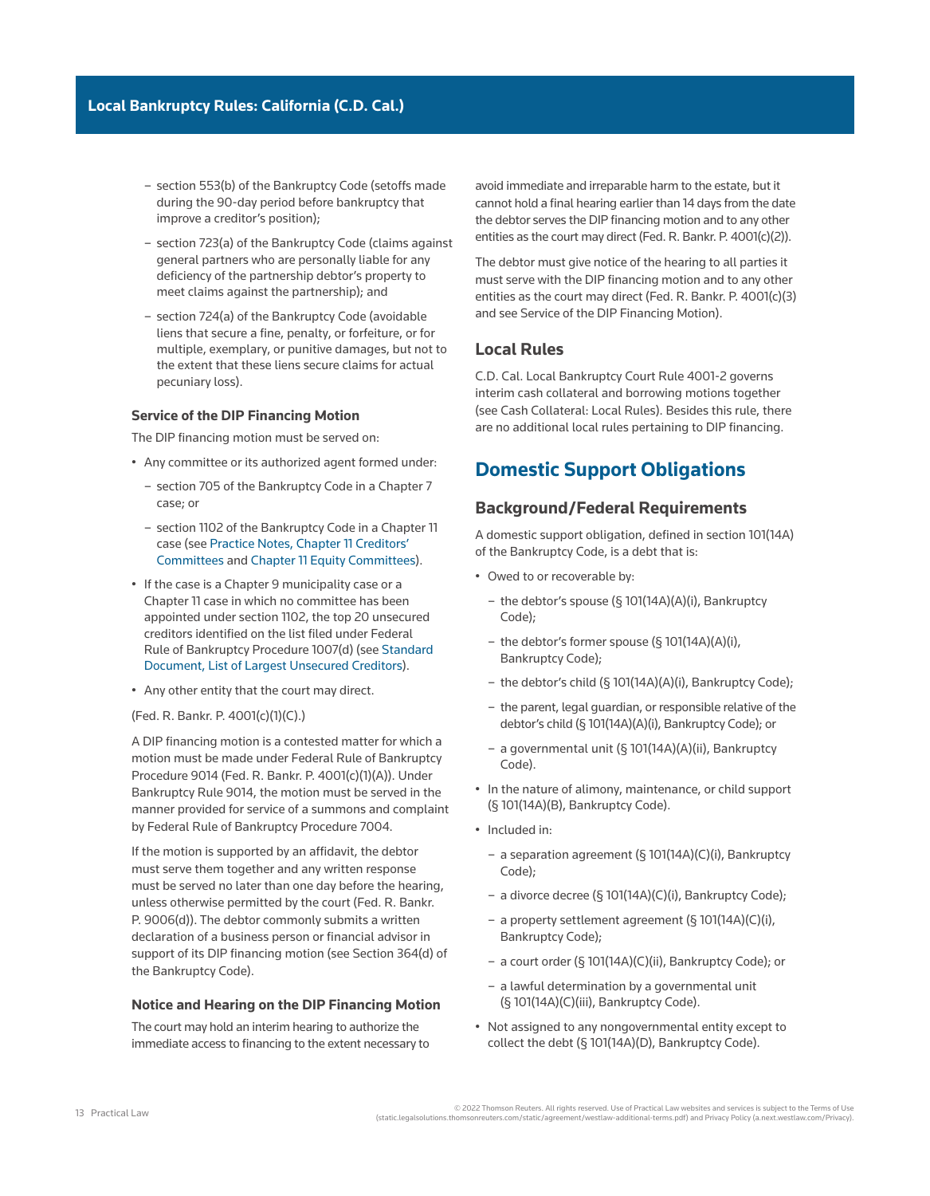- section 553(b) of the Bankruptcy Code (setoffs made during the 90-day period before bankruptcy that improve a creditor's position);
  - section 723(a) of the Bankruptcy Code (claims against general partners who are personally liable for any deficiency of the partnership debtor's property to meet claims against the partnership); and
  - section 724(a) of the Bankruptcy Code (avoidable liens that secure a fine, penalty, or forfeiture, or for multiple, exemplary, or punitive damages, but not to the extent that these liens secure claims for actual pecuniary loss).

#### Service of the DIP Financing Motion

The DIP financing motion must be served on:

- Any committee or its authorized agent formed under:
  - section 705 of the Bankruptcy Code in a Chapter 7 case; or
  - section 1102 of the Bankruptcy Code in a Chapter 11 case (see Practice Notes, Chapter 11 Creditors' Committees and Chapter 11 Equity Committees).
- If the case is a Chapter 9 municipality case or a Chapter 11 case in which no committee has been appointed under section 1102, the top 20 unsecured creditors identified on the list filed under Federal Rule of Bankruptcy Procedure 1007(d) (see Standard Document, List of Largest Unsecured Creditors).
- Any other entity that the court may direct.

(Fed. R. Bankr. P. 4001(c)(1)(C).)

A DIP financing motion is a contested matter for which a motion must be made under Federal Rule of Bankruptcy Procedure 9014 (Fed. R. Bankr. P. 4001(c)(1)(A)). Under Bankruptcy Rule 9014, the motion must be served in the manner provided for service of a summons and complaint by Federal Rule of Bankruptcy Procedure 7004.

If the motion is supported by an affidavit, the debtor must serve them together and any written response must be served no later than one day before the hearing, unless otherwise permitted by the court (Fed. R. Bankr. P. 9006(d)). The debtor commonly submits a written declaration of a business person or financial advisor in support of its DIP financing motion (see Section 364(d) of the Bankruptcy Code).

#### Notice and Hearing on the DIP Financing Motion

The court may hold an interim hearing to authorize the immediate access to financing to the extent necessary to avoid immediate and irreparable harm to the estate, but it cannot hold a final hearing earlier than 14 days from the date the debtor serves the DIP financing motion and to any other entities as the court may direct (Fed. R. Bankr. P. 4001(c)(2)).

The debtor must give notice of the hearing to all parties it must serve with the DIP financing motion and to any other entities as the court may direct (Fed. R. Bankr. P. 4001(c)(3) and see Service of the DIP Financing Motion).

### Local Rules

C.D. Cal. Local Bankruptcy Court Rule 4001-2 governs interim cash collateral and borrowing motions together (see Cash Collateral: Local Rules). Besides this rule, there are no additional local rules pertaining to DIP financing.

## Domestic Support Obligations

### Background/Federal Requirements

A domestic support obligation, defined in section 101(14A) of the Bankruptcy Code, is a debt that is:

- Owed to or recoverable by:
  - the debtor's spouse (§ 101(14A)(A)(i), Bankruptcy Code);
  - the debtor's former spouse (§ 101(14A)(A)(i), Bankruptcy Code);
  - the debtor's child (§ 101(14A)(A)(i), Bankruptcy Code);
  - the parent, legal guardian, or responsible relative of the debtor's child (§ 101(14A)(A)(i), Bankruptcy Code); or
  - a governmental unit (§ 101(14A)(A)(ii), Bankruptcy Code).
- In the nature of alimony, maintenance, or child support (§ 101(14A)(B), Bankruptcy Code).
- Included in:
  - a separation agreement (§ 101(14A)(C)(i), Bankruptcy Code);
  - a divorce decree (§ 101(14A)(C)(i), Bankruptcy Code);
  - a property settlement agreement (§ 101(14A)(C)(i), Bankruptcy Code);
  - a court order (§ 101(14A)(C)(ii), Bankruptcy Code); or
  - a lawful determination by a governmental unit (§ 101(14A)(C)(iii), Bankruptcy Code).
- Not assigned to any nongovernmental entity except to collect the debt (§ 101(14A)(D), Bankruptcy Code).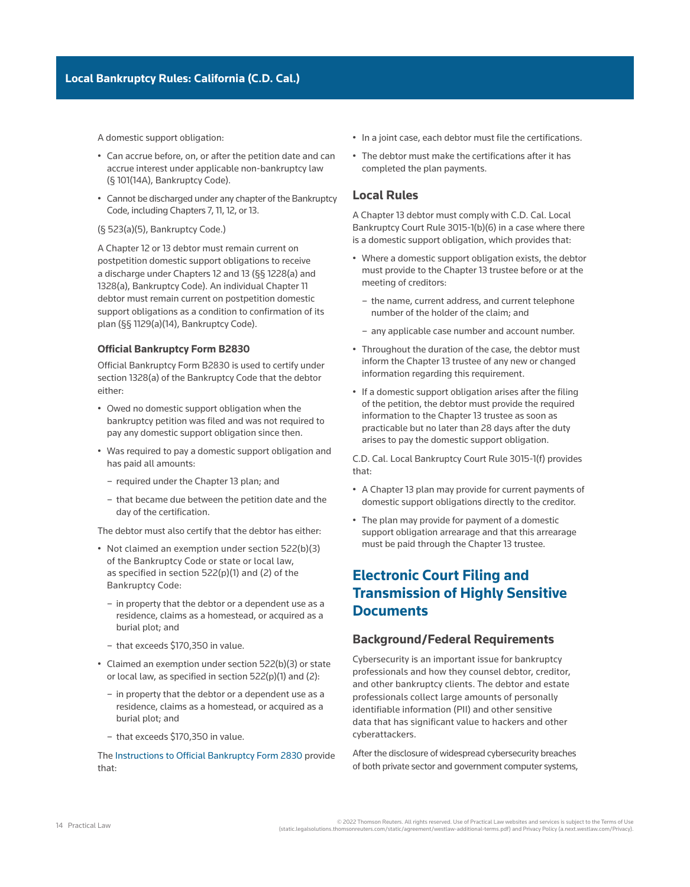A domestic support obligation:

- Can accrue before, on, or after the petition date and can accrue interest under applicable non-bankruptcy law (§ 101(14A), Bankruptcy Code).
- Cannot be discharged under any chapter of the Bankruptcy Code, including Chapters 7, 11, 12, or 13.

(§ 523(a)(5), Bankruptcy Code.)

A Chapter 12 or 13 debtor must remain current on postpetition domestic support obligations to receive a discharge under Chapters 12 and 13 (§§ 1228(a) and 1328(a), Bankruptcy Code). An individual Chapter 11 debtor must remain current on postpetition domestic support obligations as a condition to confirmation of its plan (§§ 1129(a)(14), Bankruptcy Code).

### Official Bankruptcy Form B2830

Official Bankruptcy Form B2830 is used to certify under section 1328(a) of the Bankruptcy Code that the debtor either:

- Owed no domestic support obligation when the bankruptcy petition was filed and was not required to pay any domestic support obligation since then.
- Was required to pay a domestic support obligation and has paid all amounts:
  - required under the Chapter 13 plan; and
  - that became due between the petition date and the day of the certification.

The debtor must also certify that the debtor has either:

- Not claimed an exemption under section 522(b)(3) of the Bankruptcy Code or state or local law, as specified in section 522(p)(1) and (2) of the Bankruptcy Code:
  - in property that the debtor or a dependent use as a residence, claims as a homestead, or acquired as a burial plot; and
  - that exceeds $170,350 in value.
- Claimed an exemption under section 522(b)(3) or state or local law, as specified in section 522(p)(1) and (2):
  - in property that the debtor or a dependent use as a residence, claims as a homestead, or acquired as a burial plot; and
  - that exceeds $170,350 in value.

The Instructions to Official Bankruptcy Form 2830 provide that:

- In a joint case, each debtor must file the certifications.
- The debtor must make the certifications after it has completed the plan payments.

## Local Rules

A Chapter 13 debtor must comply with C.D. Cal. Local Bankruptcy Court Rule 3015-1(b)(6) in a case where there is a domestic support obligation, which provides that:

- Where a domestic support obligation exists, the debtor must provide to the Chapter 13 trustee before or at the meeting of creditors:
  - the name, current address, and current telephone number of the holder of the claim; and
  - any applicable case number and account number.
- Throughout the duration of the case, the debtor must inform the Chapter 13 trustee of any new or changed information regarding this requirement.
- If a domestic support obligation arises after the filing of the petition, the debtor must provide the required information to the Chapter 13 trustee as soon as practicable but no later than 28 days after the duty arises to pay the domestic support obligation.

C.D. Cal. Local Bankruptcy Court Rule 3015-1(f) provides that:

- A Chapter 13 plan may provide for current payments of domestic support obligations directly to the creditor.
- The plan may provide for payment of a domestic support obligation arrearage and that this arrearage must be paid through the Chapter 13 trustee.

# Electronic Court Filing and Transmission of Highly Sensitive Documents

## Background/Federal Requirements

Cybersecurity is an important issue for bankruptcy professionals and how they counsel debtor, creditor, and other bankruptcy clients. The debtor and estate professionals collect large amounts of personally identifiable information (PII) and other sensitive data that has significant value to hackers and other cyberattackers.

After the disclosure of widespread cybersecurity breaches of both private sector and government computer systems,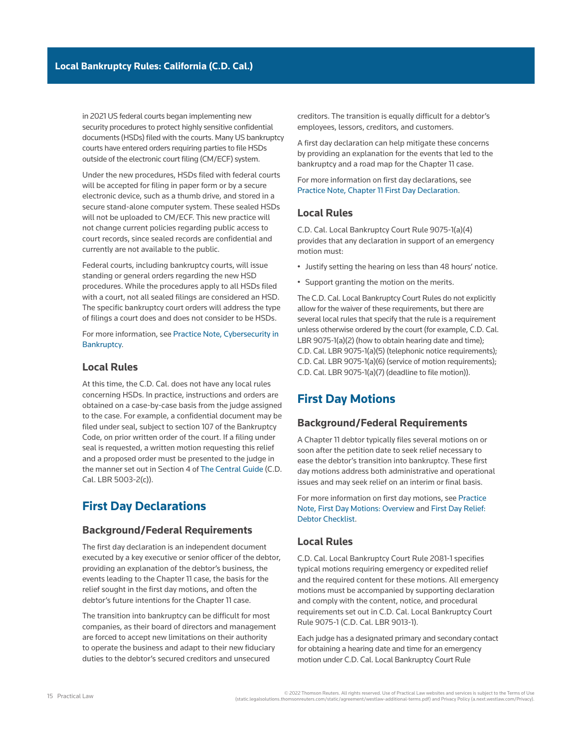in 2021 US federal courts began implementing new security procedures to protect highly sensitive confidential documents (HSDs) filed with the courts. Many US bankruptcy courts have entered orders requiring parties to file HSDs outside of the electronic court filing (CM/ECF) system.

Under the new procedures, HSDs filed with federal courts will be accepted for filing in paper form or by a secure electronic device, such as a thumb drive, and stored in a secure stand-alone computer system. These sealed HSDs will not be uploaded to CM/ECF. This new practice will not change current policies regarding public access to court records, since sealed records are confidential and currently are not available to the public.

Federal courts, including bankruptcy courts, will issue standing or general orders regarding the new HSD procedures. While the procedures apply to all HSDs filed with a court, not all sealed filings are considered an HSD. The specific bankruptcy court orders will address the type of filings a court does and does not consider to be HSDs.

For more information, see Practice Note, Cybersecurity in Bankruptcy.

### Local Rules

At this time, the C.D. Cal. does not have any local rules concerning HSDs. In practice, instructions and orders are obtained on a case-by-case basis from the judge assigned to the case. For example, a confidential document may be filed under seal, subject to section 107 of the Bankruptcy Code, on prior written order of the court. If a filing under seal is requested, a written motion requesting this relief and a proposed order must be presented to the judge in the manner set out in Section 4 of The Central Guide (C.D. Cal. LBR 5003-2(c)).

## First Day Declarations

### Background/Federal Requirements

The first day declaration is an independent document executed by a key executive or senior officer of the debtor, providing an explanation of the debtor's business, the events leading to the Chapter 11 case, the basis for the relief sought in the first day motions, and often the debtor's future intentions for the Chapter 11 case.

The transition into bankruptcy can be difficult for most companies, as their board of directors and management are forced to accept new limitations on their authority to operate the business and adapt to their new fiduciary duties to the debtor's secured creditors and unsecured creditors. The transition is equally difficult for a debtor's employees, lessors, creditors, and customers.

A first day declaration can help mitigate these concerns by providing an explanation for the events that led to the bankruptcy and a road map for the Chapter 11 case.

For more information on first day declarations, see Practice Note, Chapter 11 First Day Declaration.

### Local Rules

C.D. Cal. Local Bankruptcy Court Rule 9075-1(a)(4) provides that any declaration in support of an emergency motion must:

- Justify setting the hearing on less than 48 hours' notice.
- Support granting the motion on the merits.

The C.D. Cal. Local Bankruptcy Court Rules do not explicitly allow for the waiver of these requirements, but there are several local rules that specify that the rule is a requirement unless otherwise ordered by the court (for example, C.D. Cal. LBR 9075-1(a)(2) (how to obtain hearing date and time); C.D. Cal. LBR 9075-1(a)(5) (telephonic notice requirements); C.D. Cal. LBR 9075-1(a)(6) (service of motion requirements); C.D. Cal. LBR 9075-1(a)(7) (deadline to file motion)).

## First Day Motions

### Background/Federal Requirements

A Chapter 11 debtor typically files several motions on or soon after the petition date to seek relief necessary to ease the debtor's transition into bankruptcy. These first day motions address both administrative and operational issues and may seek relief on an interim or final basis.

For more information on first day motions, see Practice Note, First Day Motions: Overview and First Day Relief: Debtor Checklist.

### Local Rules

C.D. Cal. Local Bankruptcy Court Rule 2081-1 specifies typical motions requiring emergency or expedited relief and the required content for these motions. All emergency motions must be accompanied by supporting declaration and comply with the content, notice, and procedural requirements set out in C.D. Cal. Local Bankruptcy Court Rule 9075-1 (C.D. Cal. LBR 9013-1).

Each judge has a designated primary and secondary contact for obtaining a hearing date and time for an emergency motion under C.D. Cal. Local Bankruptcy Court Rule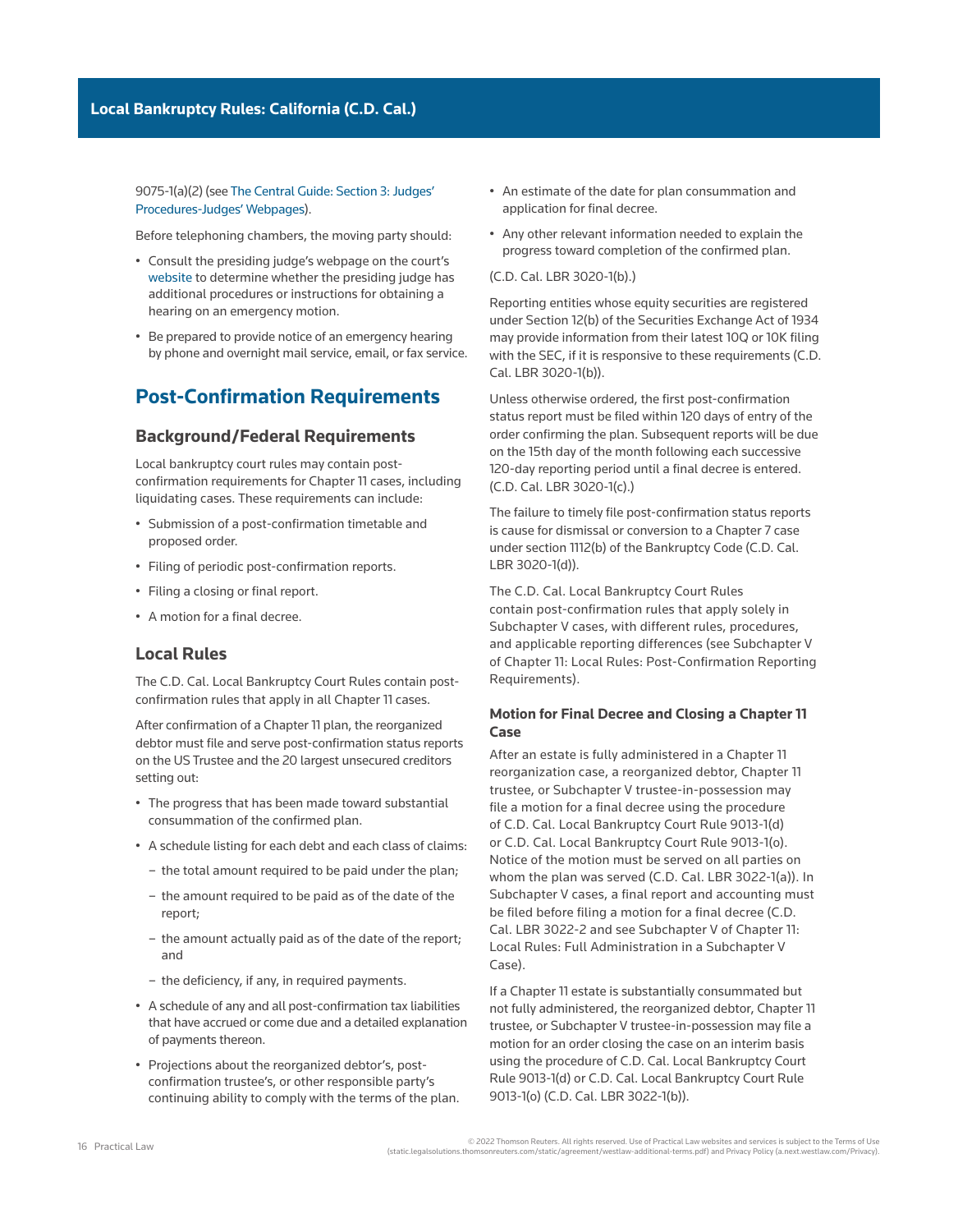9075-1(a)(2) (see The Central Guide: Section 3: Judges' Procedures-Judges' Webpages).

Before telephoning chambers, the moving party should:

- Consult the presiding judge's webpage on the court's website to determine whether the presiding judge has additional procedures or instructions for obtaining a hearing on an emergency motion.
- Be prepared to provide notice of an emergency hearing by phone and overnight mail service, email, or fax service.

## Post-Confirmation Requirements

### Background/Federal Requirements

Local bankruptcy court rules may contain post-confirmation requirements for Chapter 11 cases, including liquidating cases. These requirements can include:

- Submission of a post-confirmation timetable and proposed order.
- Filing of periodic post-confirmation reports.
- Filing a closing or final report.
- A motion for a final decree.

### Local Rules

The C.D. Cal. Local Bankruptcy Court Rules contain post-confirmation rules that apply in all Chapter 11 cases.

After confirmation of a Chapter 11 plan, the reorganized debtor must file and serve post-confirmation status reports on the US Trustee and the 20 largest unsecured creditors setting out:

- The progress that has been made toward substantial consummation of the confirmed plan.
- A schedule listing for each debt and each class of claims:
  - the total amount required to be paid under the plan;
  - the amount required to be paid as of the date of the report;
  - the amount actually paid as of the date of the report; and
  - the deficiency, if any, in required payments.
- A schedule of any and all post-confirmation tax liabilities that have accrued or come due and a detailed explanation of payments thereon.
- Projections about the reorganized debtor's, post-confirmation trustee's, or other responsible party's continuing ability to comply with the terms of the plan.
- An estimate of the date for plan consummation and application for final decree.
- Any other relevant information needed to explain the progress toward completion of the confirmed plan.

(C.D. Cal. LBR 3020-1(b).)

Reporting entities whose equity securities are registered under Section 12(b) of the Securities Exchange Act of 1934 may provide information from their latest 10Q or 10K filing with the SEC, if it is responsive to these requirements (C.D. Cal. LBR 3020-1(b)).

Unless otherwise ordered, the first post-confirmation status report must be filed within 120 days of entry of the order confirming the plan. Subsequent reports will be due on the 15th day of the month following each successive 120-day reporting period until a final decree is entered. (C.D. Cal. LBR 3020-1(c).)

The failure to timely file post-confirmation status reports is cause for dismissal or conversion to a Chapter 7 case under section 1112(b) of the Bankruptcy Code (C.D. Cal. LBR 3020-1(d)).

The C.D. Cal. Local Bankruptcy Court Rules contain post-confirmation rules that apply solely in Subchapter V cases, with different rules, procedures, and applicable reporting differences (see Subchapter V of Chapter 11: Local Rules: Post-Confirmation Reporting Requirements).

#### Motion for Final Decree and Closing a Chapter 11 Case

After an estate is fully administered in a Chapter 11 reorganization case, a reorganized debtor, Chapter 11 trustee, or Subchapter V trustee-in-possession may file a motion for a final decree using the procedure of C.D. Cal. Local Bankruptcy Court Rule 9013-1(d) or C.D. Cal. Local Bankruptcy Court Rule 9013-1(o). Notice of the motion must be served on all parties on whom the plan was served (C.D. Cal. LBR 3022-1(a)). In Subchapter V cases, a final report and accounting must be filed before filing a motion for a final decree (C.D. Cal. LBR 3022-2 and see Subchapter V of Chapter 11: Local Rules: Full Administration in a Subchapter V Case).

If a Chapter 11 estate is substantially consummated but not fully administered, the reorganized debtor, Chapter 11 trustee, or Subchapter V trustee-in-possession may file a motion for an order closing the case on an interim basis using the procedure of C.D. Cal. Local Bankruptcy Court Rule 9013-1(d) or C.D. Cal. Local Bankruptcy Court Rule 9013-1(o) (C.D. Cal. LBR 3022-1(b)).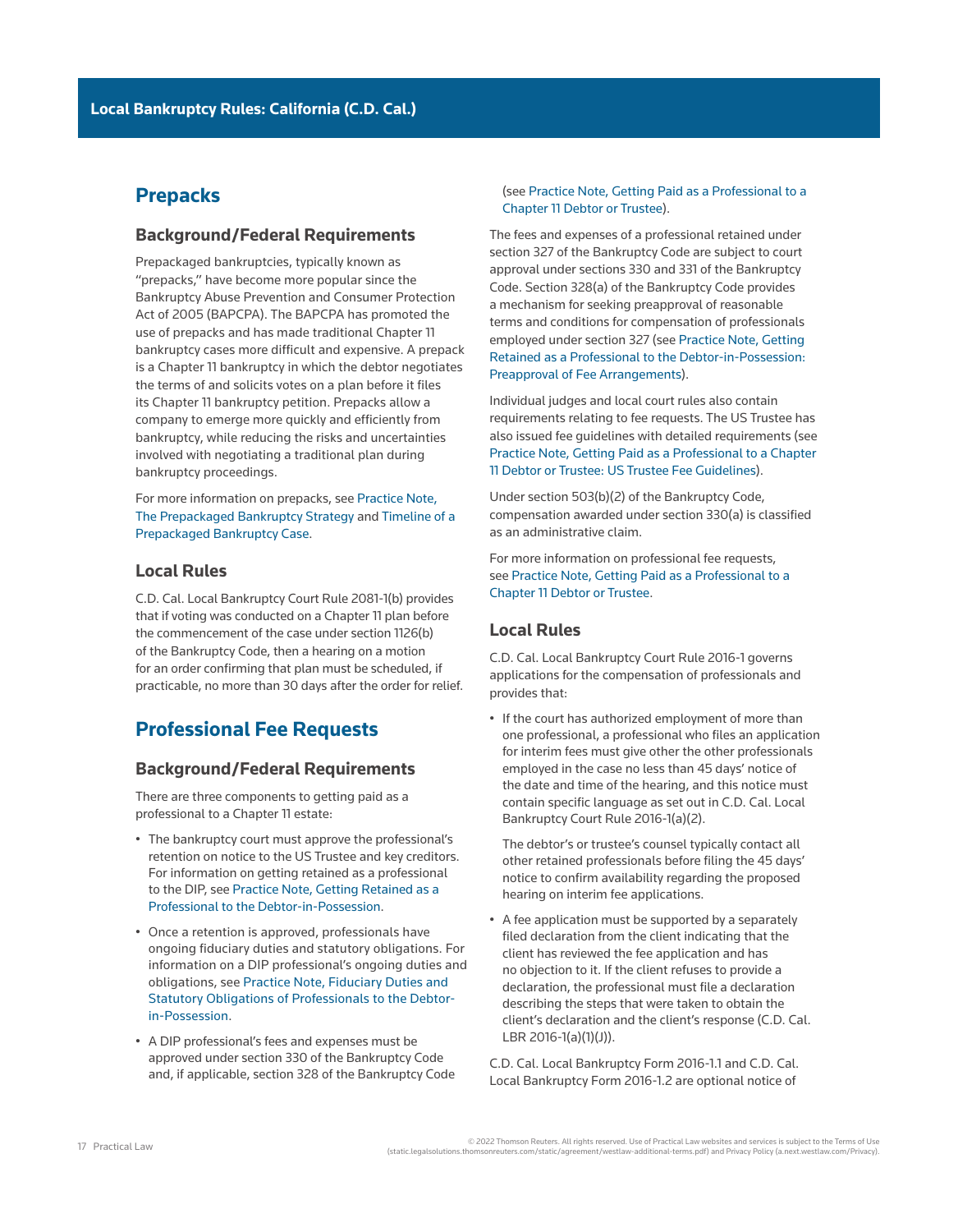## Prepacks

### Background/Federal Requirements

Prepackaged bankruptcies, typically known as "prepacks," have become more popular since the Bankruptcy Abuse Prevention and Consumer Protection Act of 2005 (BAPCPA). The BAPCPA has promoted the use of prepacks and has made traditional Chapter 11 bankruptcy cases more difficult and expensive. A prepack is a Chapter 11 bankruptcy in which the debtor negotiates the terms of and solicits votes on a plan before it files its Chapter 11 bankruptcy petition. Prepacks allow a company to emerge more quickly and efficiently from bankruptcy, while reducing the risks and uncertainties involved with negotiating a traditional plan during bankruptcy proceedings.

For more information on prepacks, see Practice Note, The Prepackaged Bankruptcy Strategy and Timeline of a Prepackaged Bankruptcy Case.

### Local Rules

C.D. Cal. Local Bankruptcy Court Rule 2081-1(b) provides that if voting was conducted on a Chapter 11 plan before the commencement of the case under section 1126(b) of the Bankruptcy Code, then a hearing on a motion for an order confirming that plan must be scheduled, if practicable, no more than 30 days after the order for relief.

## Professional Fee Requests

### Background/Federal Requirements

There are three components to getting paid as a professional to a Chapter 11 estate:

- The bankruptcy court must approve the professional's retention on notice to the US Trustee and key creditors. For information on getting retained as a professional to the DIP, see Practice Note, Getting Retained as a Professional to the Debtor-in-Possession.
- Once a retention is approved, professionals have ongoing fiduciary duties and statutory obligations. For information on a DIP professional's ongoing duties and obligations, see Practice Note, Fiduciary Duties and Statutory Obligations of Professionals to the Debtor-in-Possession.
- A DIP professional's fees and expenses must be approved under section 330 of the Bankruptcy Code and, if applicable, section 328 of the Bankruptcy Code (see Practice Note, Getting Paid as a Professional to a Chapter 11 Debtor or Trustee).

The fees and expenses of a professional retained under section 327 of the Bankruptcy Code are subject to court approval under sections 330 and 331 of the Bankruptcy Code. Section 328(a) of the Bankruptcy Code provides a mechanism for seeking preapproval of reasonable terms and conditions for compensation of professionals employed under section 327 (see Practice Note, Getting Retained as a Professional to the Debtor-in-Possession: Preapproval of Fee Arrangements).

Individual judges and local court rules also contain requirements relating to fee requests. The US Trustee has also issued fee guidelines with detailed requirements (see Practice Note, Getting Paid as a Professional to a Chapter 11 Debtor or Trustee: US Trustee Fee Guidelines).

Under section 503(b)(2) of the Bankruptcy Code, compensation awarded under section 330(a) is classified as an administrative claim.

For more information on professional fee requests, see Practice Note, Getting Paid as a Professional to a Chapter 11 Debtor or Trustee.

### Local Rules

C.D. Cal. Local Bankruptcy Court Rule 2016-1 governs applications for the compensation of professionals and provides that:

- If the court has authorized employment of more than one professional, a professional who files an application for interim fees must give other the other professionals employed in the case no less than 45 days' notice of the date and time of the hearing, and this notice must contain specific language as set out in C.D. Cal. Local Bankruptcy Court Rule 2016-1(a)(2).

  The debtor's or trustee's counsel typically contact all other retained professionals before filing the 45 days' notice to confirm availability regarding the proposed hearing on interim fee applications.
- A fee application must be supported by a separately filed declaration from the client indicating that the client has reviewed the fee application and has no objection to it. If the client refuses to provide a declaration, the professional must file a declaration describing the steps that were taken to obtain the client's declaration and the client's response (C.D. Cal. LBR 2016-1(a)(1)(J)).

C.D. Cal. Local Bankruptcy Form 2016-1.1 and C.D. Cal. Local Bankruptcy Form 2016-1.2 are optional notice of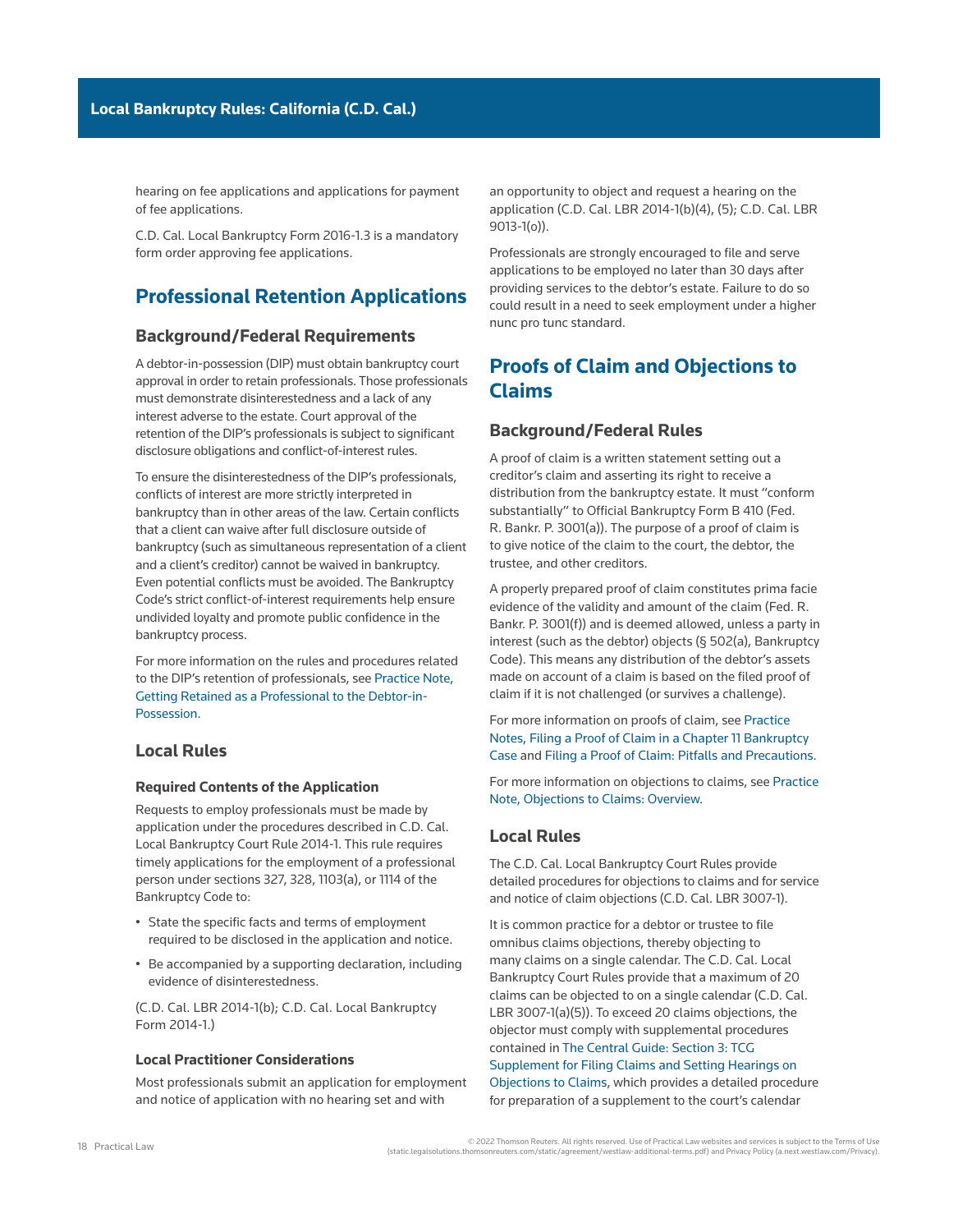hearing on fee applications and applications for payment of fee applications.

C.D. Cal. Local Bankruptcy Form 2016-1.3 is a mandatory form order approving fee applications.

## Professional Retention Applications

### Background/Federal Requirements

A debtor-in-possession (DIP) must obtain bankruptcy court approval in order to retain professionals. Those professionals must demonstrate disinterestedness and a lack of any interest adverse to the estate. Court approval of the retention of the DIP's professionals is subject to significant disclosure obligations and conflict-of-interest rules.

To ensure the disinterestedness of the DIP's professionals, conflicts of interest are more strictly interpreted in bankruptcy than in other areas of the law. Certain conflicts that a client can waive after full disclosure outside of bankruptcy (such as simultaneous representation of a client and a client's creditor) cannot be waived in bankruptcy. Even potential conflicts must be avoided. The Bankruptcy Code's strict conflict-of-interest requirements help ensure undivided loyalty and promote public confidence in the bankruptcy process.

For more information on the rules and procedures related to the DIP's retention of professionals, see Practice Note, Getting Retained as a Professional to the Debtor-in-Possession.

### Local Rules

#### Required Contents of the Application

Requests to employ professionals must be made by application under the procedures described in C.D. Cal. Local Bankruptcy Court Rule 2014-1. This rule requires timely applications for the employment of a professional person under sections 327, 328, 1103(a), or 1114 of the Bankruptcy Code to:

- State the specific facts and terms of employment required to be disclosed in the application and notice.
- Be accompanied by a supporting declaration, including evidence of disinterestedness.

(C.D. Cal. LBR 2014-1(b); C.D. Cal. Local Bankruptcy Form 2014-1.)

#### Local Practitioner Considerations

Most professionals submit an application for employment and notice of application with no hearing set and with an opportunity to object and request a hearing on the application (C.D. Cal. LBR 2014-1(b)(4), (5); C.D. Cal. LBR 9013-1(o)).

Professionals are strongly encouraged to file and serve applications to be employed no later than 30 days after providing services to the debtor's estate. Failure to do so could result in a need to seek employment under a higher nunc pro tunc standard.

## Proofs of Claim and Objections to Claims

### Background/Federal Rules

A proof of claim is a written statement setting out a creditor's claim and asserting its right to receive a distribution from the bankruptcy estate. It must "conform substantially" to Official Bankruptcy Form B 410 (Fed. R. Bankr. P. 3001(a)). The purpose of a proof of claim is to give notice of the claim to the court, the debtor, the trustee, and other creditors.

A properly prepared proof of claim constitutes prima facie evidence of the validity and amount of the claim (Fed. R. Bankr. P. 3001(f)) and is deemed allowed, unless a party in interest (such as the debtor) objects (§ 502(a), Bankruptcy Code). This means any distribution of the debtor's assets made on account of a claim is based on the filed proof of claim if it is not challenged (or survives a challenge).

For more information on proofs of claim, see Practice Notes, Filing a Proof of Claim in a Chapter 11 Bankruptcy Case and Filing a Proof of Claim: Pitfalls and Precautions.

For more information on objections to claims, see Practice Note, Objections to Claims: Overview.

### Local Rules

The C.D. Cal. Local Bankruptcy Court Rules provide detailed procedures for objections to claims and for service and notice of claim objections (C.D. Cal. LBR 3007-1).

It is common practice for a debtor or trustee to file omnibus claims objections, thereby objecting to many claims on a single calendar. The C.D. Cal. Local Bankruptcy Court Rules provide that a maximum of 20 claims can be objected to on a single calendar (C.D. Cal. LBR 3007-1(a)(5)). To exceed 20 claims objections, the objector must comply with supplemental procedures contained in The Central Guide: Section 3: TCG Supplement for Filing Claims and Setting Hearings on Objections to Claims, which provides a detailed procedure for preparation of a supplement to the court's calendar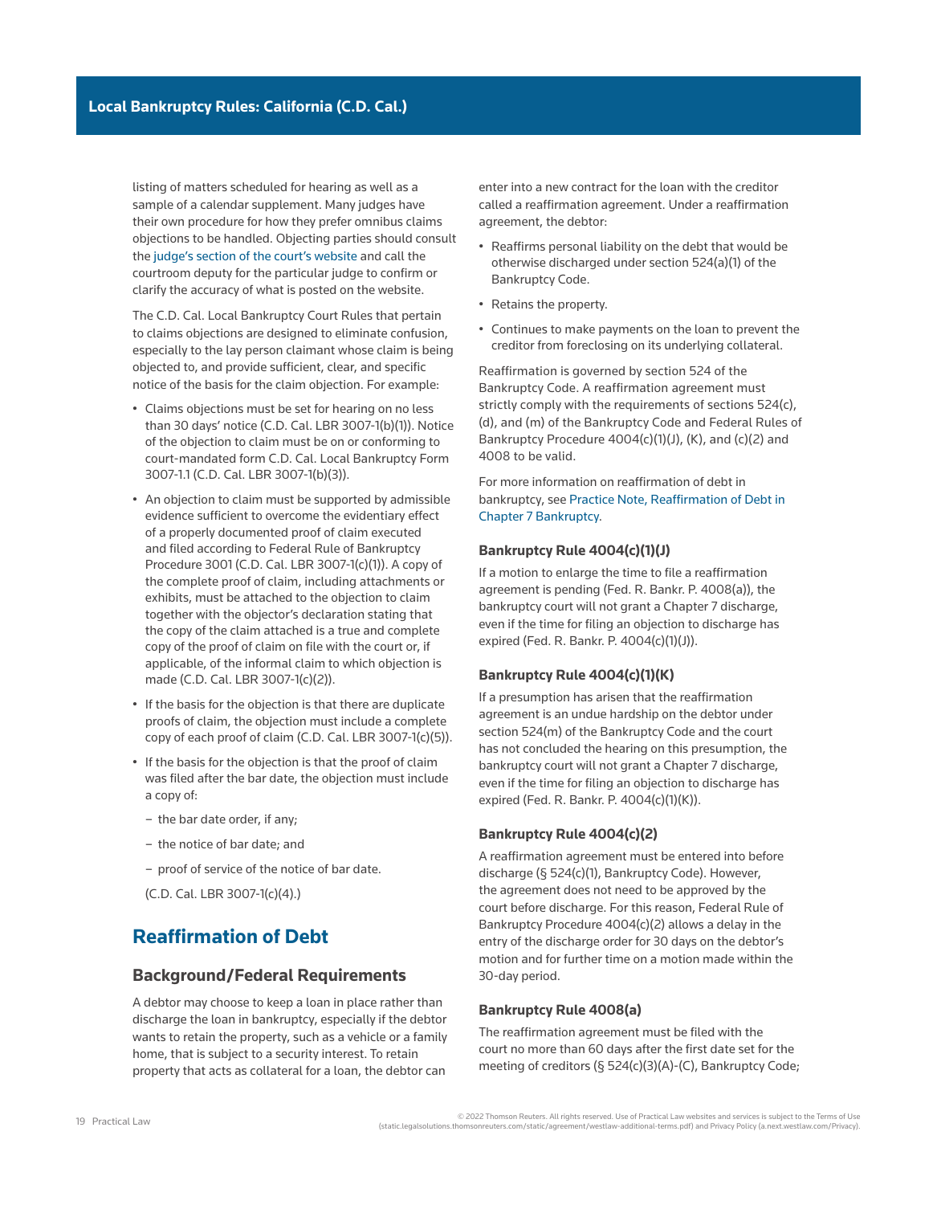listing of matters scheduled for hearing as well as a sample of a calendar supplement. Many judges have their own procedure for how they prefer omnibus claims objections to be handled. Objecting parties should consult the judge's section of the court's website and call the courtroom deputy for the particular judge to confirm or clarify the accuracy of what is posted on the website.

The C.D. Cal. Local Bankruptcy Court Rules that pertain to claims objections are designed to eliminate confusion, especially to the lay person claimant whose claim is being objected to, and provide sufficient, clear, and specific notice of the basis for the claim objection. For example:

- Claims objections must be set for hearing on no less than 30 days' notice (C.D. Cal. LBR 3007-1(b)(1)). Notice of the objection to claim must be on or conforming to court-mandated form C.D. Cal. Local Bankruptcy Form 3007-1.1 (C.D. Cal. LBR 3007-1(b)(3)).
- An objection to claim must be supported by admissible evidence sufficient to overcome the evidentiary effect of a properly documented proof of claim executed and filed according to Federal Rule of Bankruptcy Procedure 3001 (C.D. Cal. LBR 3007-1(c)(1)). A copy of the complete proof of claim, including attachments or exhibits, must be attached to the objection to claim together with the objector's declaration stating that the copy of the claim attached is a true and complete copy of the proof of claim on file with the court or, if applicable, of the informal claim to which objection is made (C.D. Cal. LBR 3007-1(c)(2)).
- If the basis for the objection is that there are duplicate proofs of claim, the objection must include a complete copy of each proof of claim (C.D. Cal. LBR 3007-1(c)(5)).
- If the basis for the objection is that the proof of claim was filed after the bar date, the objection must include a copy of:
  - the bar date order, if any;
  - the notice of bar date; and
  - proof of service of the notice of bar date.

  (C.D. Cal. LBR 3007-1(c)(4).)

## Reaffirmation of Debt

### Background/Federal Requirements

A debtor may choose to keep a loan in place rather than discharge the loan in bankruptcy, especially if the debtor wants to retain the property, such as a vehicle or a family home, that is subject to a security interest. To retain property that acts as collateral for a loan, the debtor can enter into a new contract for the loan with the creditor called a reaffirmation agreement. Under a reaffirmation agreement, the debtor:

- Reaffirms personal liability on the debt that would be otherwise discharged under section 524(a)(1) of the Bankruptcy Code.
- Retains the property.
- Continues to make payments on the loan to prevent the creditor from foreclosing on its underlying collateral.

Reaffirmation is governed by section 524 of the Bankruptcy Code. A reaffirmation agreement must strictly comply with the requirements of sections 524(c), (d), and (m) of the Bankruptcy Code and Federal Rules of Bankruptcy Procedure 4004(c)(1)(J), (K), and (c)(2) and 4008 to be valid.

For more information on reaffirmation of debt in bankruptcy, see Practice Note, Reaffirmation of Debt in Chapter 7 Bankruptcy.

#### Bankruptcy Rule 4004(c)(1)(J)

If a motion to enlarge the time to file a reaffirmation agreement is pending (Fed. R. Bankr. P. 4008(a)), the bankruptcy court will not grant a Chapter 7 discharge, even if the time for filing an objection to discharge has expired (Fed. R. Bankr. P. 4004(c)(1)(J)).

#### Bankruptcy Rule 4004(c)(1)(K)

If a presumption has arisen that the reaffirmation agreement is an undue hardship on the debtor under section 524(m) of the Bankruptcy Code and the court has not concluded the hearing on this presumption, the bankruptcy court will not grant a Chapter 7 discharge, even if the time for filing an objection to discharge has expired (Fed. R. Bankr. P. 4004(c)(1)(K)).

#### Bankruptcy Rule 4004(c)(2)

A reaffirmation agreement must be entered into before discharge (§ 524(c)(1), Bankruptcy Code). However, the agreement does not need to be approved by the court before discharge. For this reason, Federal Rule of Bankruptcy Procedure 4004(c)(2) allows a delay in the entry of the discharge order for 30 days on the debtor's motion and for further time on a motion made within the 30-day period.

#### Bankruptcy Rule 4008(a)

The reaffirmation agreement must be filed with the court no more than 60 days after the first date set for the meeting of creditors (§ 524(c)(3)(A)-(C), Bankruptcy Code;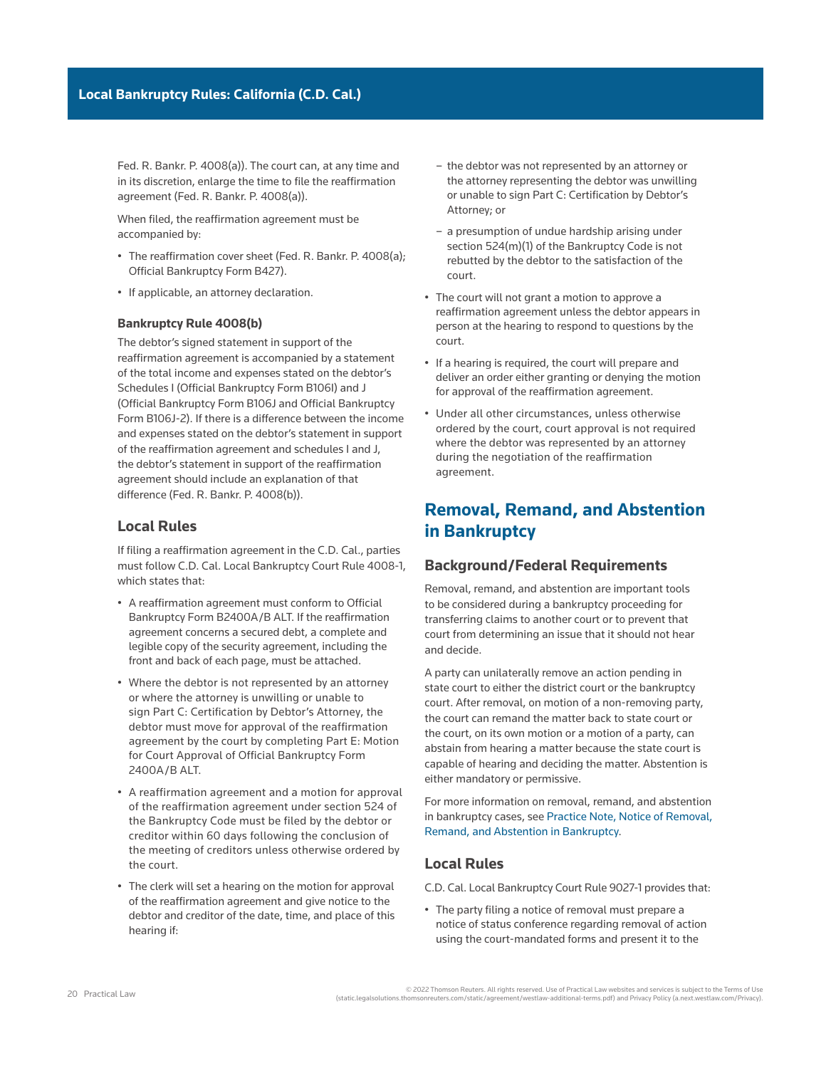Fed. R. Bankr. P. 4008(a)). The court can, at any time and in its discretion, enlarge the time to file the reaffirmation agreement (Fed. R. Bankr. P. 4008(a)).

When filed, the reaffirmation agreement must be accompanied by:

- The reaffirmation cover sheet (Fed. R. Bankr. P. 4008(a); Official Bankruptcy Form B427).
- If applicable, an attorney declaration.

### Bankruptcy Rule 4008(b)

The debtor's signed statement in support of the reaffirmation agreement is accompanied by a statement of the total income and expenses stated on the debtor's Schedules I (Official Bankruptcy Form B106I) and J (Official Bankruptcy Form B106J and Official Bankruptcy Form B106J-2). If there is a difference between the income and expenses stated on the debtor's statement in support of the reaffirmation agreement and schedules I and J, the debtor's statement in support of the reaffirmation agreement should include an explanation of that difference (Fed. R. Bankr. P. 4008(b)).

## Local Rules

If filing a reaffirmation agreement in the C.D. Cal., parties must follow C.D. Cal. Local Bankruptcy Court Rule 4008-1, which states that:

- A reaffirmation agreement must conform to Official Bankruptcy Form B2400A/B ALT. If the reaffirmation agreement concerns a secured debt, a complete and legible copy of the security agreement, including the front and back of each page, must be attached.
- Where the debtor is not represented by an attorney or where the attorney is unwilling or unable to sign Part C: Certification by Debtor's Attorney, the debtor must move for approval of the reaffirmation agreement by the court by completing Part E: Motion for Court Approval of Official Bankruptcy Form 2400A/B ALT.
- A reaffirmation agreement and a motion for approval of the reaffirmation agreement under section 524 of the Bankruptcy Code must be filed by the debtor or creditor within 60 days following the conclusion of the meeting of creditors unless otherwise ordered by the court.
- The clerk will set a hearing on the motion for approval of the reaffirmation agreement and give notice to the debtor and creditor of the date, time, and place of this hearing if:
  - the debtor was not represented by an attorney or the attorney representing the debtor was unwilling or unable to sign Part C: Certification by Debtor's Attorney; or
  - a presumption of undue hardship arising under section 524(m)(1) of the Bankruptcy Code is not rebutted by the debtor to the satisfaction of the court.
- The court will not grant a motion to approve a reaffirmation agreement unless the debtor appears in person at the hearing to respond to questions by the court.
- If a hearing is required, the court will prepare and deliver an order either granting or denying the motion for approval of the reaffirmation agreement.
- Under all other circumstances, unless otherwise ordered by the court, court approval is not required where the debtor was represented by an attorney during the negotiation of the reaffirmation agreement.

# Removal, Remand, and Abstention in Bankruptcy

## Background/Federal Requirements

Removal, remand, and abstention are important tools to be considered during a bankruptcy proceeding for transferring claims to another court or to prevent that court from determining an issue that it should not hear and decide.

A party can unilaterally remove an action pending in state court to either the district court or the bankruptcy court. After removal, on motion of a non-removing party, the court can remand the matter back to state court or the court, on its own motion or a motion of a party, can abstain from hearing a matter because the state court is capable of hearing and deciding the matter. Abstention is either mandatory or permissive.

For more information on removal, remand, and abstention in bankruptcy cases, see Practice Note, Notice of Removal, Remand, and Abstention in Bankruptcy.

## Local Rules

C.D. Cal. Local Bankruptcy Court Rule 9027-1 provides that:

- The party filing a notice of removal must prepare a notice of status conference regarding removal of action using the court-mandated forms and present it to the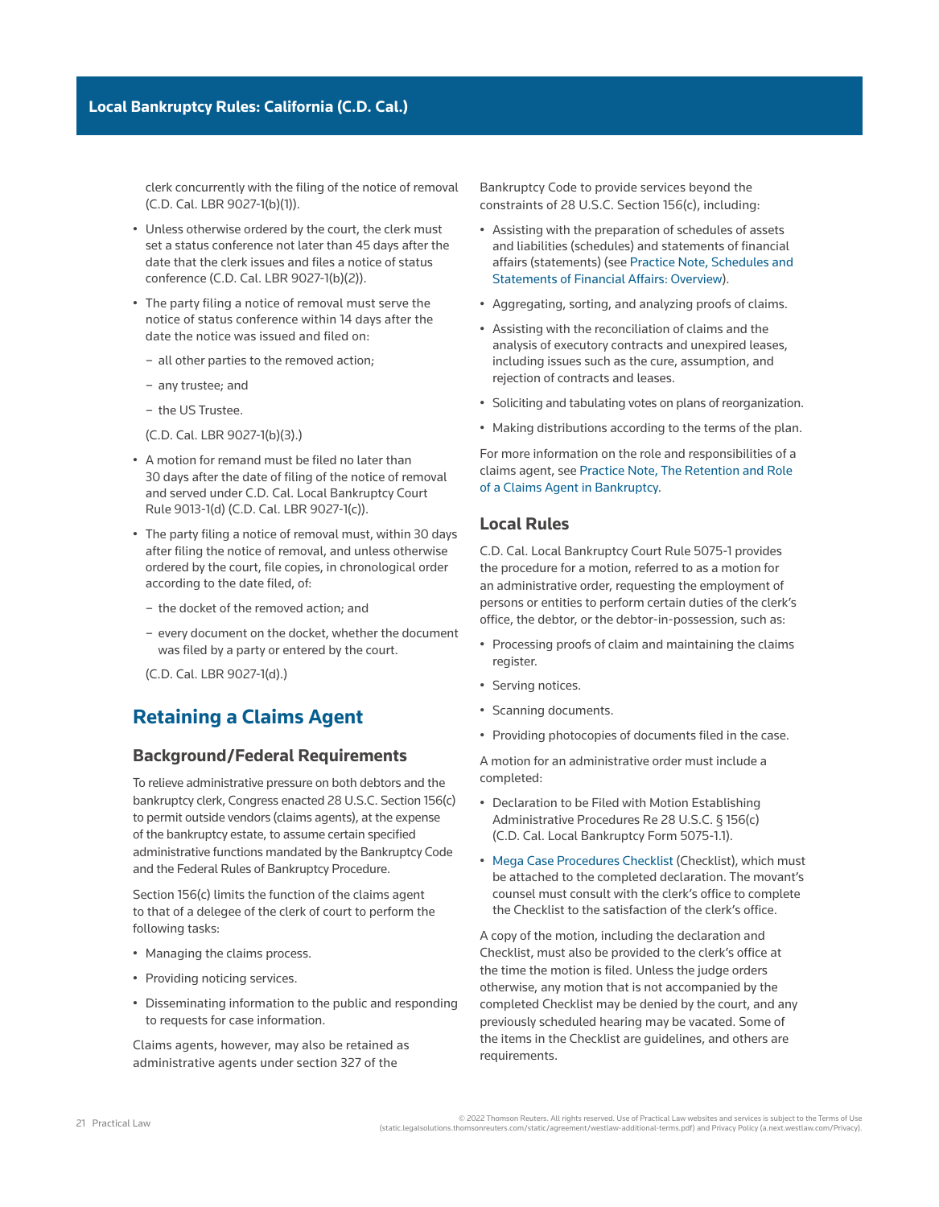clerk concurrently with the filing of the notice of removal (C.D. Cal. LBR 9027-1(b)(1)).

- Unless otherwise ordered by the court, the clerk must set a status conference not later than 45 days after the date that the clerk issues and files a notice of status conference (C.D. Cal. LBR 9027-1(b)(2)).
- The party filing a notice of removal must serve the notice of status conference within 14 days after the date the notice was issued and filed on:
  - all other parties to the removed action;
  - any trustee; and
  - the US Trustee.

  (C.D. Cal. LBR 9027-1(b)(3).)
- A motion for remand must be filed no later than 30 days after the date of filing of the notice of removal and served under C.D. Cal. Local Bankruptcy Court Rule 9013-1(d) (C.D. Cal. LBR 9027-1(c)).
- The party filing a notice of removal must, within 30 days after filing the notice of removal, and unless otherwise ordered by the court, file copies, in chronological order according to the date filed, of:
  - the docket of the removed action; and
  - every document on the docket, whether the document was filed by a party or entered by the court.

  (C.D. Cal. LBR 9027-1(d).)

## Retaining a Claims Agent

### Background/Federal Requirements

To relieve administrative pressure on both debtors and the bankruptcy clerk, Congress enacted 28 U.S.C. Section 156(c) to permit outside vendors (claims agents), at the expense of the bankruptcy estate, to assume certain specified administrative functions mandated by the Bankruptcy Code and the Federal Rules of Bankruptcy Procedure.

Section 156(c) limits the function of the claims agent to that of a delegee of the clerk of court to perform the following tasks:

- Managing the claims process.
- Providing noticing services.
- Disseminating information to the public and responding to requests for case information.

Claims agents, however, may also be retained as administrative agents under section 327 of the Bankruptcy Code to provide services beyond the constraints of 28 U.S.C. Section 156(c), including:

- Assisting with the preparation of schedules of assets and liabilities (schedules) and statements of financial affairs (statements) (see Practice Note, Schedules and Statements of Financial Affairs: Overview).
- Aggregating, sorting, and analyzing proofs of claims.
- Assisting with the reconciliation of claims and the analysis of executory contracts and unexpired leases, including issues such as the cure, assumption, and rejection of contracts and leases.
- Soliciting and tabulating votes on plans of reorganization.
- Making distributions according to the terms of the plan.

For more information on the role and responsibilities of a claims agent, see Practice Note, The Retention and Role of a Claims Agent in Bankruptcy.

### Local Rules

C.D. Cal. Local Bankruptcy Court Rule 5075-1 provides the procedure for a motion, referred to as a motion for an administrative order, requesting the employment of persons or entities to perform certain duties of the clerk's office, the debtor, or the debtor-in-possession, such as:

- Processing proofs of claim and maintaining the claims register.
- Serving notices.
- Scanning documents.
- Providing photocopies of documents filed in the case.

A motion for an administrative order must include a completed:

- Declaration to be Filed with Motion Establishing Administrative Procedures Re 28 U.S.C. § 156(c) (C.D. Cal. Local Bankruptcy Form 5075-1.1).
- Mega Case Procedures Checklist (Checklist), which must be attached to the completed declaration. The movant's counsel must consult with the clerk's office to complete the Checklist to the satisfaction of the clerk's office.

A copy of the motion, including the declaration and Checklist, must also be provided to the clerk's office at the time the motion is filed. Unless the judge orders otherwise, any motion that is not accompanied by the completed Checklist may be denied by the court, and any previously scheduled hearing may be vacated. Some of the items in the Checklist are guidelines, and others are requirements.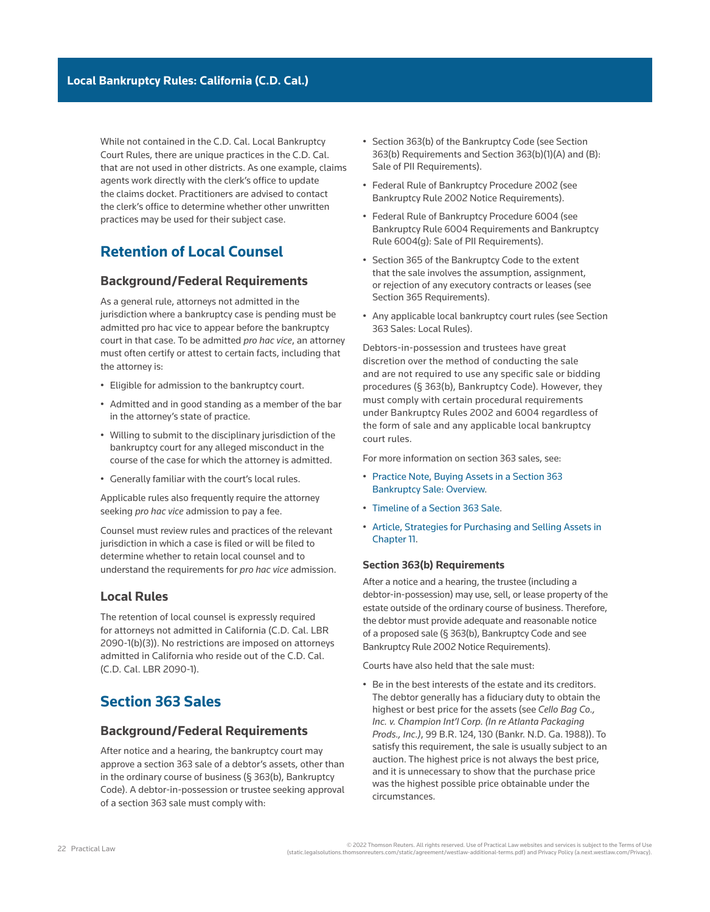While not contained in the C.D. Cal. Local Bankruptcy Court Rules, there are unique practices in the C.D. Cal. that are not used in other districts. As one example, claims agents work directly with the clerk's office to update the claims docket. Practitioners are advised to contact the clerk's office to determine whether other unwritten practices may be used for their subject case.

## Retention of Local Counsel

### Background/Federal Requirements

As a general rule, attorneys not admitted in the jurisdiction where a bankruptcy case is pending must be admitted pro hac vice to appear before the bankruptcy court in that case. To be admitted *pro hac vice*, an attorney must often certify or attest to certain facts, including that the attorney is:

- Eligible for admission to the bankruptcy court.
- Admitted and in good standing as a member of the bar in the attorney's state of practice.
- Willing to submit to the disciplinary jurisdiction of the bankruptcy court for any alleged misconduct in the course of the case for which the attorney is admitted.
- Generally familiar with the court's local rules.

Applicable rules also frequently require the attorney seeking *pro hac vice* admission to pay a fee.

Counsel must review rules and practices of the relevant jurisdiction in which a case is filed or will be filed to determine whether to retain local counsel and to understand the requirements for *pro hac vice* admission.

### Local Rules

The retention of local counsel is expressly required for attorneys not admitted in California (C.D. Cal. LBR 2090-1(b)(3)). No restrictions are imposed on attorneys admitted in California who reside out of the C.D. Cal. (C.D. Cal. LBR 2090-1).

## Section 363 Sales

### Background/Federal Requirements

After notice and a hearing, the bankruptcy court may approve a section 363 sale of a debtor's assets, other than in the ordinary course of business (§ 363(b), Bankruptcy Code). A debtor-in-possession or trustee seeking approval of a section 363 sale must comply with:

- Section 363(b) of the Bankruptcy Code (see Section 363(b) Requirements and Section 363(b)(1)(A) and (B): Sale of PII Requirements).
- Federal Rule of Bankruptcy Procedure 2002 (see Bankruptcy Rule 2002 Notice Requirements).
- Federal Rule of Bankruptcy Procedure 6004 (see Bankruptcy Rule 6004 Requirements and Bankruptcy Rule 6004(g): Sale of PII Requirements).
- Section 365 of the Bankruptcy Code to the extent that the sale involves the assumption, assignment, or rejection of any executory contracts or leases (see Section 365 Requirements).
- Any applicable local bankruptcy court rules (see Section 363 Sales: Local Rules).

Debtors-in-possession and trustees have great discretion over the method of conducting the sale and are not required to use any specific sale or bidding procedures (§ 363(b), Bankruptcy Code). However, they must comply with certain procedural requirements under Bankruptcy Rules 2002 and 6004 regardless of the form of sale and any applicable local bankruptcy court rules.

For more information on section 363 sales, see:

- Practice Note, Buying Assets in a Section 363 Bankruptcy Sale: Overview.
- Timeline of a Section 363 Sale.
- Article, Strategies for Purchasing and Selling Assets in Chapter 11.

#### Section 363(b) Requirements

After a notice and a hearing, the trustee (including a debtor-in-possession) may use, sell, or lease property of the estate outside of the ordinary course of business. Therefore, the debtor must provide adequate and reasonable notice of a proposed sale (§ 363(b), Bankruptcy Code and see Bankruptcy Rule 2002 Notice Requirements).

Courts have also held that the sale must:

- Be in the best interests of the estate and its creditors. The debtor generally has a fiduciary duty to obtain the highest or best price for the assets (see *Cello Bag Co., Inc. v. Champion Int'l Corp. (In re Atlanta Packaging Prods., Inc.)*, 99 B.R. 124, 130 (Bankr. N.D. Ga. 1988)). To satisfy this requirement, the sale is usually subject to an auction. The highest price is not always the best price, and it is unnecessary to show that the purchase price was the highest possible price obtainable under the circumstances.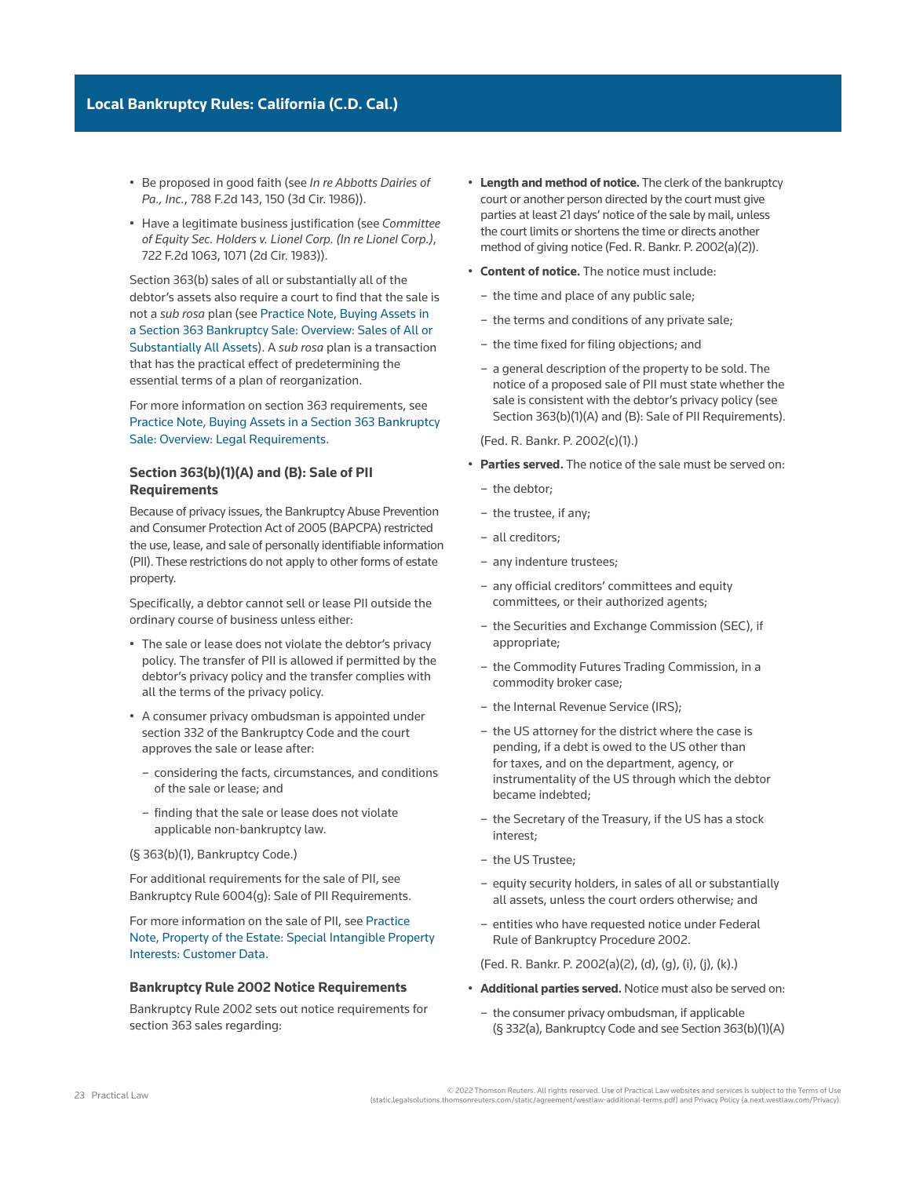- Be proposed in good faith (see *In re Abbotts Dairies of Pa., Inc.*, 788 F.2d 143, 150 (3d Cir. 1986)).
- Have a legitimate business justification (see *Committee of Equity Sec. Holders v. Lionel Corp. (In re Lionel Corp.)*, 722 F.2d 1063, 1071 (2d Cir. 1983)).

Section 363(b) sales of all or substantially all of the debtor's assets also require a court to find that the sale is not a *sub rosa* plan (see Practice Note, Buying Assets in a Section 363 Bankruptcy Sale: Overview: Sales of All or Substantially All Assets). A *sub rosa* plan is a transaction that has the practical effect of predetermining the essential terms of a plan of reorganization.

For more information on section 363 requirements, see Practice Note, Buying Assets in a Section 363 Bankruptcy Sale: Overview: Legal Requirements.

### Section 363(b)(1)(A) and (B): Sale of PII Requirements

Because of privacy issues, the Bankruptcy Abuse Prevention and Consumer Protection Act of 2005 (BAPCPA) restricted the use, lease, and sale of personally identifiable information (PII). These restrictions do not apply to other forms of estate property.

Specifically, a debtor cannot sell or lease PII outside the ordinary course of business unless either:

- The sale or lease does not violate the debtor's privacy policy. The transfer of PII is allowed if permitted by the debtor's privacy policy and the transfer complies with all the terms of the privacy policy.
- A consumer privacy ombudsman is appointed under section 332 of the Bankruptcy Code and the court approves the sale or lease after:
  - considering the facts, circumstances, and conditions of the sale or lease; and
  - finding that the sale or lease does not violate applicable non-bankruptcy law.

(§ 363(b)(1), Bankruptcy Code.)

For additional requirements for the sale of PII, see Bankruptcy Rule 6004(g): Sale of PII Requirements.

For more information on the sale of PII, see Practice Note, Property of the Estate: Special Intangible Property Interests: Customer Data.

### Bankruptcy Rule 2002 Notice Requirements

Bankruptcy Rule 2002 sets out notice requirements for section 363 sales regarding:

- **Length and method of notice.** The clerk of the bankruptcy court or another person directed by the court must give parties at least 21 days' notice of the sale by mail, unless the court limits or shortens the time or directs another method of giving notice (Fed. R. Bankr. P. 2002(a)(2)).
- **Content of notice.** The notice must include:
  - the time and place of any public sale;
  - the terms and conditions of any private sale;
  - the time fixed for filing objections; and
  - a general description of the property to be sold. The notice of a proposed sale of PII must state whether the sale is consistent with the debtor's privacy policy (see Section 363(b)(1)(A) and (B): Sale of PII Requirements).

  (Fed. R. Bankr. P. 2002(c)(1).)
- **Parties served.** The notice of the sale must be served on:
  - the debtor;
  - the trustee, if any;
  - all creditors;
  - any indenture trustees;
  - any official creditors' committees and equity committees, or their authorized agents;
  - the Securities and Exchange Commission (SEC), if appropriate;
  - the Commodity Futures Trading Commission, in a commodity broker case;
  - the Internal Revenue Service (IRS);
  - the US attorney for the district where the case is pending, if a debt is owed to the US other than for taxes, and on the department, agency, or instrumentality of the US through which the debtor became indebted;
  - the Secretary of the Treasury, if the US has a stock interest;
  - the US Trustee;
  - equity security holders, in sales of all or substantially all assets, unless the court orders otherwise; and
  - entities who have requested notice under Federal Rule of Bankruptcy Procedure 2002.

  (Fed. R. Bankr. P. 2002(a)(2), (d), (g), (i), (j), (k).)
- **Additional parties served.** Notice must also be served on:
  - the consumer privacy ombudsman, if applicable (§ 332(a), Bankruptcy Code and see Section 363(b)(1)(A)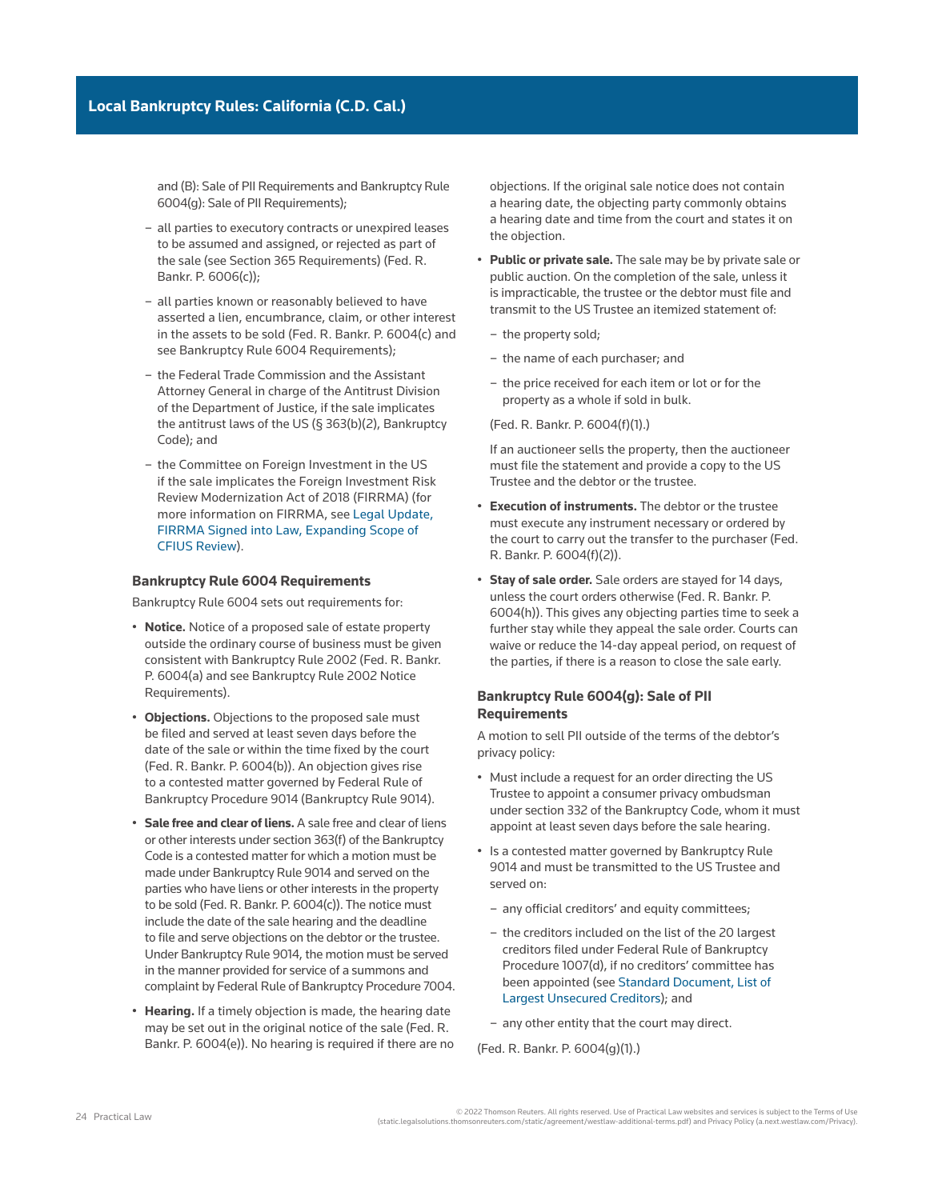and (B): Sale of PII Requirements and Bankruptcy Rule 6004(g): Sale of PII Requirements);

- all parties to executory contracts or unexpired leases to be assumed and assigned, or rejected as part of the sale (see Section 365 Requirements) (Fed. R. Bankr. P. 6006(c));
- all parties known or reasonably believed to have asserted a lien, encumbrance, claim, or other interest in the assets to be sold (Fed. R. Bankr. P. 6004(c) and see Bankruptcy Rule 6004 Requirements);
- the Federal Trade Commission and the Assistant Attorney General in charge of the Antitrust Division of the Department of Justice, if the sale implicates the antitrust laws of the US (§ 363(b)(2), Bankruptcy Code); and
- the Committee on Foreign Investment in the US if the sale implicates the Foreign Investment Risk Review Modernization Act of 2018 (FIRRMA) (for more information on FIRRMA, see Legal Update, FIRRMA Signed into Law, Expanding Scope of CFIUS Review).

### Bankruptcy Rule 6004 Requirements

Bankruptcy Rule 6004 sets out requirements for:

- **Notice.** Notice of a proposed sale of estate property outside the ordinary course of business must be given consistent with Bankruptcy Rule 2002 (Fed. R. Bankr. P. 6004(a) and see Bankruptcy Rule 2002 Notice Requirements).
- **Objections.** Objections to the proposed sale must be filed and served at least seven days before the date of the sale or within the time fixed by the court (Fed. R. Bankr. P. 6004(b)). An objection gives rise to a contested matter governed by Federal Rule of Bankruptcy Procedure 9014 (Bankruptcy Rule 9014).
- **Sale free and clear of liens.** A sale free and clear of liens or other interests under section 363(f) of the Bankruptcy Code is a contested matter for which a motion must be made under Bankruptcy Rule 9014 and served on the parties who have liens or other interests in the property to be sold (Fed. R. Bankr. P. 6004(c)). The notice must include the date of the sale hearing and the deadline to file and serve objections on the debtor or the trustee. Under Bankruptcy Rule 9014, the motion must be served in the manner provided for service of a summons and complaint by Federal Rule of Bankruptcy Procedure 7004.
- **Hearing.** If a timely objection is made, the hearing date may be set out in the original notice of the sale (Fed. R. Bankr. P. 6004(e)). No hearing is required if there are no objections. If the original sale notice does not contain a hearing date, the objecting party commonly obtains a hearing date and time from the court and states it on the objection.
- **Public or private sale.** The sale may be by private sale or public auction. On the completion of the sale, unless it is impracticable, the trustee or the debtor must file and transmit to the US Trustee an itemized statement of:
  - the property sold;
  - the name of each purchaser; and
  - the price received for each item or lot or for the property as a whole if sold in bulk.

  (Fed. R. Bankr. P. 6004(f)(1).)

  If an auctioneer sells the property, then the auctioneer must file the statement and provide a copy to the US Trustee and the debtor or the trustee.
- **Execution of instruments.** The debtor or the trustee must execute any instrument necessary or ordered by the court to carry out the transfer to the purchaser (Fed. R. Bankr. P. 6004(f)(2)).
- **Stay of sale order.** Sale orders are stayed for 14 days, unless the court orders otherwise (Fed. R. Bankr. P. 6004(h)). This gives any objecting parties time to seek a further stay while they appeal the sale order. Courts can waive or reduce the 14-day appeal period, on request of the parties, if there is a reason to close the sale early.

### Bankruptcy Rule 6004(g): Sale of PII Requirements

A motion to sell PII outside of the terms of the debtor's privacy policy:

- Must include a request for an order directing the US Trustee to appoint a consumer privacy ombudsman under section 332 of the Bankruptcy Code, whom it must appoint at least seven days before the sale hearing.
- Is a contested matter governed by Bankruptcy Rule 9014 and must be transmitted to the US Trustee and served on:
  - any official creditors' and equity committees;
  - the creditors included on the list of the 20 largest creditors filed under Federal Rule of Bankruptcy Procedure 1007(d), if no creditors' committee has been appointed (see Standard Document, List of Largest Unsecured Creditors); and
  - any other entity that the court may direct.

(Fed. R. Bankr. P. 6004(g)(1).)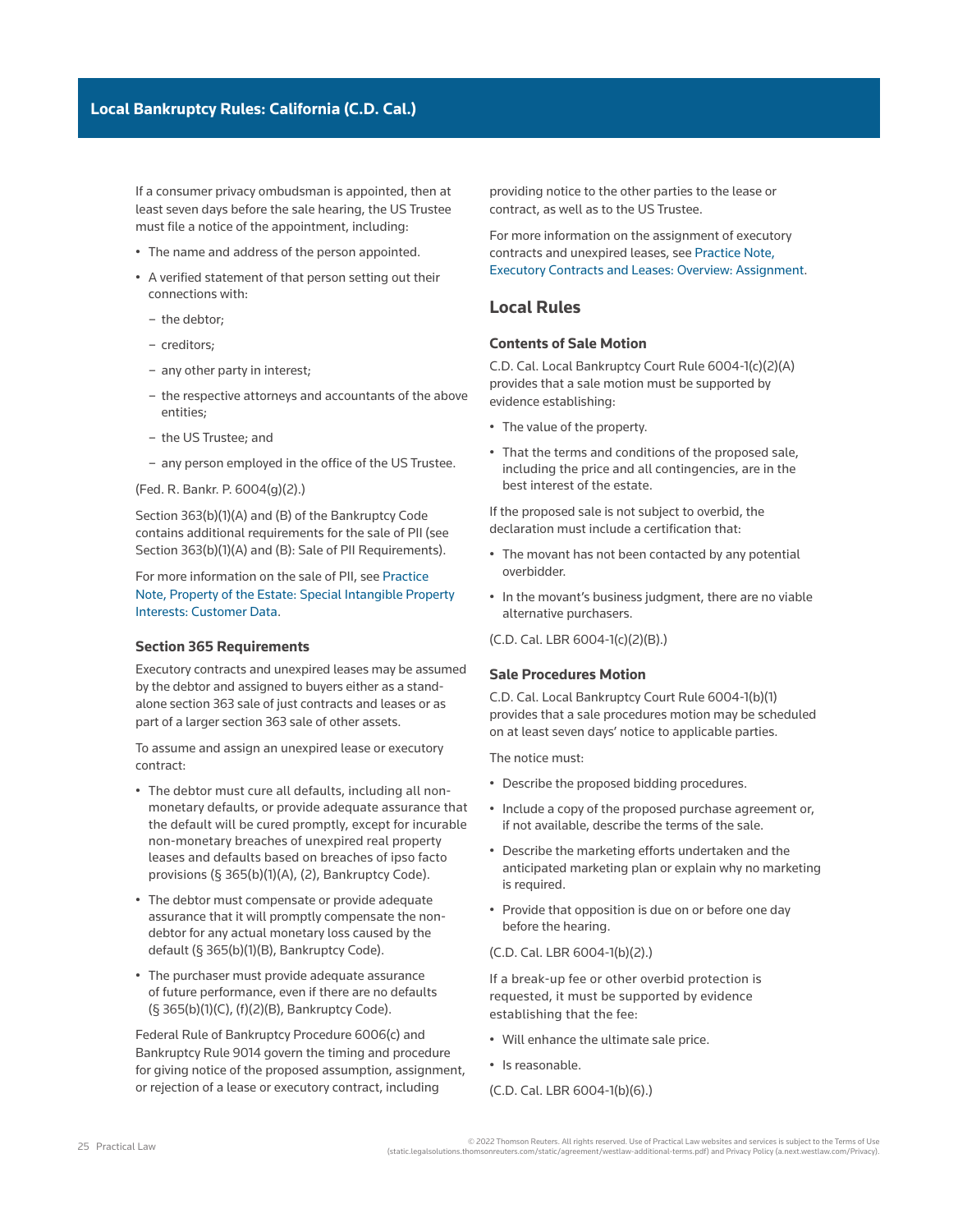If a consumer privacy ombudsman is appointed, then at least seven days before the sale hearing, the US Trustee must file a notice of the appointment, including:

- The name and address of the person appointed.
- A verified statement of that person setting out their connections with:
  - the debtor;
  - creditors;
  - any other party in interest;
  - the respective attorneys and accountants of the above entities;
  - the US Trustee; and
  - any person employed in the office of the US Trustee.

(Fed. R. Bankr. P. 6004(g)(2).)

Section 363(b)(1)(A) and (B) of the Bankruptcy Code contains additional requirements for the sale of PII (see Section 363(b)(1)(A) and (B): Sale of PII Requirements).

For more information on the sale of PII, see Practice Note, Property of the Estate: Special Intangible Property Interests: Customer Data.

### Section 365 Requirements

Executory contracts and unexpired leases may be assumed by the debtor and assigned to buyers either as a stand-alone section 363 sale of just contracts and leases or as part of a larger section 363 sale of other assets.

To assume and assign an unexpired lease or executory contract:

- The debtor must cure all defaults, including all non-monetary defaults, or provide adequate assurance that the default will be cured promptly, except for incurable non-monetary breaches of unexpired real property leases and defaults based on breaches of ipso facto provisions (§ 365(b)(1)(A), (2), Bankruptcy Code).
- The debtor must compensate or provide adequate assurance that it will promptly compensate the non-debtor for any actual monetary loss caused by the default (§ 365(b)(1)(B), Bankruptcy Code).
- The purchaser must provide adequate assurance of future performance, even if there are no defaults (§ 365(b)(1)(C), (f)(2)(B), Bankruptcy Code).

Federal Rule of Bankruptcy Procedure 6006(c) and Bankruptcy Rule 9014 govern the timing and procedure for giving notice of the proposed assumption, assignment, or rejection of a lease or executory contract, including providing notice to the other parties to the lease or contract, as well as to the US Trustee.

For more information on the assignment of executory contracts and unexpired leases, see Practice Note, Executory Contracts and Leases: Overview: Assignment.

## Local Rules

### Contents of Sale Motion

C.D. Cal. Local Bankruptcy Court Rule 6004-1(c)(2)(A) provides that a sale motion must be supported by evidence establishing:

- The value of the property.
- That the terms and conditions of the proposed sale, including the price and all contingencies, are in the best interest of the estate.

If the proposed sale is not subject to overbid, the declaration must include a certification that:

- The movant has not been contacted by any potential overbidder.
- In the movant's business judgment, there are no viable alternative purchasers.

(C.D. Cal. LBR 6004-1(c)(2)(B).)

### Sale Procedures Motion

C.D. Cal. Local Bankruptcy Court Rule 6004-1(b)(1) provides that a sale procedures motion may be scheduled on at least seven days' notice to applicable parties.

The notice must:

- Describe the proposed bidding procedures.
- Include a copy of the proposed purchase agreement or, if not available, describe the terms of the sale.
- Describe the marketing efforts undertaken and the anticipated marketing plan or explain why no marketing is required.
- Provide that opposition is due on or before one day before the hearing.

(C.D. Cal. LBR 6004-1(b)(2).)

If a break-up fee or other overbid protection is requested, it must be supported by evidence establishing that the fee:

- Will enhance the ultimate sale price.
- Is reasonable.

(C.D. Cal. LBR 6004-1(b)(6).)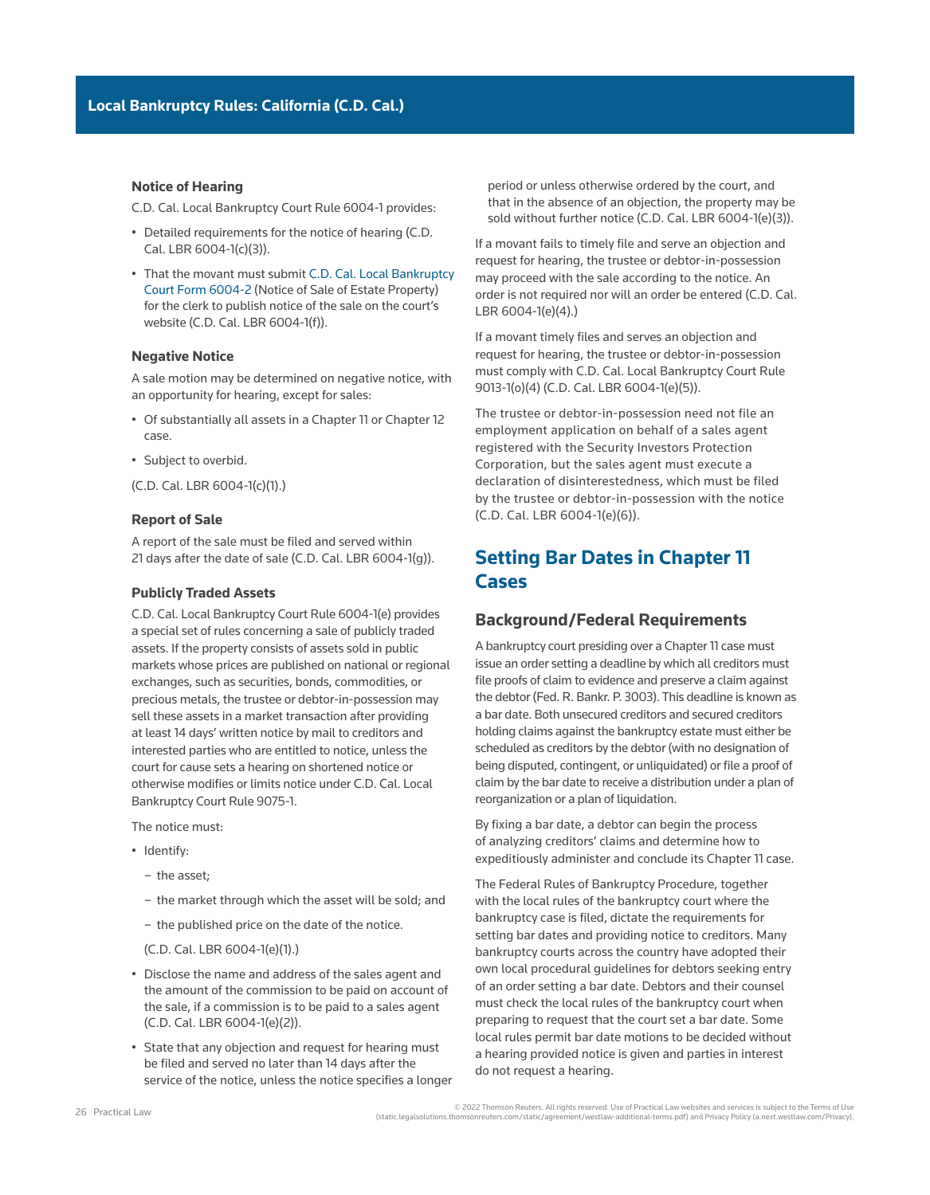### Notice of Hearing

C.D. Cal. Local Bankruptcy Court Rule 6004-1 provides:

- Detailed requirements for the notice of hearing (C.D. Cal. LBR 6004-1(c)(3)).
- That the movant must submit C.D. Cal. Local Bankruptcy Court Form 6004-2 (Notice of Sale of Estate Property) for the clerk to publish notice of the sale on the court's website (C.D. Cal. LBR 6004-1(f)).

### Negative Notice

A sale motion may be determined on negative notice, with an opportunity for hearing, except for sales:

- Of substantially all assets in a Chapter 11 or Chapter 12 case.
- Subject to overbid.

(C.D. Cal. LBR 6004-1(c)(1).)

### Report of Sale

A report of the sale must be filed and served within 21 days after the date of sale (C.D. Cal. LBR 6004-1(g)).

### Publicly Traded Assets

C.D. Cal. Local Bankruptcy Court Rule 6004-1(e) provides a special set of rules concerning a sale of publicly traded assets. If the property consists of assets sold in public markets whose prices are published on national or regional exchanges, such as securities, bonds, commodities, or precious metals, the trustee or debtor-in-possession may sell these assets in a market transaction after providing at least 14 days' written notice by mail to creditors and interested parties who are entitled to notice, unless the court for cause sets a hearing on shortened notice or otherwise modifies or limits notice under C.D. Cal. Local Bankruptcy Court Rule 9075-1.

The notice must:

- Identify:
  - the asset;
  - the market through which the asset will be sold; and
  - the published price on the date of the notice.

  (C.D. Cal. LBR 6004-1(e)(1).)
- Disclose the name and address of the sales agent and the amount of the commission to be paid on account of the sale, if a commission is to be paid to a sales agent (C.D. Cal. LBR 6004-1(e)(2)).
- State that any objection and request for hearing must be filed and served no later than 14 days after the service of the notice, unless the notice specifies a longer period or unless otherwise ordered by the court, and that in the absence of an objection, the property may be sold without further notice (C.D. Cal. LBR 6004-1(e)(3)).

If a movant fails to timely file and serve an objection and request for hearing, the trustee or debtor-in-possession may proceed with the sale according to the notice. An order is not required nor will an order be entered (C.D. Cal. LBR 6004-1(e)(4).)

If a movant timely files and serves an objection and request for hearing, the trustee or debtor-in-possession must comply with C.D. Cal. Local Bankruptcy Court Rule 9013-1(o)(4) (C.D. Cal. LBR 6004-1(e)(5)).

The trustee or debtor-in-possession need not file an employment application on behalf of a sales agent registered with the Security Investors Protection Corporation, but the sales agent must execute a declaration of disinterestedness, which must be filed by the trustee or debtor-in-possession with the notice (C.D. Cal. LBR 6004-1(e)(6)).

## Setting Bar Dates in Chapter 11 Cases

### Background/Federal Requirements

A bankruptcy court presiding over a Chapter 11 case must issue an order setting a deadline by which all creditors must file proofs of claim to evidence and preserve a claim against the debtor (Fed. R. Bankr. P. 3003). This deadline is known as a bar date. Both unsecured creditors and secured creditors holding claims against the bankruptcy estate must either be scheduled as creditors by the debtor (with no designation of being disputed, contingent, or unliquidated) or file a proof of claim by the bar date to receive a distribution under a plan of reorganization or a plan of liquidation.

By fixing a bar date, a debtor can begin the process of analyzing creditors' claims and determine how to expeditiously administer and conclude its Chapter 11 case.

The Federal Rules of Bankruptcy Procedure, together with the local rules of the bankruptcy court where the bankruptcy case is filed, dictate the requirements for setting bar dates and providing notice to creditors. Many bankruptcy courts across the country have adopted their own local procedural guidelines for debtors seeking entry of an order setting a bar date. Debtors and their counsel must check the local rules of the bankruptcy court when preparing to request that the court set a bar date. Some local rules permit bar date motions to be decided without a hearing provided notice is given and parties in interest do not request a hearing.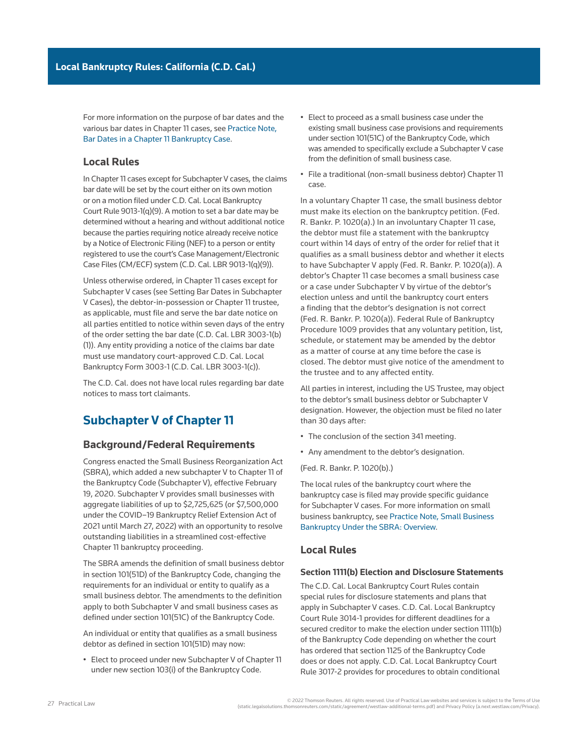For more information on the purpose of bar dates and the various bar dates in Chapter 11 cases, see Practice Note, Bar Dates in a Chapter 11 Bankruptcy Case.

### Local Rules

In Chapter 11 cases except for Subchapter V cases, the claims bar date will be set by the court either on its own motion or on a motion filed under C.D. Cal. Local Bankruptcy Court Rule 9013-1(q)(9). A motion to set a bar date may be determined without a hearing and without additional notice because the parties requiring notice already receive notice by a Notice of Electronic Filing (NEF) to a person or entity registered to use the court's Case Management/Electronic Case Files (CM/ECF) system (C.D. Cal. LBR 9013-1(q)(9)).

Unless otherwise ordered, in Chapter 11 cases except for Subchapter V cases (see Setting Bar Dates in Subchapter V Cases), the debtor-in-possession or Chapter 11 trustee, as applicable, must file and serve the bar date notice on all parties entitled to notice within seven days of the entry of the order setting the bar date (C.D. Cal. LBR 3003-1(b)(1)). Any entity providing a notice of the claims bar date must use mandatory court-approved C.D. Cal. Local Bankruptcy Form 3003-1 (C.D. Cal. LBR 3003-1(c)).

The C.D. Cal. does not have local rules regarding bar date notices to mass tort claimants.

## Subchapter V of Chapter 11

### Background/Federal Requirements

Congress enacted the Small Business Reorganization Act (SBRA), which added a new subchapter V to Chapter 11 of the Bankruptcy Code (Subchapter V), effective February 19, 2020. Subchapter V provides small businesses with aggregate liabilities of up to $2,725,625 (or $7,500,000 under the COVID–19 Bankruptcy Relief Extension Act of 2021 until March 27, 2022) with an opportunity to resolve outstanding liabilities in a streamlined cost-effective Chapter 11 bankruptcy proceeding.

The SBRA amends the definition of small business debtor in section 101(51D) of the Bankruptcy Code, changing the requirements for an individual or entity to qualify as a small business debtor. The amendments to the definition apply to both Subchapter V and small business cases as defined under section 101(51C) of the Bankruptcy Code.

An individual or entity that qualifies as a small business debtor as defined in section 101(51D) may now:

- Elect to proceed under new Subchapter V of Chapter 11 under new section 103(i) of the Bankruptcy Code.
- Elect to proceed as a small business case under the existing small business case provisions and requirements under section 101(51C) of the Bankruptcy Code, which was amended to specifically exclude a Subchapter V case from the definition of small business case.
- File a traditional (non-small business debtor) Chapter 11 case.

In a voluntary Chapter 11 case, the small business debtor must make its election on the bankruptcy petition. (Fed. R. Bankr. P. 1020(a).) In an involuntary Chapter 11 case, the debtor must file a statement with the bankruptcy court within 14 days of entry of the order for relief that it qualifies as a small business debtor and whether it elects to have Subchapter V apply (Fed. R. Bankr. P. 1020(a)). A debtor's Chapter 11 case becomes a small business case or a case under Subchapter V by virtue of the debtor's election unless and until the bankruptcy court enters a finding that the debtor's designation is not correct (Fed. R. Bankr. P. 1020(a)). Federal Rule of Bankruptcy Procedure 1009 provides that any voluntary petition, list, schedule, or statement may be amended by the debtor as a matter of course at any time before the case is closed. The debtor must give notice of the amendment to the trustee and to any affected entity.

All parties in interest, including the US Trustee, may object to the debtor's small business debtor or Subchapter V designation. However, the objection must be filed no later than 30 days after:

- The conclusion of the section 341 meeting.
- Any amendment to the debtor's designation.

(Fed. R. Bankr. P. 1020(b).)

The local rules of the bankruptcy court where the bankruptcy case is filed may provide specific guidance for Subchapter V cases. For more information on small business bankruptcy, see Practice Note, Small Business Bankruptcy Under the SBRA: Overview.

### Local Rules

#### Section 1111(b) Election and Disclosure Statements

The C.D. Cal. Local Bankruptcy Court Rules contain special rules for disclosure statements and plans that apply in Subchapter V cases. C.D. Cal. Local Bankruptcy Court Rule 3014-1 provides for different deadlines for a secured creditor to make the election under section 1111(b) of the Bankruptcy Code depending on whether the court has ordered that section 1125 of the Bankruptcy Code does or does not apply. C.D. Cal. Local Bankruptcy Court Rule 3017-2 provides for procedures to obtain conditional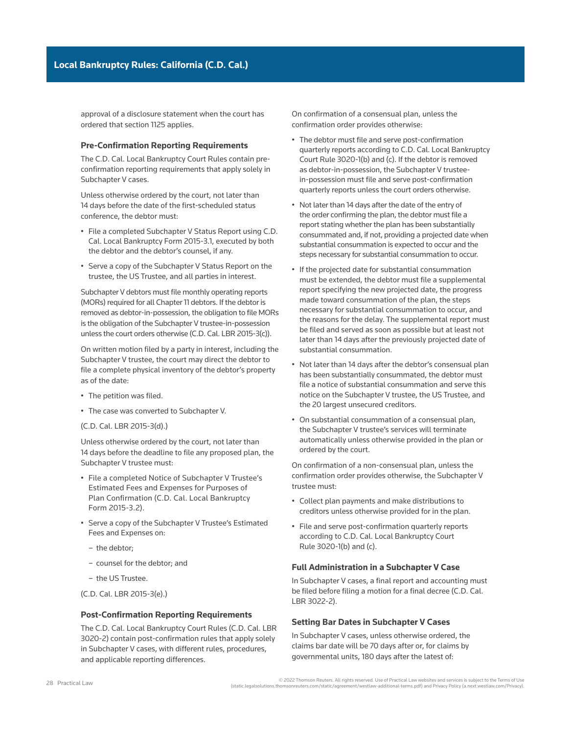approval of a disclosure statement when the court has ordered that section 1125 applies.

### Pre-Confirmation Reporting Requirements

The C.D. Cal. Local Bankruptcy Court Rules contain pre-confirmation reporting requirements that apply solely in Subchapter V cases.

Unless otherwise ordered by the court, not later than 14 days before the date of the first-scheduled status conference, the debtor must:

- File a completed Subchapter V Status Report using C.D. Cal. Local Bankruptcy Form 2015-3.1, executed by both the debtor and the debtor's counsel, if any.
- Serve a copy of the Subchapter V Status Report on the trustee, the US Trustee, and all parties in interest.

Subchapter V debtors must file monthly operating reports (MORs) required for all Chapter 11 debtors. If the debtor is removed as debtor-in-possession, the obligation to file MORs is the obligation of the Subchapter V trustee-in-possession unless the court orders otherwise (C.D. Cal. LBR 2015-3(c)).

On written motion filed by a party in interest, including the Subchapter V trustee, the court may direct the debtor to file a complete physical inventory of the debtor's property as of the date:

- The petition was filed.
- The case was converted to Subchapter V.

(C.D. Cal. LBR 2015-3(d).)

Unless otherwise ordered by the court, not later than 14 days before the deadline to file any proposed plan, the Subchapter V trustee must:

- File a completed Notice of Subchapter V Trustee's Estimated Fees and Expenses for Purposes of Plan Confirmation (C.D. Cal. Local Bankruptcy Form 2015-3.2).
- Serve a copy of the Subchapter V Trustee's Estimated Fees and Expenses on:
  - the debtor;
  - counsel for the debtor; and
  - the US Trustee.

(C.D. Cal. LBR 2015-3(e).)

### Post-Confirmation Reporting Requirements

The C.D. Cal. Local Bankruptcy Court Rules (C.D. Cal. LBR 3020-2) contain post-confirmation rules that apply solely in Subchapter V cases, with different rules, procedures, and applicable reporting differences.

On confirmation of a consensual plan, unless the confirmation order provides otherwise:

- The debtor must file and serve post-confirmation quarterly reports according to C.D. Cal. Local Bankruptcy Court Rule 3020-1(b) and (c). If the debtor is removed as debtor-in-possession, the Subchapter V trustee-in-possession must file and serve post-confirmation quarterly reports unless the court orders otherwise.
- Not later than 14 days after the date of the entry of the order confirming the plan, the debtor must file a report stating whether the plan has been substantially consummated and, if not, providing a projected date when substantial consummation is expected to occur and the steps necessary for substantial consummation to occur.
- If the projected date for substantial consummation must be extended, the debtor must file a supplemental report specifying the new projected date, the progress made toward consummation of the plan, the steps necessary for substantial consummation to occur, and the reasons for the delay. The supplemental report must be filed and served as soon as possible but at least not later than 14 days after the previously projected date of substantial consummation.
- Not later than 14 days after the debtor's consensual plan has been substantially consummated, the debtor must file a notice of substantial consummation and serve this notice on the Subchapter V trustee, the US Trustee, and the 20 largest unsecured creditors.
- On substantial consummation of a consensual plan, the Subchapter V trustee's services will terminate automatically unless otherwise provided in the plan or ordered by the court.

On confirmation of a non-consensual plan, unless the confirmation order provides otherwise, the Subchapter V trustee must:

- Collect plan payments and make distributions to creditors unless otherwise provided for in the plan.
- File and serve post-confirmation quarterly reports according to C.D. Cal. Local Bankruptcy Court Rule 3020-1(b) and (c).

### Full Administration in a Subchapter V Case

In Subchapter V cases, a final report and accounting must be filed before filing a motion for a final decree (C.D. Cal. LBR 3022-2).

### Setting Bar Dates in Subchapter V Cases

In Subchapter V cases, unless otherwise ordered, the claims bar date will be 70 days after or, for claims by governmental units, 180 days after the latest of: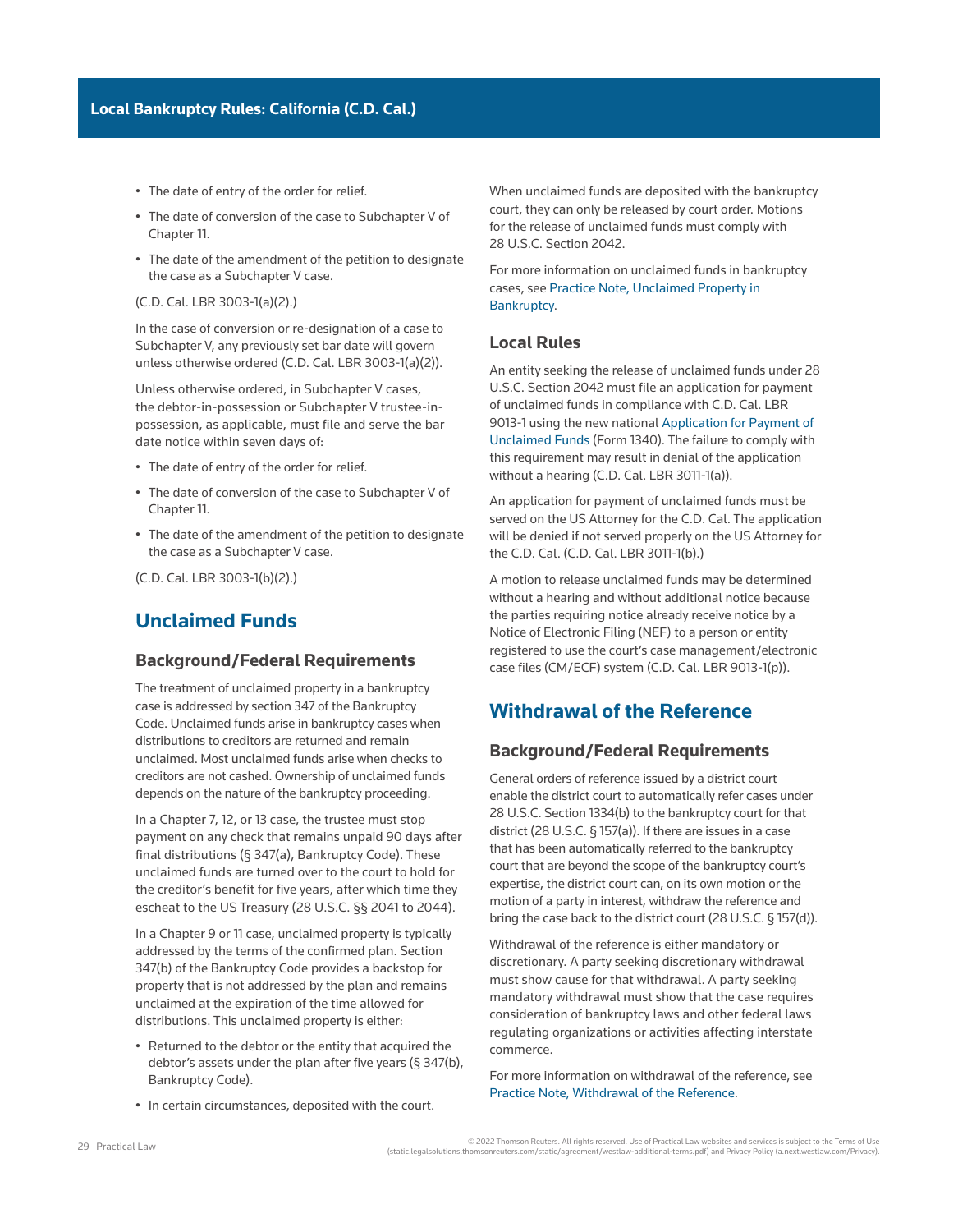- The date of entry of the order for relief.
- The date of conversion of the case to Subchapter V of Chapter 11.
- The date of the amendment of the petition to designate the case as a Subchapter V case.

(C.D. Cal. LBR 3003-1(a)(2).)

In the case of conversion or re-designation of a case to Subchapter V, any previously set bar date will govern unless otherwise ordered (C.D. Cal. LBR 3003-1(a)(2)).

Unless otherwise ordered, in Subchapter V cases, the debtor-in-possession or Subchapter V trustee-in-possession, as applicable, must file and serve the bar date notice within seven days of:

- The date of entry of the order for relief.
- The date of conversion of the case to Subchapter V of Chapter 11.
- The date of the amendment of the petition to designate the case as a Subchapter V case.

(C.D. Cal. LBR 3003-1(b)(2).)

## Unclaimed Funds

### Background/Federal Requirements

The treatment of unclaimed property in a bankruptcy case is addressed by section 347 of the Bankruptcy Code. Unclaimed funds arise in bankruptcy cases when distributions to creditors are returned and remain unclaimed. Most unclaimed funds arise when checks to creditors are not cashed. Ownership of unclaimed funds depends on the nature of the bankruptcy proceeding.

In a Chapter 7, 12, or 13 case, the trustee must stop payment on any check that remains unpaid 90 days after final distributions (§ 347(a), Bankruptcy Code). These unclaimed funds are turned over to the court to hold for the creditor's benefit for five years, after which time they escheat to the US Treasury (28 U.S.C. §§ 2041 to 2044).

In a Chapter 9 or 11 case, unclaimed property is typically addressed by the terms of the confirmed plan. Section 347(b) of the Bankruptcy Code provides a backstop for property that is not addressed by the plan and remains unclaimed at the expiration of the time allowed for distributions. This unclaimed property is either:

- Returned to the debtor or the entity that acquired the debtor's assets under the plan after five years (§ 347(b), Bankruptcy Code).
- In certain circumstances, deposited with the court.

When unclaimed funds are deposited with the bankruptcy court, they can only be released by court order. Motions for the release of unclaimed funds must comply with 28 U.S.C. Section 2042.

For more information on unclaimed funds in bankruptcy cases, see Practice Note, Unclaimed Property in Bankruptcy.

### Local Rules

An entity seeking the release of unclaimed funds under 28 U.S.C. Section 2042 must file an application for payment of unclaimed funds in compliance with C.D. Cal. LBR 9013-1 using the new national Application for Payment of Unclaimed Funds (Form 1340). The failure to comply with this requirement may result in denial of the application without a hearing (C.D. Cal. LBR 3011-1(a)).

An application for payment of unclaimed funds must be served on the US Attorney for the C.D. Cal. The application will be denied if not served properly on the US Attorney for the C.D. Cal. (C.D. Cal. LBR 3011-1(b).)

A motion to release unclaimed funds may be determined without a hearing and without additional notice because the parties requiring notice already receive notice by a Notice of Electronic Filing (NEF) to a person or entity registered to use the court's case management/electronic case files (CM/ECF) system (C.D. Cal. LBR 9013-1(p)).

## Withdrawal of the Reference

### Background/Federal Requirements

General orders of reference issued by a district court enable the district court to automatically refer cases under 28 U.S.C. Section 1334(b) to the bankruptcy court for that district (28 U.S.C. § 157(a)). If there are issues in a case that has been automatically referred to the bankruptcy court that are beyond the scope of the bankruptcy court's expertise, the district court can, on its own motion or the motion of a party in interest, withdraw the reference and bring the case back to the district court (28 U.S.C. § 157(d)).

Withdrawal of the reference is either mandatory or discretionary. A party seeking discretionary withdrawal must show cause for that withdrawal. A party seeking mandatory withdrawal must show that the case requires consideration of bankruptcy laws and other federal laws regulating organizations or activities affecting interstate commerce.

For more information on withdrawal of the reference, see Practice Note, Withdrawal of the Reference.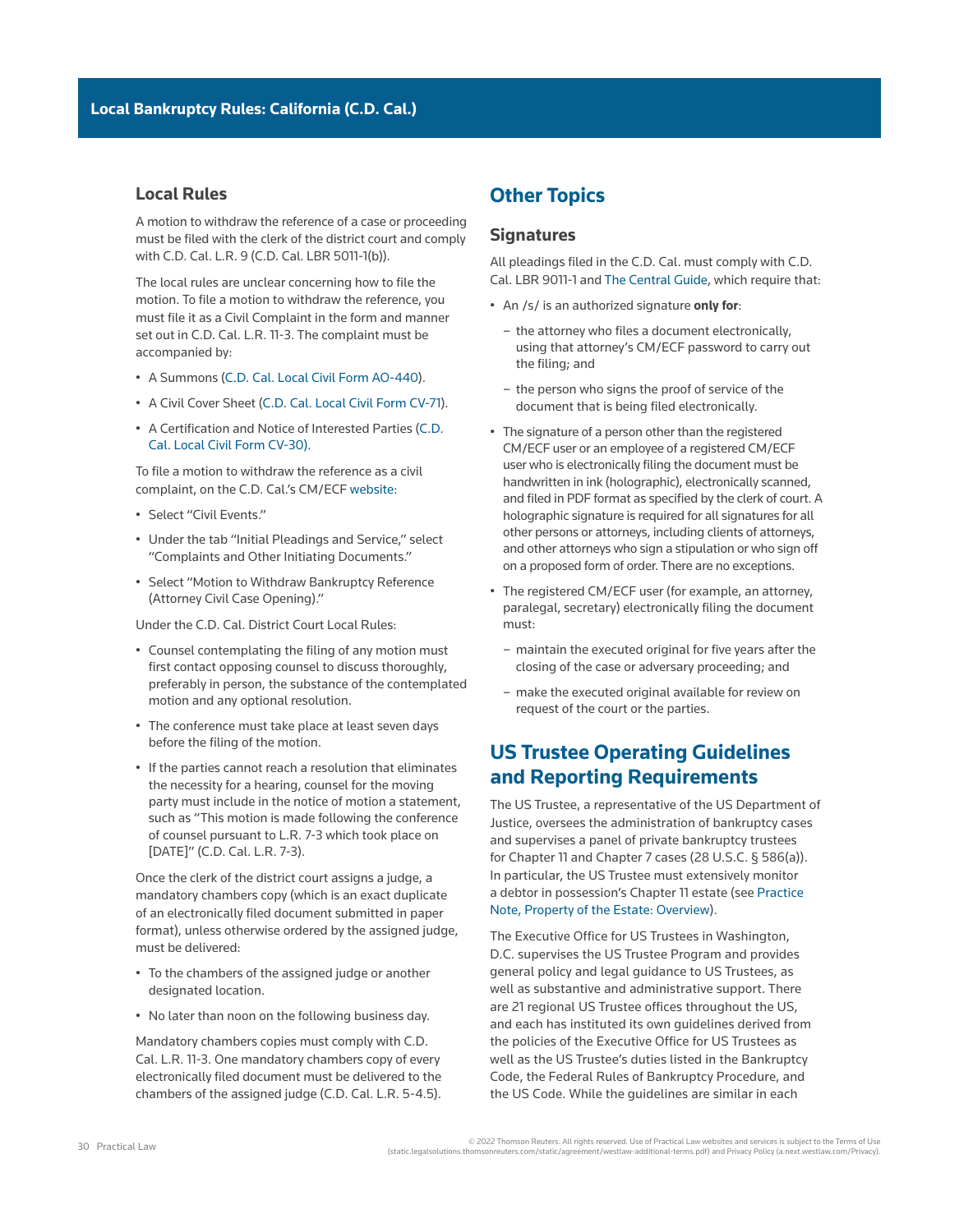### Local Rules

A motion to withdraw the reference of a case or proceeding must be filed with the clerk of the district court and comply with C.D. Cal. L.R. 9 (C.D. Cal. LBR 5011-1(b)).

The local rules are unclear concerning how to file the motion. To file a motion to withdraw the reference, you must file it as a Civil Complaint in the form and manner set out in C.D. Cal. L.R. 11-3. The complaint must be accompanied by:

- A Summons (C.D. Cal. Local Civil Form AO-440).
- A Civil Cover Sheet (C.D. Cal. Local Civil Form CV-71).
- A Certification and Notice of Interested Parties (C.D. Cal. Local Civil Form CV-30).

To file a motion to withdraw the reference as a civil complaint, on the C.D. Cal.'s CM/ECF website:

- Select "Civil Events."
- Under the tab "Initial Pleadings and Service," select "Complaints and Other Initiating Documents."
- Select "Motion to Withdraw Bankruptcy Reference (Attorney Civil Case Opening)."

Under the C.D. Cal. District Court Local Rules:

- Counsel contemplating the filing of any motion must first contact opposing counsel to discuss thoroughly, preferably in person, the substance of the contemplated motion and any optional resolution.
- The conference must take place at least seven days before the filing of the motion.
- If the parties cannot reach a resolution that eliminates the necessity for a hearing, counsel for the moving party must include in the notice of motion a statement, such as "This motion is made following the conference of counsel pursuant to L.R. 7-3 which took place on [DATE]" (C.D. Cal. L.R. 7-3).

Once the clerk of the district court assigns a judge, a mandatory chambers copy (which is an exact duplicate of an electronically filed document submitted in paper format), unless otherwise ordered by the assigned judge, must be delivered:

- To the chambers of the assigned judge or another designated location.
- No later than noon on the following business day.

Mandatory chambers copies must comply with C.D. Cal. L.R. 11-3. One mandatory chambers copy of every electronically filed document must be delivered to the chambers of the assigned judge (C.D. Cal. L.R. 5-4.5).

## Other Topics

### Signatures

All pleadings filed in the C.D. Cal. must comply with C.D. Cal. LBR 9011-1 and The Central Guide, which require that:

- An /s/ is an authorized signature **only for**:
  - the attorney who files a document electronically, using that attorney's CM/ECF password to carry out the filing; and
  - the person who signs the proof of service of the document that is being filed electronically.
- The signature of a person other than the registered CM/ECF user or an employee of a registered CM/ECF user who is electronically filing the document must be handwritten in ink (holographic), electronically scanned, and filed in PDF format as specified by the clerk of court. A holographic signature is required for all signatures for all other persons or attorneys, including clients of attorneys, and other attorneys who sign a stipulation or who sign off on a proposed form of order. There are no exceptions.
- The registered CM/ECF user (for example, an attorney, paralegal, secretary) electronically filing the document must:
  - maintain the executed original for five years after the closing of the case or adversary proceeding; and
  - make the executed original available for review on request of the court or the parties.

## US Trustee Operating Guidelines and Reporting Requirements

The US Trustee, a representative of the US Department of Justice, oversees the administration of bankruptcy cases and supervises a panel of private bankruptcy trustees for Chapter 11 and Chapter 7 cases (28 U.S.C. § 586(a)). In particular, the US Trustee must extensively monitor a debtor in possession's Chapter 11 estate (see Practice Note, Property of the Estate: Overview).

The Executive Office for US Trustees in Washington, D.C. supervises the US Trustee Program and provides general policy and legal guidance to US Trustees, as well as substantive and administrative support. There are 21 regional US Trustee offices throughout the US, and each has instituted its own guidelines derived from the policies of the Executive Office for US Trustees as well as the US Trustee's duties listed in the Bankruptcy Code, the Federal Rules of Bankruptcy Procedure, and the US Code. While the guidelines are similar in each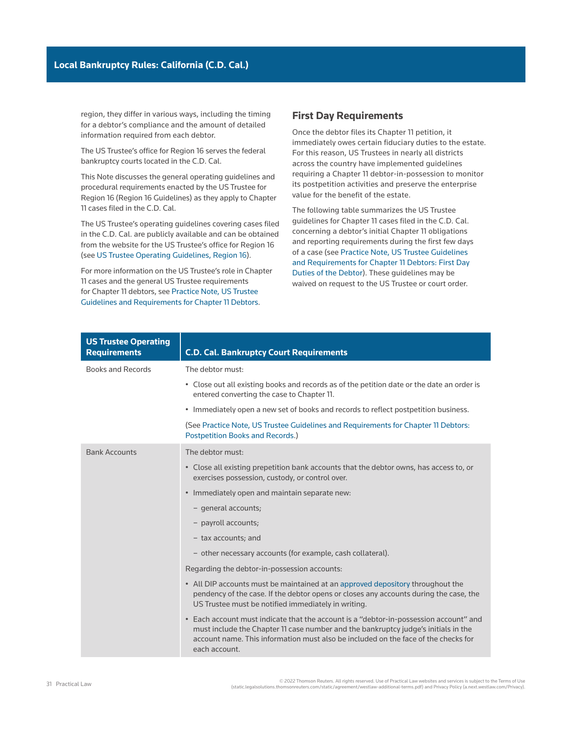region, they differ in various ways, including the timing for a debtor's compliance and the amount of detailed information required from each debtor.

The US Trustee's office for Region 16 serves the federal bankruptcy courts located in the C.D. Cal.

This Note discusses the general operating guidelines and procedural requirements enacted by the US Trustee for Region 16 (Region 16 Guidelines) as they apply to Chapter 11 cases filed in the C.D. Cal.

The US Trustee's operating guidelines covering cases filed in the C.D. Cal. are publicly available and can be obtained from the website for the US Trustee's office for Region 16 (see US Trustee Operating Guidelines, Region 16).

For more information on the US Trustee's role in Chapter 11 cases and the general US Trustee requirements for Chapter 11 debtors, see Practice Note, US Trustee Guidelines and Requirements for Chapter 11 Debtors.

## First Day Requirements

Once the debtor files its Chapter 11 petition, it immediately owes certain fiduciary duties to the estate. For this reason, US Trustees in nearly all districts across the country have implemented guidelines requiring a Chapter 11 debtor-in-possession to monitor its postpetition activities and preserve the enterprise value for the benefit of the estate.

The following table summarizes the US Trustee guidelines for Chapter 11 cases filed in the C.D. Cal. concerning a debtor's initial Chapter 11 obligations and reporting requirements during the first few days of a case (see Practice Note, US Trustee Guidelines and Requirements for Chapter 11 Debtors: First Day Duties of the Debtor). These guidelines may be waived on request to the US Trustee or court order.

| US Trustee Operating Requirements | C.D. Cal. Bankruptcy Court Requirements |
|---|---|
| Books and Records | The debtor must:<br>• Close out all existing books and records as of the petition date or the date an order is entered converting the case to Chapter 11.<br>• Immediately open a new set of books and records to reflect postpetition business.<br>(See Practice Note, US Trustee Guidelines and Requirements for Chapter 11 Debtors: Postpetition Books and Records.) |
| Bank Accounts | The debtor must:<br>• Close all existing prepetition bank accounts that the debtor owns, has access to, or exercises possession, custody, or control over.<br>• Immediately open and maintain separate new:<br>  – general accounts;<br>  – payroll accounts;<br>  – tax accounts; and<br>  – other necessary accounts (for example, cash collateral).<br>Regarding the debtor-in-possession accounts:<br>• All DIP accounts must be maintained at an approved depository throughout the pendency of the case. If the debtor opens or closes any accounts during the case, the US Trustee must be notified immediately in writing.<br>• Each account must indicate that the account is a "debtor-in-possession account" and must include the Chapter 11 case number and the bankruptcy judge's initials in the account name. This information must also be included on the face of the checks for each account. |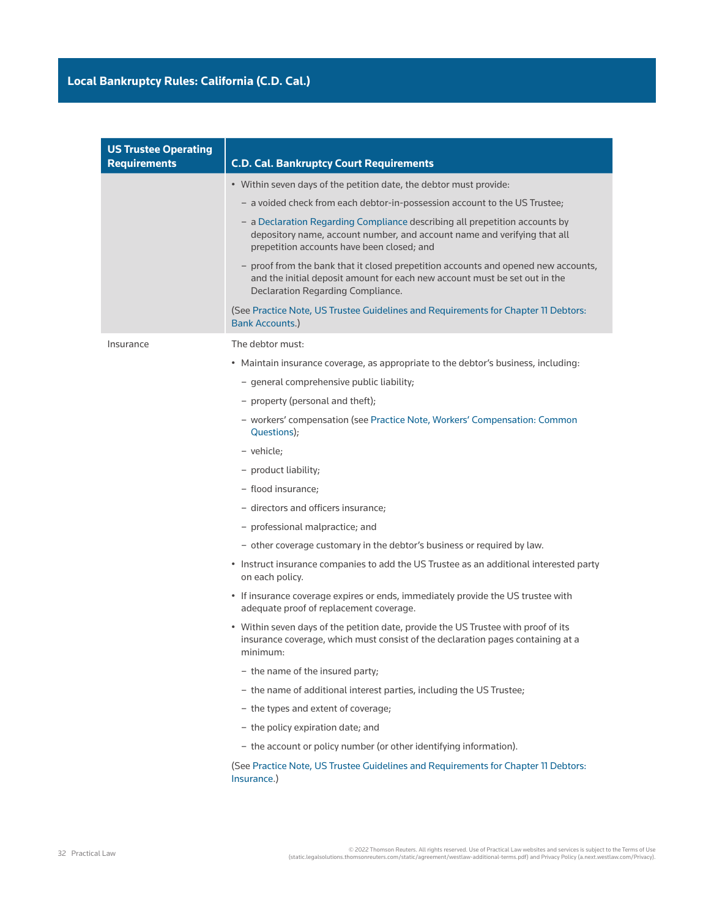| US Trustee Operating Requirements | C.D. Cal. Bankruptcy Court Requirements |
|---|---|
| | • Within seven days of the petition date, the debtor must provide:<br>– a voided check from each debtor-in-possession account to the US Trustee;<br>– a Declaration Regarding Compliance describing all prepetition accounts by depository name, account number, and account name and verifying that all prepetition accounts have been closed; and<br>– proof from the bank that it closed prepetition accounts and opened new accounts, and the initial deposit amount for each new account must be set out in the Declaration Regarding Compliance.<br>(See Practice Note, US Trustee Guidelines and Requirements for Chapter 11 Debtors: Bank Accounts.) |
| Insurance | The debtor must:<br>• Maintain insurance coverage, as appropriate to the debtor's business, including:<br>– general comprehensive public liability;<br>– property (personal and theft);<br>– workers' compensation (see Practice Note, Workers' Compensation: Common Questions);<br>– vehicle;<br>– product liability;<br>– flood insurance;<br>– directors and officers insurance;<br>– professional malpractice; and<br>– other coverage customary in the debtor's business or required by law.<br>• Instruct insurance companies to add the US Trustee as an additional interested party on each policy.<br>• If insurance coverage expires or ends, immediately provide the US trustee with adequate proof of replacement coverage.<br>• Within seven days of the petition date, provide the US Trustee with proof of its insurance coverage, which must consist of the declaration pages containing at a minimum:<br>– the name of the insured party;<br>– the name of additional interest parties, including the US Trustee;<br>– the types and extent of coverage;<br>– the policy expiration date; and<br>– the account or policy number (or other identifying information).<br>(See Practice Note, US Trustee Guidelines and Requirements for Chapter 11 Debtors: Insurance.) |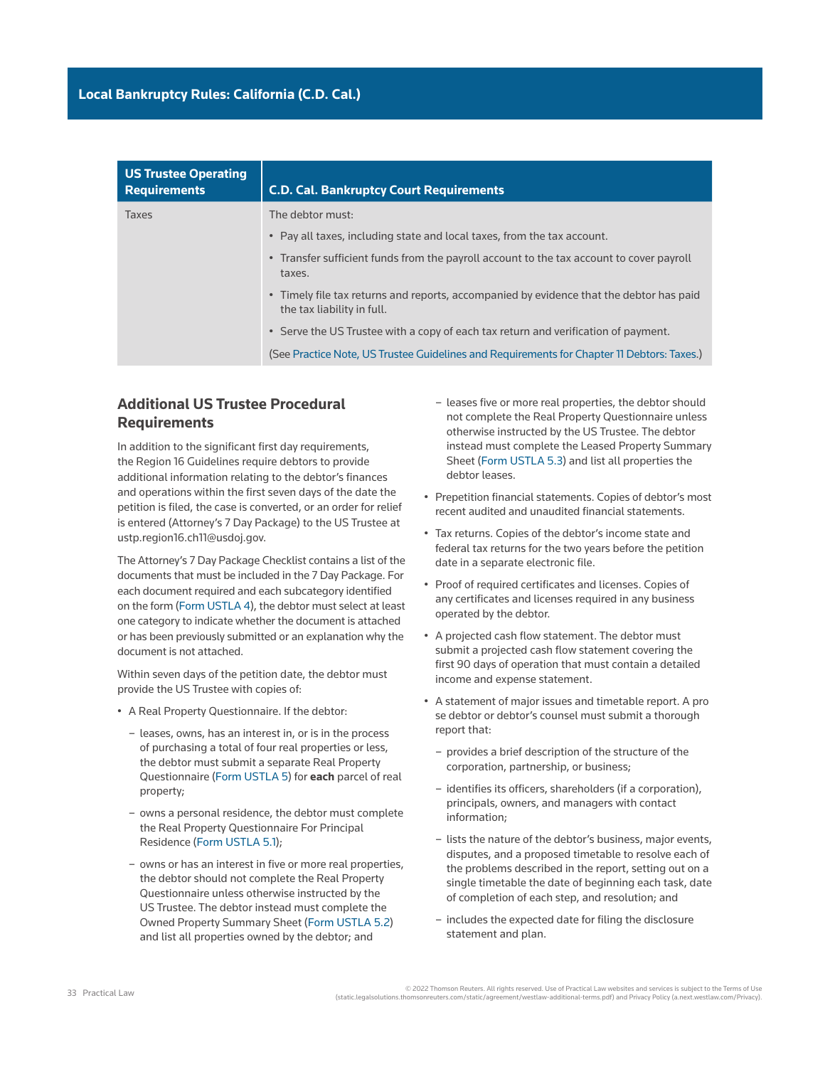| US Trustee Operating Requirements | C.D. Cal. Bankruptcy Court Requirements |
|---|---|
| Taxes | The debtor must:<br>• Pay all taxes, including state and local taxes, from the tax account.<br>• Transfer sufficient funds from the payroll account to the tax account to cover payroll taxes.<br>• Timely file tax returns and reports, accompanied by evidence that the debtor has paid the tax liability in full.<br>• Serve the US Trustee with a copy of each tax return and verification of payment.<br>(See Practice Note, US Trustee Guidelines and Requirements for Chapter 11 Debtors: Taxes.) |

## Additional US Trustee Procedural Requirements

In addition to the significant first day requirements, the Region 16 Guidelines require debtors to provide additional information relating to the debtor's finances and operations within the first seven days of the date the petition is filed, the case is converted, or an order for relief is entered (Attorney's 7 Day Package) to the US Trustee at ustp.region16.ch11@usdoj.gov.

The Attorney's 7 Day Package Checklist contains a list of the documents that must be included in the 7 Day Package. For each document required and each subcategory identified on the form (Form USTLA 4), the debtor must select at least one category to indicate whether the document is attached or has been previously submitted or an explanation why the document is not attached.

Within seven days of the petition date, the debtor must provide the US Trustee with copies of:

- A Real Property Questionnaire. If the debtor:
  - leases, owns, has an interest in, or is in the process of purchasing a total of four real properties or less, the debtor must submit a separate Real Property Questionnaire (Form USTLA 5) for **each** parcel of real property;
  - owns a personal residence, the debtor must complete the Real Property Questionnaire For Principal Residence (Form USTLA 5.1);
  - owns or has an interest in five or more real properties, the debtor should not complete the Real Property Questionnaire unless otherwise instructed by the US Trustee. The debtor instead must complete the Owned Property Summary Sheet (Form USTLA 5.2) and list all properties owned by the debtor; and
  - leases five or more real properties, the debtor should not complete the Real Property Questionnaire unless otherwise instructed by the US Trustee. The debtor instead must complete the Leased Property Summary Sheet (Form USTLA 5.3) and list all properties the debtor leases.
- Prepetition financial statements. Copies of debtor's most recent audited and unaudited financial statements.
- Tax returns. Copies of the debtor's income state and federal tax returns for the two years before the petition date in a separate electronic file.
- Proof of required certificates and licenses. Copies of any certificates and licenses required in any business operated by the debtor.
- A projected cash flow statement. The debtor must submit a projected cash flow statement covering the first 90 days of operation that must contain a detailed income and expense statement.
- A statement of major issues and timetable report. A pro se debtor or debtor's counsel must submit a thorough report that:
  - provides a brief description of the structure of the corporation, partnership, or business;
  - identifies its officers, shareholders (if a corporation), principals, owners, and managers with contact information;
  - lists the nature of the debtor's business, major events, disputes, and a proposed timetable to resolve each of the problems described in the report, setting out on a single timetable the date of beginning each task, date of completion of each step, and resolution; and
  - includes the expected date for filing the disclosure statement and plan.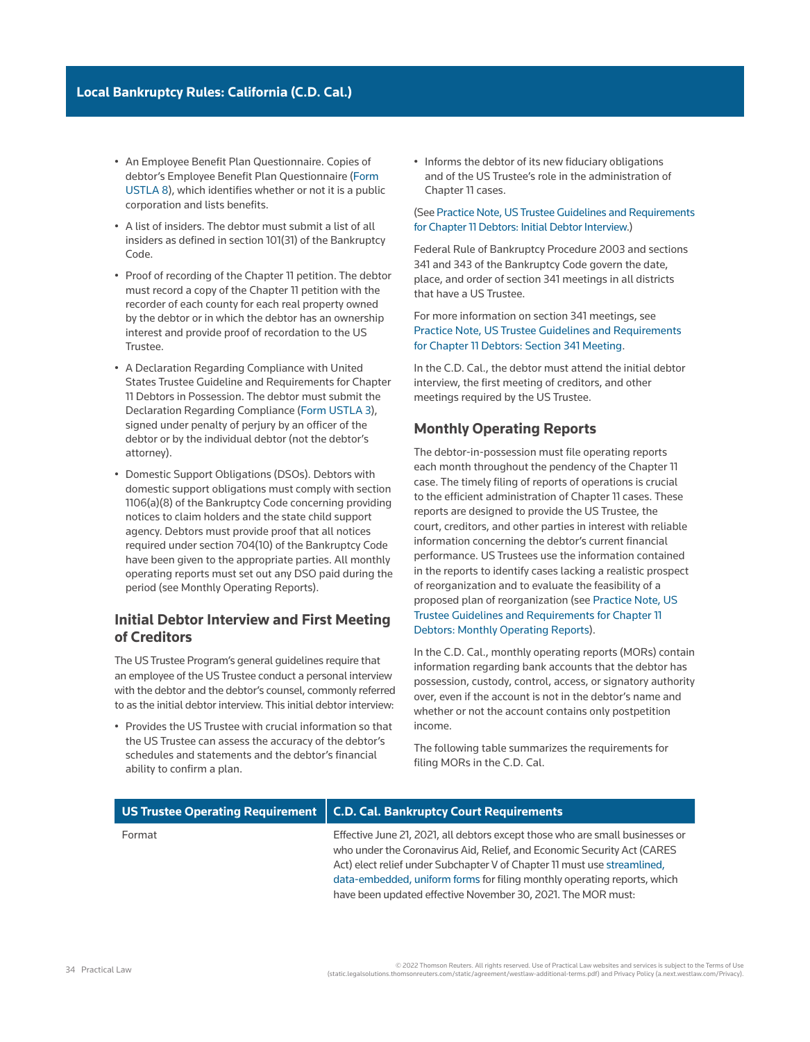- An Employee Benefit Plan Questionnaire. Copies of debtor's Employee Benefit Plan Questionnaire (Form USTLA 8), which identifies whether or not it is a public corporation and lists benefits.
- A list of insiders. The debtor must submit a list of all insiders as defined in section 101(31) of the Bankruptcy Code.
- Proof of recording of the Chapter 11 petition. The debtor must record a copy of the Chapter 11 petition with the recorder of each county for each real property owned by the debtor or in which the debtor has an ownership interest and provide proof of recordation to the US Trustee.
- A Declaration Regarding Compliance with United States Trustee Guideline and Requirements for Chapter 11 Debtors in Possession. The debtor must submit the Declaration Regarding Compliance (Form USTLA 3), signed under penalty of perjury by an officer of the debtor or by the individual debtor (not the debtor's attorney).
- Domestic Support Obligations (DSOs). Debtors with domestic support obligations must comply with section 1106(a)(8) of the Bankruptcy Code concerning providing notices to claim holders and the state child support agency. Debtors must provide proof that all notices required under section 704(10) of the Bankruptcy Code have been given to the appropriate parties. All monthly operating reports must set out any DSO paid during the period (see Monthly Operating Reports).

## Initial Debtor Interview and First Meeting of Creditors

The US Trustee Program's general guidelines require that an employee of the US Trustee conduct a personal interview with the debtor and the debtor's counsel, commonly referred to as the initial debtor interview. This initial debtor interview:

- Provides the US Trustee with crucial information so that the US Trustee can assess the accuracy of the debtor's schedules and statements and the debtor's financial ability to confirm a plan.
- Informs the debtor of its new fiduciary obligations and of the US Trustee's role in the administration of Chapter 11 cases.

(See Practice Note, US Trustee Guidelines and Requirements for Chapter 11 Debtors: Initial Debtor Interview.)

Federal Rule of Bankruptcy Procedure 2003 and sections 341 and 343 of the Bankruptcy Code govern the date, place, and order of section 341 meetings in all districts that have a US Trustee.

For more information on section 341 meetings, see Practice Note, US Trustee Guidelines and Requirements for Chapter 11 Debtors: Section 341 Meeting.

In the C.D. Cal., the debtor must attend the initial debtor interview, the first meeting of creditors, and other meetings required by the US Trustee.

## Monthly Operating Reports

The debtor-in-possession must file operating reports each month throughout the pendency of the Chapter 11 case. The timely filing of reports of operations is crucial to the efficient administration of Chapter 11 cases. These reports are designed to provide the US Trustee, the court, creditors, and other parties in interest with reliable information concerning the debtor's current financial performance. US Trustees use the information contained in the reports to identify cases lacking a realistic prospect of reorganization and to evaluate the feasibility of a proposed plan of reorganization (see Practice Note, US Trustee Guidelines and Requirements for Chapter 11 Debtors: Monthly Operating Reports).

In the C.D. Cal., monthly operating reports (MORs) contain information regarding bank accounts that the debtor has possession, custody, control, access, or signatory authority over, even if the account is not in the debtor's name and whether or not the account contains only postpetition income.

The following table summarizes the requirements for filing MORs in the C.D. Cal.

| US Trustee Operating Requirement | C.D. Cal. Bankruptcy Court Requirements |
| --- | --- |
| Format | Effective June 21, 2021, all debtors except those who are small businesses or who under the Coronavirus Aid, Relief, and Economic Security Act (CARES Act) elect relief under Subchapter V of Chapter 11 must use streamlined, data-embedded, uniform forms for filing monthly operating reports, which have been updated effective November 30, 2021. The MOR must: |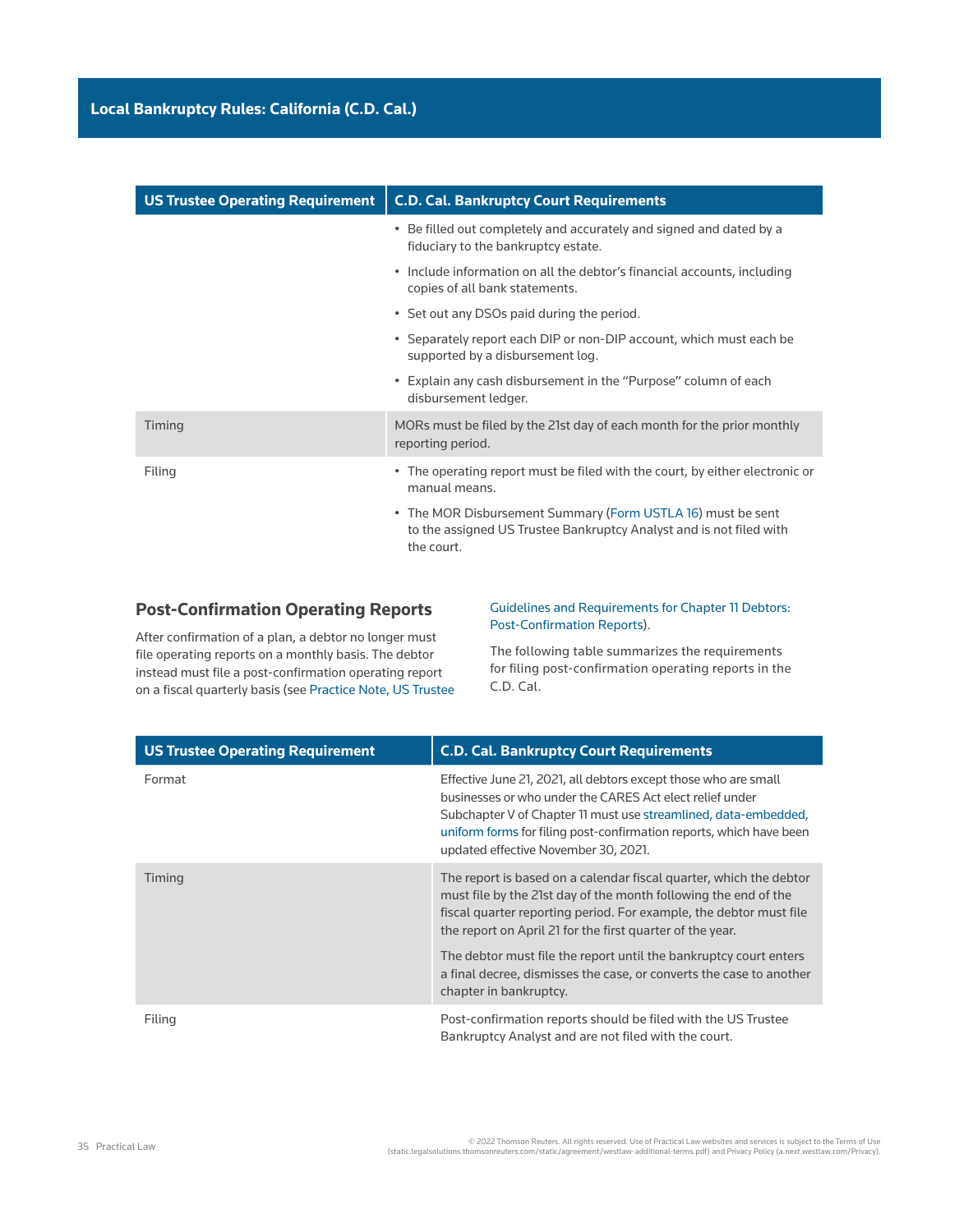| US Trustee Operating Requirement | C.D. Cal. Bankruptcy Court Requirements |
|---|---|
| | • Be filled out completely and accurately and signed and dated by a fiduciary to the bankruptcy estate.<br>• Include information on all the debtor's financial accounts, including copies of all bank statements.<br>• Set out any DSOs paid during the period.<br>• Separately report each DIP or non-DIP account, which must each be supported by a disbursement log.<br>• Explain any cash disbursement in the "Purpose" column of each disbursement ledger. |
| Timing | MORs must be filed by the 21st day of each month for the prior monthly reporting period. |
| Filing | • The operating report must be filed with the court, by either electronic or manual means.<br>• The MOR Disbursement Summary (Form USTLA 16) must be sent to the assigned US Trustee Bankruptcy Analyst and is not filed with the court. |

## Post-Confirmation Operating Reports

After confirmation of a plan, a debtor no longer must file operating reports on a monthly basis. The debtor instead must file a post-confirmation operating report on a fiscal quarterly basis (see Practice Note, US Trustee Guidelines and Requirements for Chapter 11 Debtors: Post-Confirmation Reports).

The following table summarizes the requirements for filing post-confirmation operating reports in the C.D. Cal.

| US Trustee Operating Requirement | C.D. Cal. Bankruptcy Court Requirements |
|---|---|
| Format | Effective June 21, 2021, all debtors except those who are small businesses or who under the CARES Act elect relief under Subchapter V of Chapter 11 must use streamlined, data-embedded, uniform forms for filing post-confirmation reports, which have been updated effective November 30, 2021. |
| Timing | The report is based on a calendar fiscal quarter, which the debtor must file by the 21st day of the month following the end of the fiscal quarter reporting period. For example, the debtor must file the report on April 21 for the first quarter of the year.<br><br>The debtor must file the report until the bankruptcy court enters a final decree, dismisses the case, or converts the case to another chapter in bankruptcy. |
| Filing | Post-confirmation reports should be filed with the US Trustee Bankruptcy Analyst and are not filed with the court. |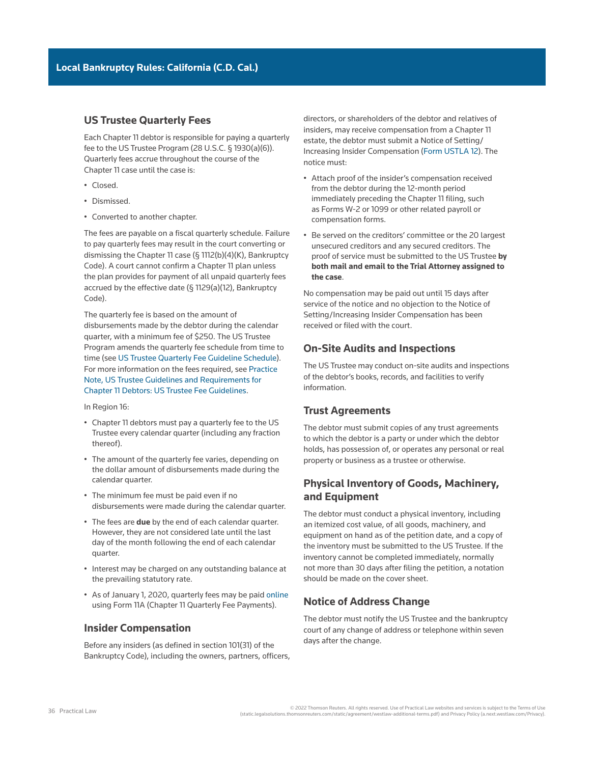## US Trustee Quarterly Fees

Each Chapter 11 debtor is responsible for paying a quarterly fee to the US Trustee Program (28 U.S.C. § 1930(a)(6)). Quarterly fees accrue throughout the course of the Chapter 11 case until the case is:

- Closed.
- Dismissed.
- Converted to another chapter.

The fees are payable on a fiscal quarterly schedule. Failure to pay quarterly fees may result in the court converting or dismissing the Chapter 11 case (§ 1112(b)(4)(K), Bankruptcy Code). A court cannot confirm a Chapter 11 plan unless the plan provides for payment of all unpaid quarterly fees accrued by the effective date (§ 1129(a)(12), Bankruptcy Code).

The quarterly fee is based on the amount of disbursements made by the debtor during the calendar quarter, with a minimum fee of $250. The US Trustee Program amends the quarterly fee schedule from time to time (see US Trustee Quarterly Fee Guideline Schedule). For more information on the fees required, see Practice Note, US Trustee Guidelines and Requirements for Chapter 11 Debtors: US Trustee Fee Guidelines.

In Region 16:

- Chapter 11 debtors must pay a quarterly fee to the US Trustee every calendar quarter (including any fraction thereof).
- The amount of the quarterly fee varies, depending on the dollar amount of disbursements made during the calendar quarter.
- The minimum fee must be paid even if no disbursements were made during the calendar quarter.
- The fees are **due** by the end of each calendar quarter. However, they are not considered late until the last day of the month following the end of each calendar quarter.
- Interest may be charged on any outstanding balance at the prevailing statutory rate.
- As of January 1, 2020, quarterly fees may be paid online using Form 11A (Chapter 11 Quarterly Fee Payments).

## Insider Compensation

Before any insiders (as defined in section 101(31) of the Bankruptcy Code), including the owners, partners, officers, directors, or shareholders of the debtor and relatives of insiders, may receive compensation from a Chapter 11 estate, the debtor must submit a Notice of Setting/Increasing Insider Compensation (Form USTLA 12). The notice must:

- Attach proof of the insider's compensation received from the debtor during the 12-month period immediately preceding the Chapter 11 filing, such as Forms W-2 or 1099 or other related payroll or compensation forms.
- Be served on the creditors' committee or the 20 largest unsecured creditors and any secured creditors. The proof of service must be submitted to the US Trustee **by both mail and email to the Trial Attorney assigned to the case**.

No compensation may be paid out until 15 days after service of the notice and no objection to the Notice of Setting/Increasing Insider Compensation has been received or filed with the court.

## On-Site Audits and Inspections

The US Trustee may conduct on-site audits and inspections of the debtor's books, records, and facilities to verify information.

## Trust Agreements

The debtor must submit copies of any trust agreements to which the debtor is a party or under which the debtor holds, has possession of, or operates any personal or real property or business as a trustee or otherwise.

## Physical Inventory of Goods, Machinery, and Equipment

The debtor must conduct a physical inventory, including an itemized cost value, of all goods, machinery, and equipment on hand as of the petition date, and a copy of the inventory must be submitted to the US Trustee. If the inventory cannot be completed immediately, normally not more than 30 days after filing the petition, a notation should be made on the cover sheet.

## Notice of Address Change

The debtor must notify the US Trustee and the bankruptcy court of any change of address or telephone within seven days after the change.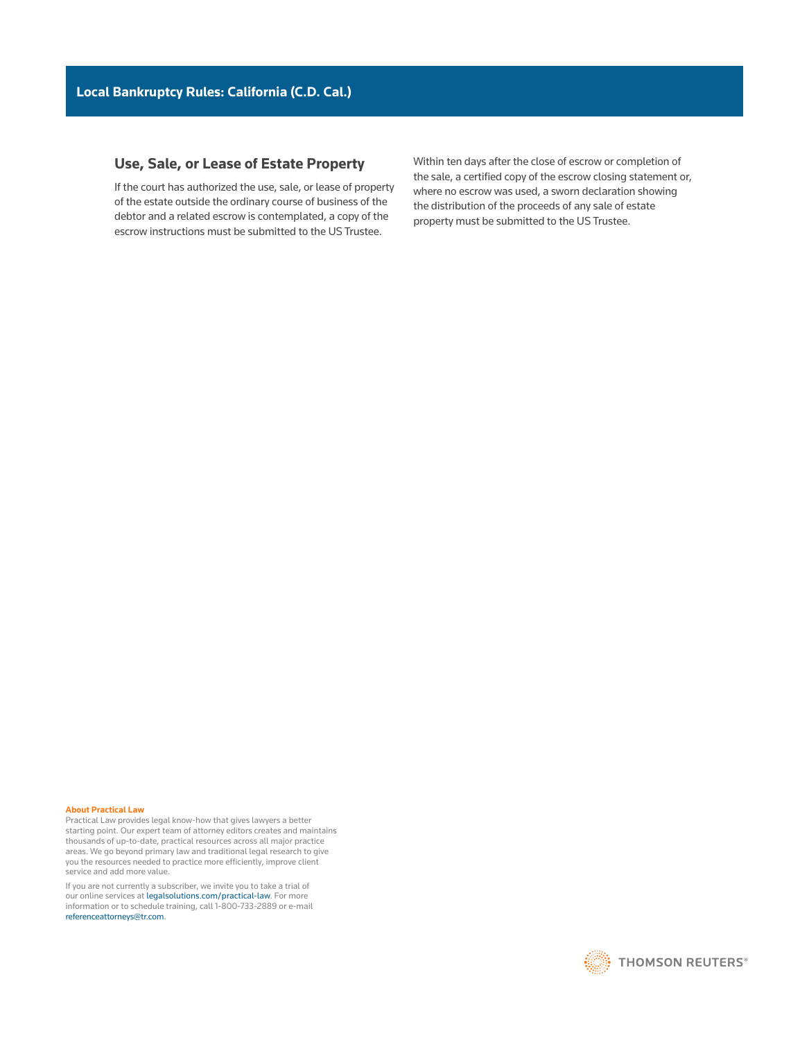## Use, Sale, or Lease of Estate Property

If the court has authorized the use, sale, or lease of property of the estate outside the ordinary course of business of the debtor and a related escrow is contemplated, a copy of the escrow instructions must be submitted to the US Trustee.

Within ten days after the close of escrow or completion of the sale, a certified copy of the escrow closing statement or, where no escrow was used, a sworn declaration showing the distribution of the proceeds of any sale of estate property must be submitted to the US Trustee.

**About Practical Law**

Practical Law provides legal know-how that gives lawyers a better starting point. Our expert team of attorney editors creates and maintains thousands of up-to-date, practical resources across all major practice areas. We go beyond primary law and traditional legal research to give you the resources needed to practice more efficiently, improve client service and add more value.

If you are not currently a subscriber, we invite you to take a trial of our online services at legalsolutions.com/practical-law. For more information or to schedule training, call 1-800-733-2889 or e-mail referenceattorneys@tr.com.